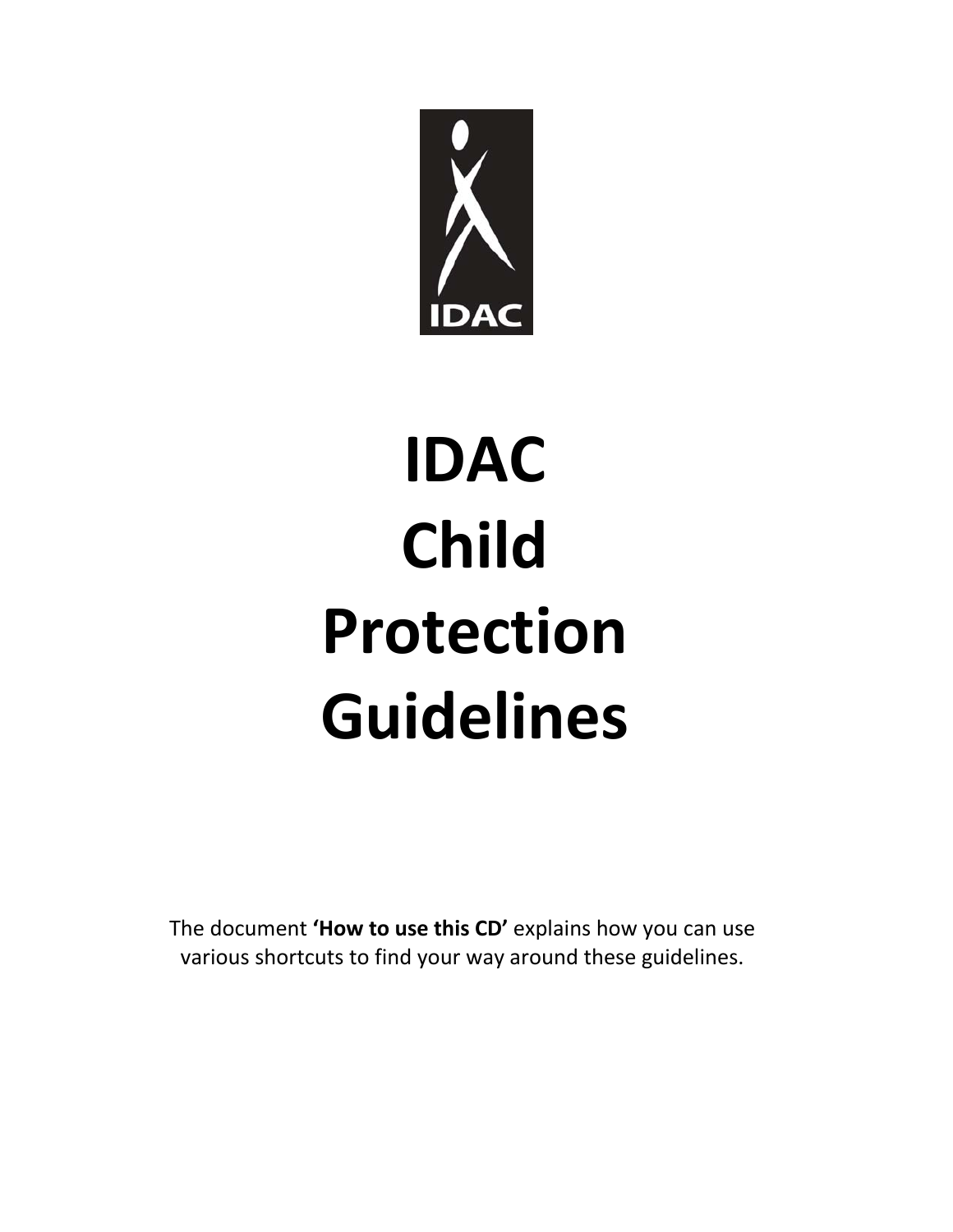# IDAC Child Protection Guidelines

The document **'How to use this CD'** explains how you can use various shortcuts to find your way around these guidelines.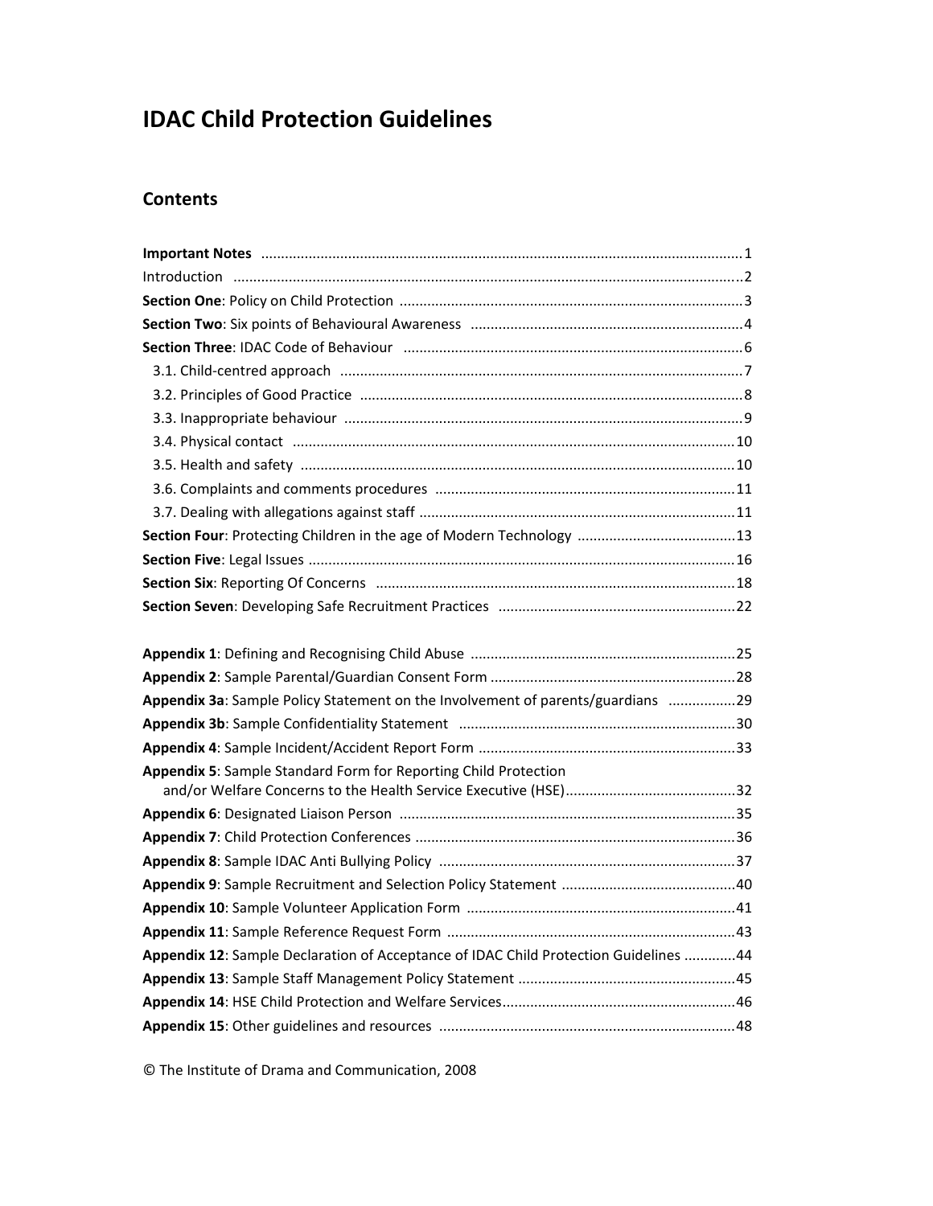# IDAC Child Protection Guidelines

## Contents

**Important Notes** ........................................................................................................................ 1

Introduction ................................................................................................................................. 2

**Section One**: Policy on Child Protection ...................................................................................... 3

**Section Two**: Six points of Behavioural Awareness ..................................................................... 4

**Section Three**: IDAC Code of Behaviour ..................................................................................... 6

3.1. Child-centred approach ..................................................................................................... 7

3.2. Principles of Good Practice ................................................................................................ 8

3.3. Inappropriate behaviour .................................................................................................... 9

3.4. Physical contact ............................................................................................................... 10

3.5. Health and safety ............................................................................................................. 10

3.6. Complaints and comments procedures ............................................................................ 11

3.7. Dealing with allegations against staff ................................................................................ 11

**Section Four**: Protecting Children in the age of Modern Technology ........................................ 13

**Section Five**: Legal Issues ........................................................................................................... 16

**Section Six**: Reporting Of Concerns .......................................................................................... 18

**Section Seven**: Developing Safe Recruitment Practices ............................................................ 22

**Appendix 1**: Defining and Recognising Child Abuse .................................................................. 25

**Appendix 2**: Sample Parental/Guardian Consent Form ............................................................. 28

**Appendix 3a**: Sample Policy Statement on the Involvement of parents/guardians ................. 29

**Appendix 3b**: Sample Confidentiality Statement ...................................................................... 30

**Appendix 4**: Sample Incident/Accident Report Form ................................................................. 33

**Appendix 5**: Sample Standard Form for Reporting Child Protection and/or Welfare Concerns to the Health Service Executive (HSE)........................................... 32

**Appendix 6**: Designated Liaison Person .................................................................................... 35

**Appendix 7**: Child Protection Conferences ................................................................................ 36

**Appendix 8**: Sample IDAC Anti Bullying Policy ........................................................................... 37

**Appendix 9**: Sample Recruitment and Selection Policy Statement ............................................ 40

**Appendix 10**: Sample Volunteer Application Form .................................................................... 41

**Appendix 11**: Sample Reference Request Form ......................................................................... 43

**Appendix 12**: Sample Declaration of Acceptance of IDAC Child Protection Guidelines ............. 44

**Appendix 13**: Sample Staff Management Policy Statement ....................................................... 45

**Appendix 14**: HSE Child Protection and Welfare Services........................................................... 46

**Appendix 15**: Other guidelines and resources ........................................................................... 48

© The Institute of Drama and Communication, 2008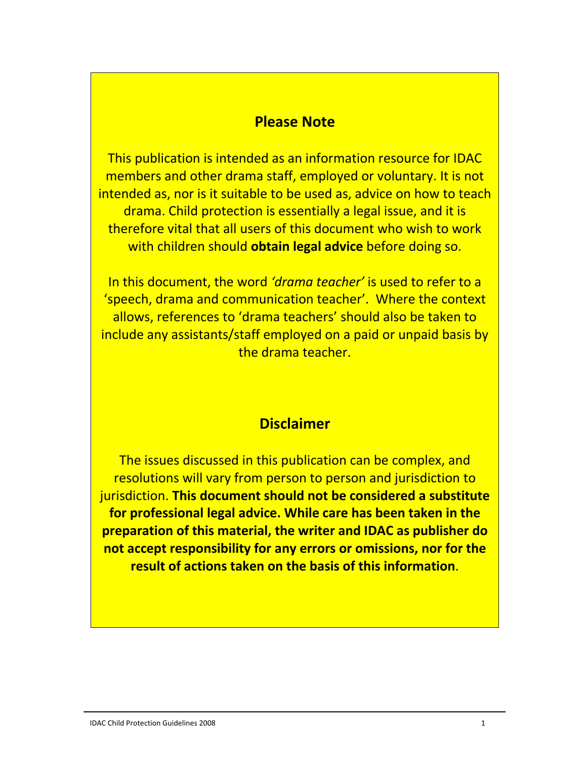## Please Note

This publication is intended as an information resource for IDAC members and other drama staff, employed or voluntary. It is not intended as, nor is it suitable to be used as, advice on how to teach drama. Child protection is essentially a legal issue, and it is therefore vital that all users of this document who wish to work with children should **obtain legal advice** before doing so.

In this document, the word *'drama teacher'* is used to refer to a 'speech, drama and communication teacher'. Where the context allows, references to 'drama teachers' should also be taken to include any assistants/staff employed on a paid or unpaid basis by the drama teacher.

## Disclaimer

The issues discussed in this publication can be complex, and resolutions will vary from person to person and jurisdiction to jurisdiction. **This document should not be considered a substitute for professional legal advice. While care has been taken in the preparation of this material, the writer and IDAC as publisher do not accept responsibility for any errors or omissions, nor for the result of actions taken on the basis of this information**.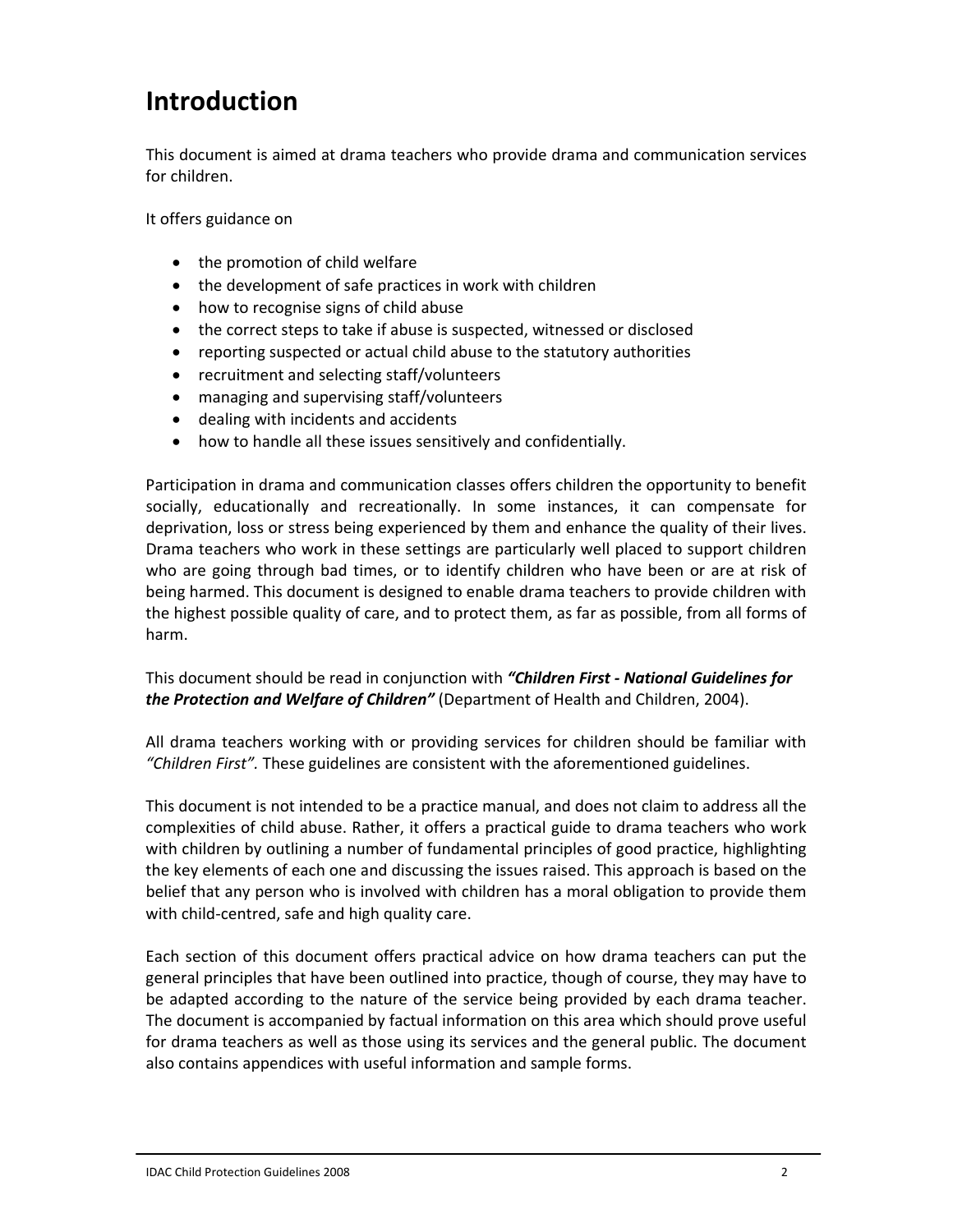# Introduction

This document is aimed at drama teachers who provide drama and communication services for children.

It offers guidance on

- the promotion of child welfare
- the development of safe practices in work with children
- how to recognise signs of child abuse
- the correct steps to take if abuse is suspected, witnessed or disclosed
- reporting suspected or actual child abuse to the statutory authorities
- recruitment and selecting staff/volunteers
- managing and supervising staff/volunteers
- dealing with incidents and accidents
- how to handle all these issues sensitively and confidentially.

Participation in drama and communication classes offers children the opportunity to benefit socially, educationally and recreationally. In some instances, it can compensate for deprivation, loss or stress being experienced by them and enhance the quality of their lives. Drama teachers who work in these settings are particularly well placed to support children who are going through bad times, or to identify children who have been or are at risk of being harmed. This document is designed to enable drama teachers to provide children with the highest possible quality of care, and to protect them, as far as possible, from all forms of harm.

This document should be read in conjunction with ***"Children First - National Guidelines for the Protection and Welfare of Children"*** (Department of Health and Children, 2004).

All drama teachers working with or providing services for children should be familiar with *"Children First".* These guidelines are consistent with the aforementioned guidelines.

This document is not intended to be a practice manual, and does not claim to address all the complexities of child abuse. Rather, it offers a practical guide to drama teachers who work with children by outlining a number of fundamental principles of good practice, highlighting the key elements of each one and discussing the issues raised. This approach is based on the belief that any person who is involved with children has a moral obligation to provide them with child-centred, safe and high quality care.

Each section of this document offers practical advice on how drama teachers can put the general principles that have been outlined into practice, though of course, they may have to be adapted according to the nature of the service being provided by each drama teacher. The document is accompanied by factual information on this area which should prove useful for drama teachers as well as those using its services and the general public. The document also contains appendices with useful information and sample forms.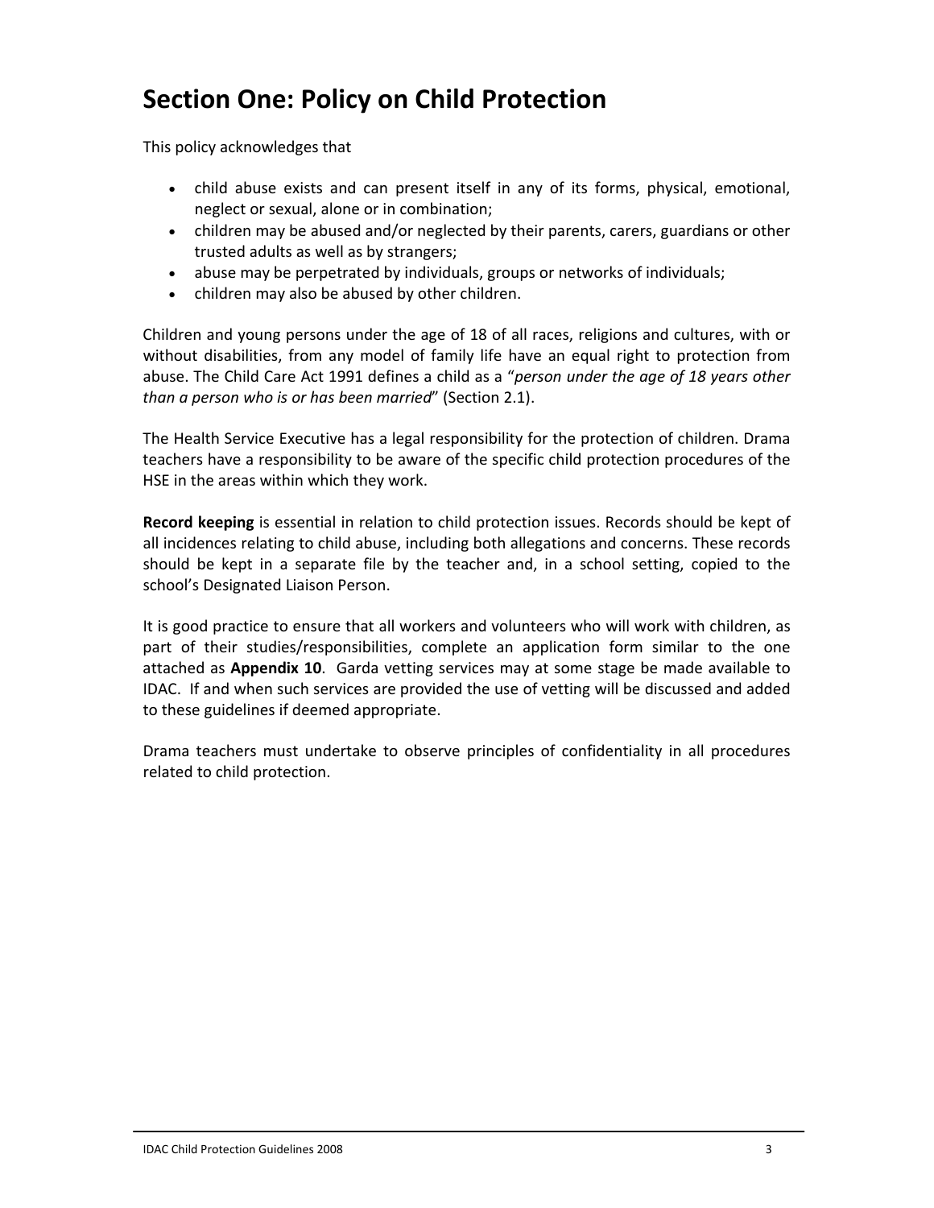# Section One: Policy on Child Protection

This policy acknowledges that

- child abuse exists and can present itself in any of its forms, physical, emotional, neglect or sexual, alone or in combination;
- children may be abused and/or neglected by their parents, carers, guardians or other trusted adults as well as by strangers;
- abuse may be perpetrated by individuals, groups or networks of individuals;
- children may also be abused by other children.

Children and young persons under the age of 18 of all races, religions and cultures, with or without disabilities, from any model of family life have an equal right to protection from abuse. The Child Care Act 1991 defines a child as a "*person under the age of 18 years other than a person who is or has been married*" (Section 2.1).

The Health Service Executive has a legal responsibility for the protection of children. Drama teachers have a responsibility to be aware of the specific child protection procedures of the HSE in the areas within which they work.

**Record keeping** is essential in relation to child protection issues. Records should be kept of all incidences relating to child abuse, including both allegations and concerns. These records should be kept in a separate file by the teacher and, in a school setting, copied to the school's Designated Liaison Person.

It is good practice to ensure that all workers and volunteers who will work with children, as part of their studies/responsibilities, complete an application form similar to the one attached as **Appendix 10**. Garda vetting services may at some stage be made available to IDAC. If and when such services are provided the use of vetting will be discussed and added to these guidelines if deemed appropriate.

Drama teachers must undertake to observe principles of confidentiality in all procedures related to child protection.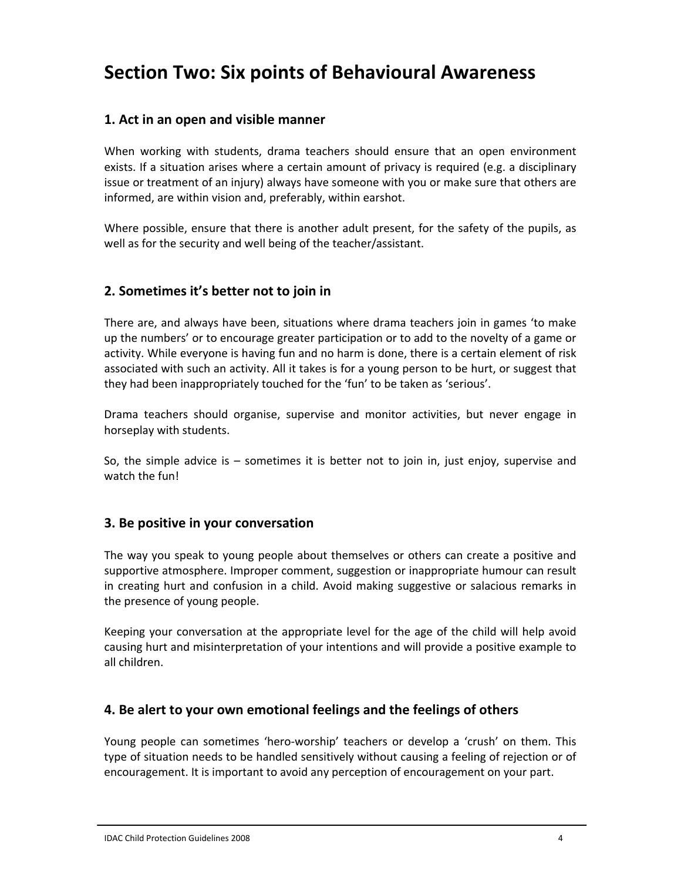# Section Two: Six points of Behavioural Awareness

## 1. Act in an open and visible manner

When working with students, drama teachers should ensure that an open environment exists. If a situation arises where a certain amount of privacy is required (e.g. a disciplinary issue or treatment of an injury) always have someone with you or make sure that others are informed, are within vision and, preferably, within earshot.

Where possible, ensure that there is another adult present, for the safety of the pupils, as well as for the security and well being of the teacher/assistant.

## 2. Sometimes it's better not to join in

There are, and always have been, situations where drama teachers join in games 'to make up the numbers' or to encourage greater participation or to add to the novelty of a game or activity. While everyone is having fun and no harm is done, there is a certain element of risk associated with such an activity. All it takes is for a young person to be hurt, or suggest that they had been inappropriately touched for the 'fun' to be taken as 'serious'.

Drama teachers should organise, supervise and monitor activities, but never engage in horseplay with students.

So, the simple advice is – sometimes it is better not to join in, just enjoy, supervise and watch the fun!

## 3. Be positive in your conversation

The way you speak to young people about themselves or others can create a positive and supportive atmosphere. Improper comment, suggestion or inappropriate humour can result in creating hurt and confusion in a child. Avoid making suggestive or salacious remarks in the presence of young people.

Keeping your conversation at the appropriate level for the age of the child will help avoid causing hurt and misinterpretation of your intentions and will provide a positive example to all children.

## 4. Be alert to your own emotional feelings and the feelings of others

Young people can sometimes 'hero-worship' teachers or develop a 'crush' on them. This type of situation needs to be handled sensitively without causing a feeling of rejection or of encouragement. It is important to avoid any perception of encouragement on your part.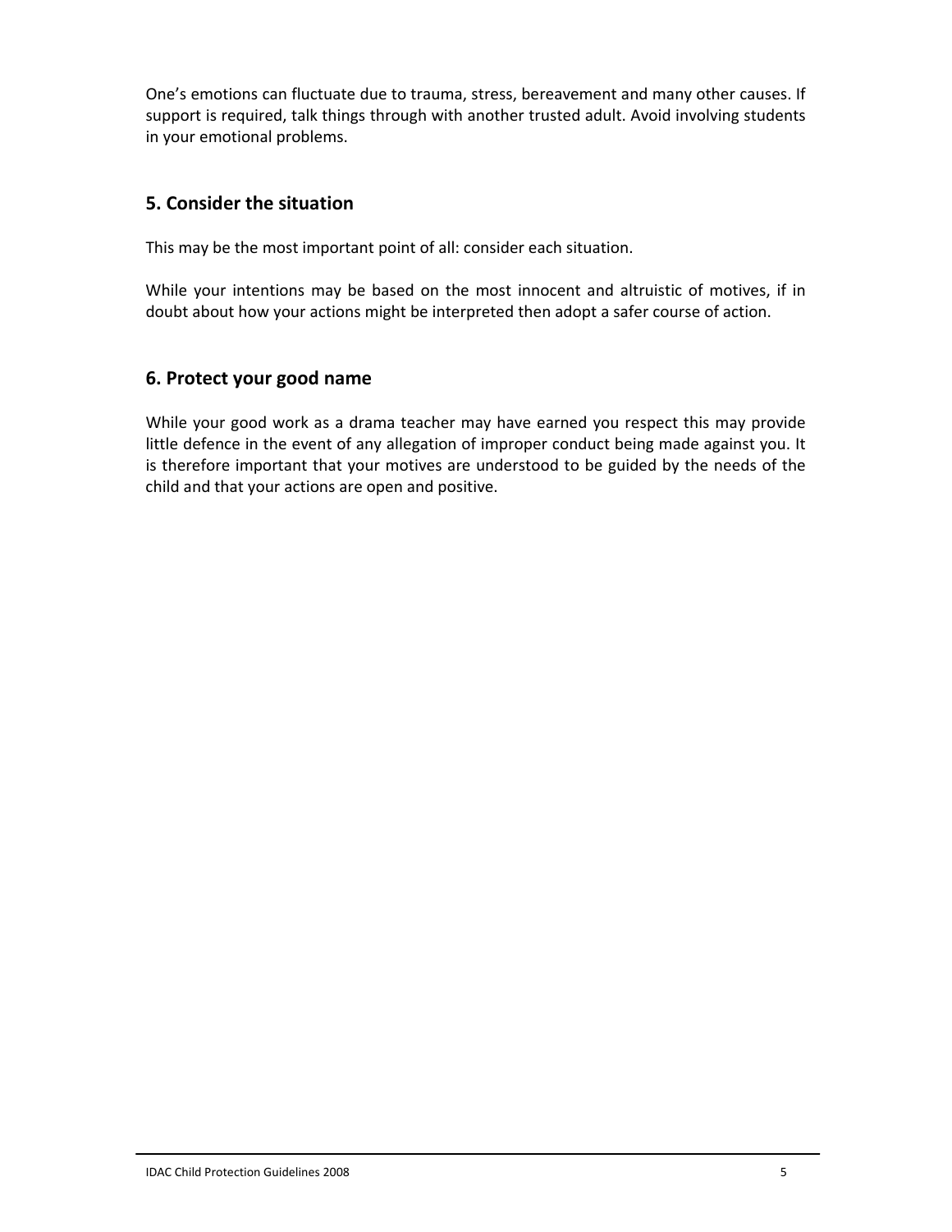One's emotions can fluctuate due to trauma, stress, bereavement and many other causes. If support is required, talk things through with another trusted adult. Avoid involving students in your emotional problems.

## 5. Consider the situation

This may be the most important point of all: consider each situation.

While your intentions may be based on the most innocent and altruistic of motives, if in doubt about how your actions might be interpreted then adopt a safer course of action.

## 6. Protect your good name

While your good work as a drama teacher may have earned you respect this may provide little defence in the event of any allegation of improper conduct being made against you. It is therefore important that your motives are understood to be guided by the needs of the child and that your actions are open and positive.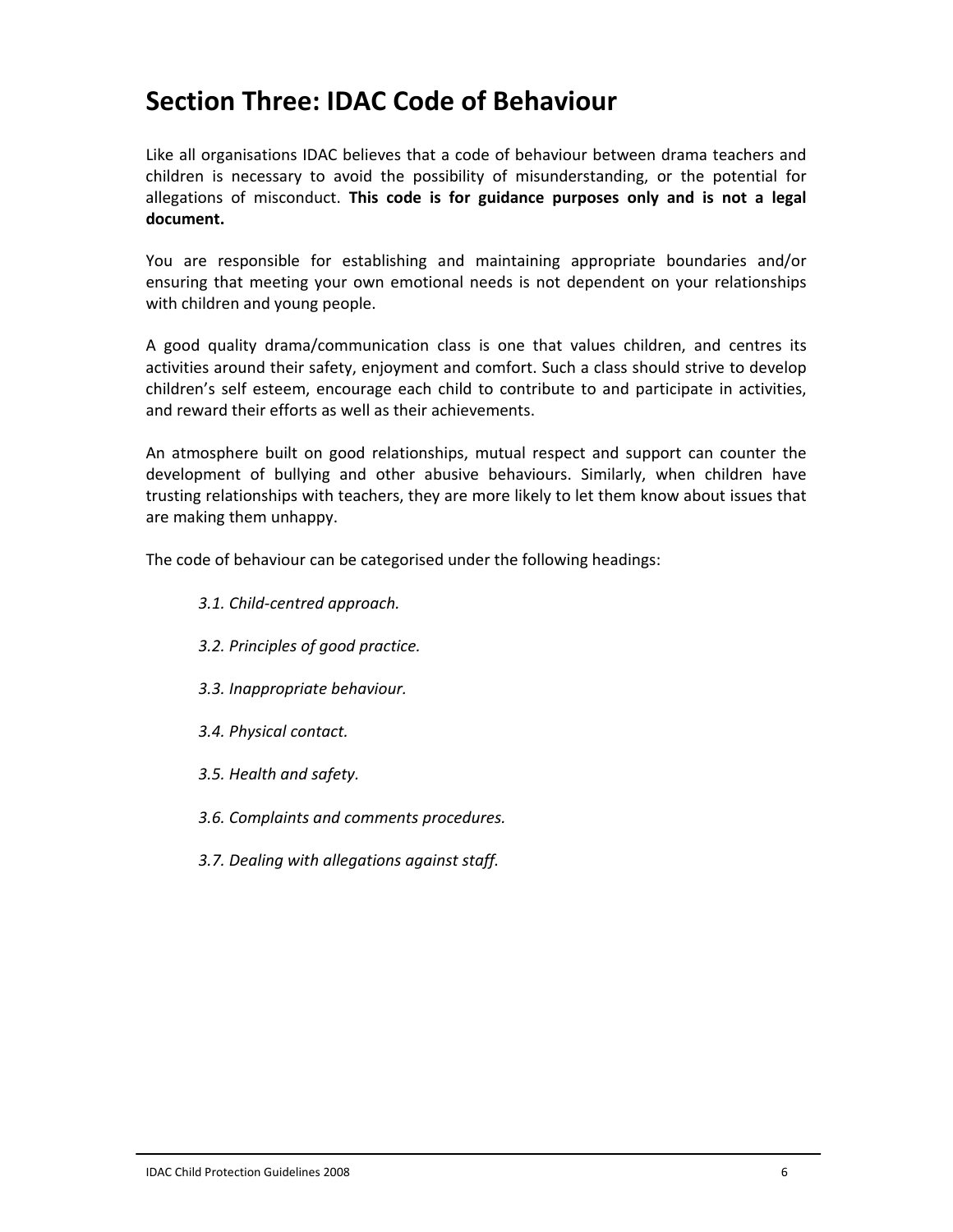# Section Three: IDAC Code of Behaviour

Like all organisations IDAC believes that a code of behaviour between drama teachers and children is necessary to avoid the possibility of misunderstanding, or the potential for allegations of misconduct. **This code is for guidance purposes only and is not a legal document.**

You are responsible for establishing and maintaining appropriate boundaries and/or ensuring that meeting your own emotional needs is not dependent on your relationships with children and young people.

A good quality drama/communication class is one that values children, and centres its activities around their safety, enjoyment and comfort. Such a class should strive to develop children's self esteem, encourage each child to contribute to and participate in activities, and reward their efforts as well as their achievements.

An atmosphere built on good relationships, mutual respect and support can counter the development of bullying and other abusive behaviours. Similarly, when children have trusting relationships with teachers, they are more likely to let them know about issues that are making them unhappy.

The code of behaviour can be categorised under the following headings:

*3.1. Child-centred approach.*

*3.2. Principles of good practice.*

*3.3. Inappropriate behaviour.*

*3.4. Physical contact.*

*3.5. Health and safety.*

*3.6. Complaints and comments procedures.*

*3.7. Dealing with allegations against staff.*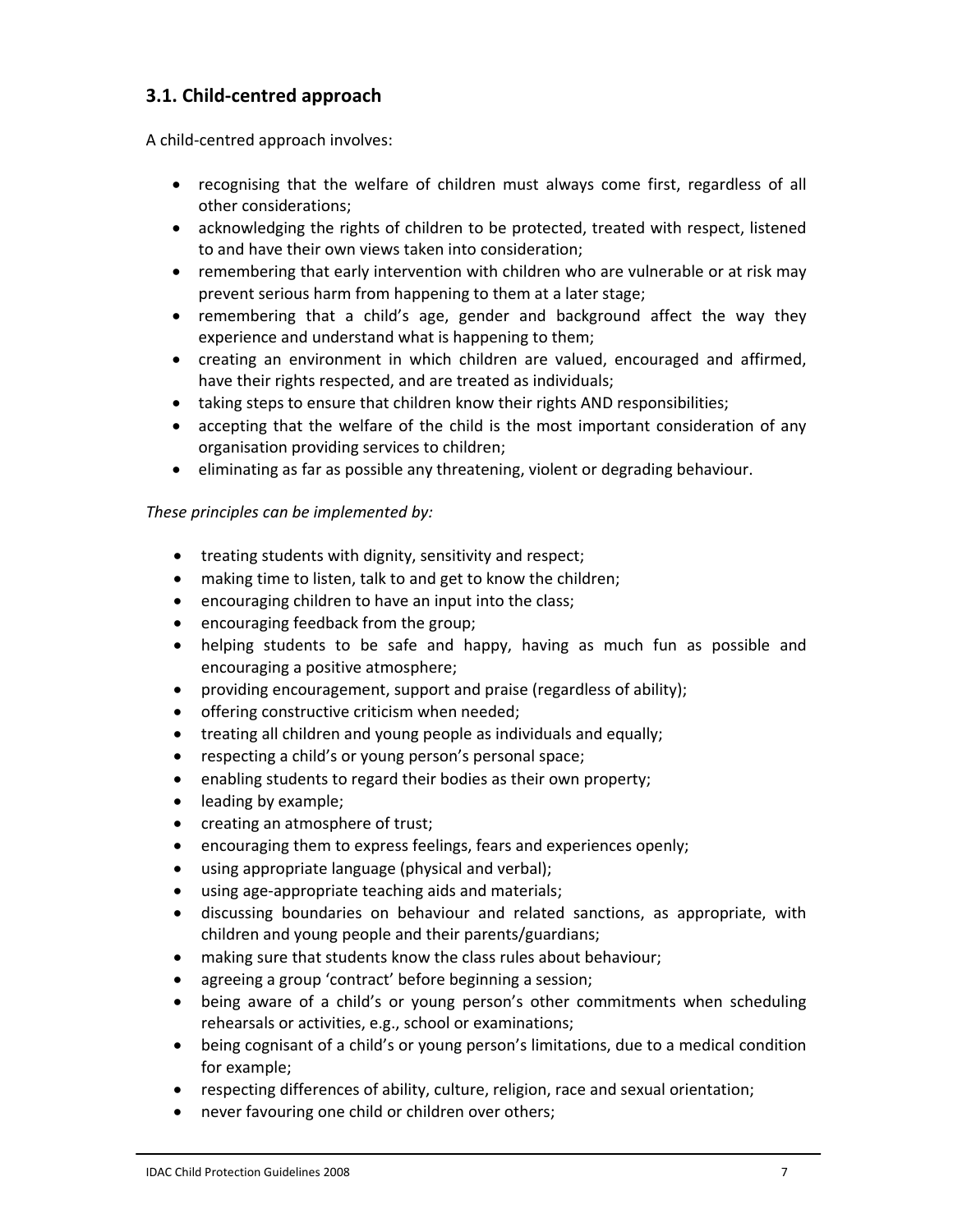## 3.1. Child-centred approach

A child-centred approach involves:

- recognising that the welfare of children must always come first, regardless of all other considerations;
- acknowledging the rights of children to be protected, treated with respect, listened to and have their own views taken into consideration;
- remembering that early intervention with children who are vulnerable or at risk may prevent serious harm from happening to them at a later stage;
- remembering that a child's age, gender and background affect the way they experience and understand what is happening to them;
- creating an environment in which children are valued, encouraged and affirmed, have their rights respected, and are treated as individuals;
- taking steps to ensure that children know their rights AND responsibilities;
- accepting that the welfare of the child is the most important consideration of any organisation providing services to children;
- eliminating as far as possible any threatening, violent or degrading behaviour.

*These principles can be implemented by:*

- treating students with dignity, sensitivity and respect;
- making time to listen, talk to and get to know the children;
- encouraging children to have an input into the class;
- encouraging feedback from the group;
- helping students to be safe and happy, having as much fun as possible and encouraging a positive atmosphere;
- providing encouragement, support and praise (regardless of ability);
- offering constructive criticism when needed;
- treating all children and young people as individuals and equally;
- respecting a child's or young person's personal space;
- enabling students to regard their bodies as their own property;
- leading by example;
- creating an atmosphere of trust;
- encouraging them to express feelings, fears and experiences openly;
- using appropriate language (physical and verbal);
- using age-appropriate teaching aids and materials;
- discussing boundaries on behaviour and related sanctions, as appropriate, with children and young people and their parents/guardians;
- making sure that students know the class rules about behaviour;
- agreeing a group 'contract' before beginning a session;
- being aware of a child's or young person's other commitments when scheduling rehearsals or activities, e.g., school or examinations;
- being cognisant of a child's or young person's limitations, due to a medical condition for example;
- respecting differences of ability, culture, religion, race and sexual orientation;
- never favouring one child or children over others;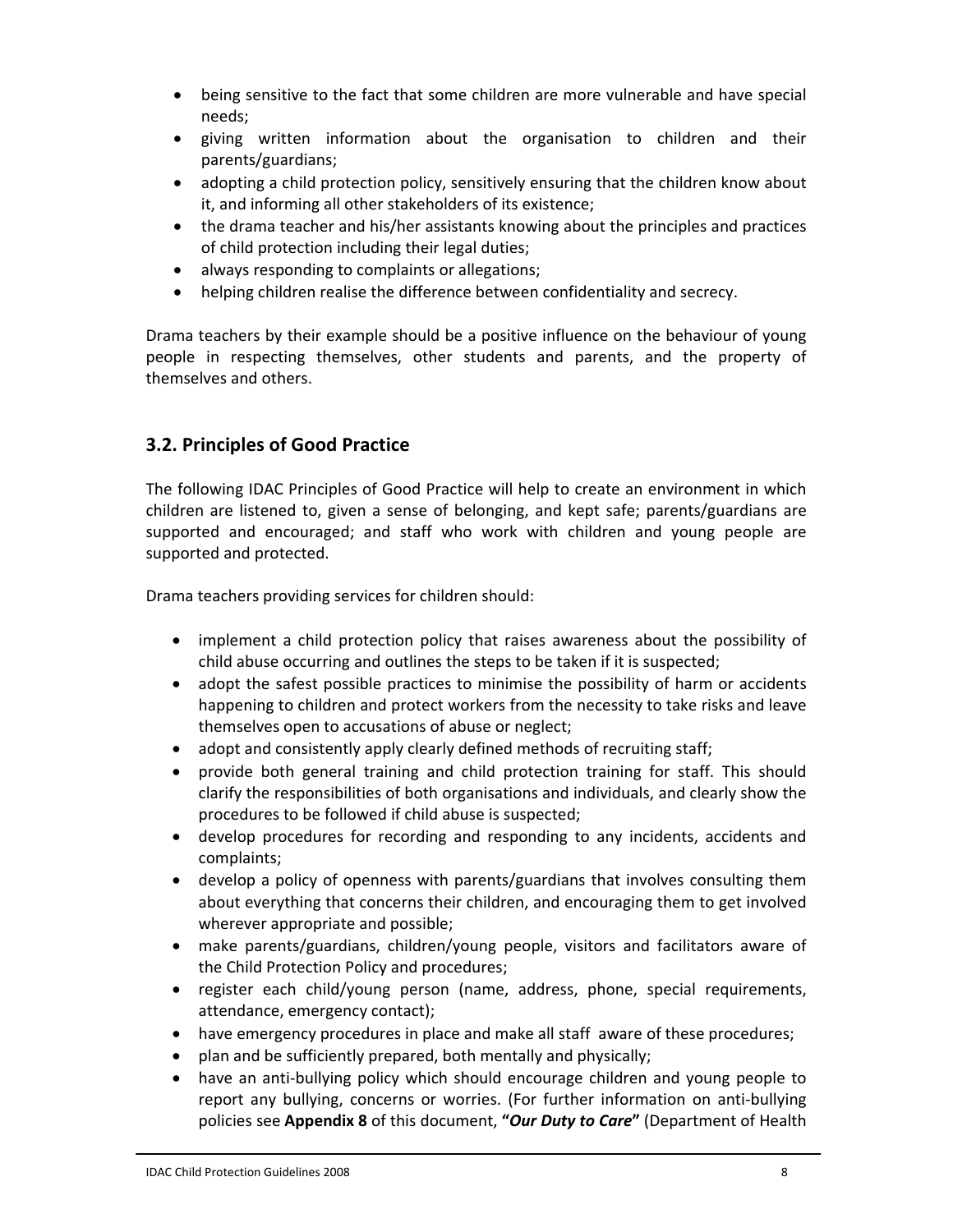- being sensitive to the fact that some children are more vulnerable and have special needs;
- giving written information about the organisation to children and their parents/guardians;
- adopting a child protection policy, sensitively ensuring that the children know about it, and informing all other stakeholders of its existence;
- the drama teacher and his/her assistants knowing about the principles and practices of child protection including their legal duties;
- always responding to complaints or allegations;
- helping children realise the difference between confidentiality and secrecy.

Drama teachers by their example should be a positive influence on the behaviour of young people in respecting themselves, other students and parents, and the property of themselves and others.

## 3.2. Principles of Good Practice

The following IDAC Principles of Good Practice will help to create an environment in which children are listened to, given a sense of belonging, and kept safe; parents/guardians are supported and encouraged; and staff who work with children and young people are supported and protected.

Drama teachers providing services for children should:

- implement a child protection policy that raises awareness about the possibility of child abuse occurring and outlines the steps to be taken if it is suspected;
- adopt the safest possible practices to minimise the possibility of harm or accidents happening to children and protect workers from the necessity to take risks and leave themselves open to accusations of abuse or neglect;
- adopt and consistently apply clearly defined methods of recruiting staff;
- provide both general training and child protection training for staff. This should clarify the responsibilities of both organisations and individuals, and clearly show the procedures to be followed if child abuse is suspected;
- develop procedures for recording and responding to any incidents, accidents and complaints;
- develop a policy of openness with parents/guardians that involves consulting them about everything that concerns their children, and encouraging them to get involved wherever appropriate and possible;
- make parents/guardians, children/young people, visitors and facilitators aware of the Child Protection Policy and procedures;
- register each child/young person (name, address, phone, special requirements, attendance, emergency contact);
- have emergency procedures in place and make all staff aware of these procedures;
- plan and be sufficiently prepared, both mentally and physically;
- have an anti-bullying policy which should encourage children and young people to report any bullying, concerns or worries. (For further information on anti-bullying policies see **Appendix 8** of this document, **"*Our Duty to Care*"** (Department of Health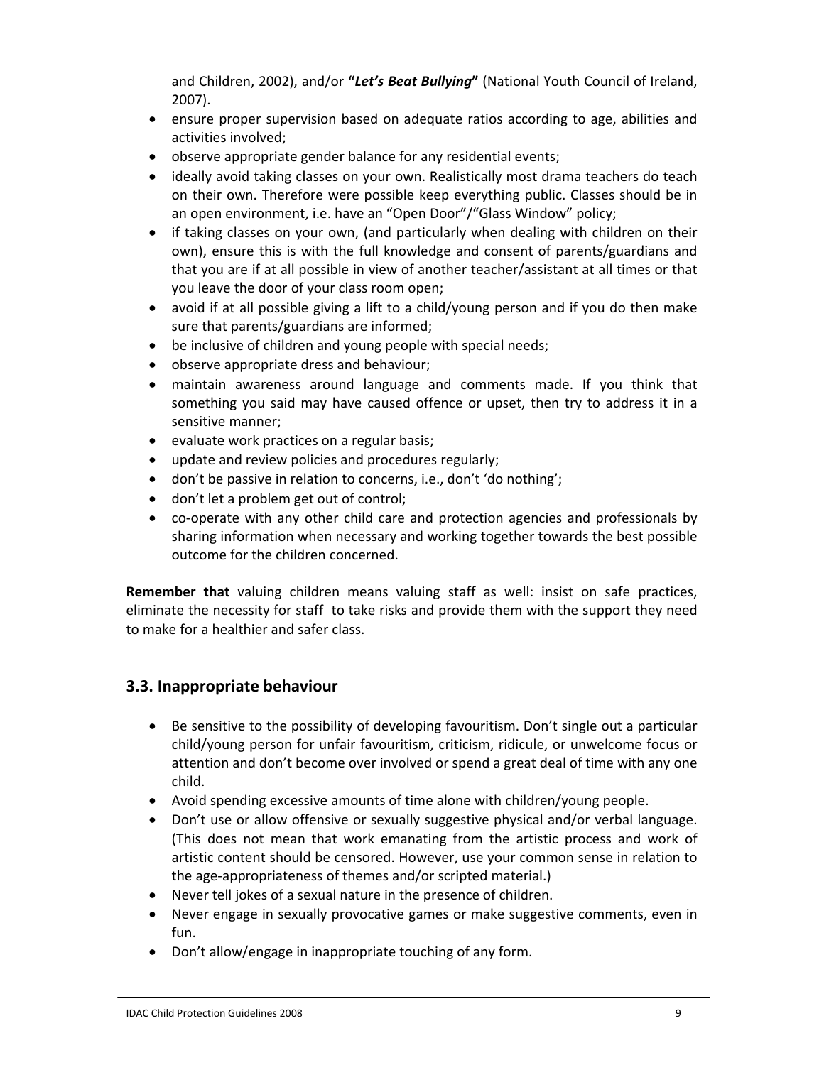and Children, 2002), and/or **"*Let's Beat Bullying*"** (National Youth Council of Ireland, 2007).

- ensure proper supervision based on adequate ratios according to age, abilities and activities involved;
- observe appropriate gender balance for any residential events;
- ideally avoid taking classes on your own. Realistically most drama teachers do teach on their own. Therefore were possible keep everything public. Classes should be in an open environment, i.e. have an "Open Door"/"Glass Window" policy;
- if taking classes on your own, (and particularly when dealing with children on their own), ensure this is with the full knowledge and consent of parents/guardians and that you are if at all possible in view of another teacher/assistant at all times or that you leave the door of your class room open;
- avoid if at all possible giving a lift to a child/young person and if you do then make sure that parents/guardians are informed;
- be inclusive of children and young people with special needs;
- observe appropriate dress and behaviour;
- maintain awareness around language and comments made. If you think that something you said may have caused offence or upset, then try to address it in a sensitive manner;
- evaluate work practices on a regular basis;
- update and review policies and procedures regularly;
- don't be passive in relation to concerns, i.e., don't 'do nothing';
- don't let a problem get out of control;
- co-operate with any other child care and protection agencies and professionals by sharing information when necessary and working together towards the best possible outcome for the children concerned.

**Remember that** valuing children means valuing staff as well: insist on safe practices, eliminate the necessity for staff to take risks and provide them with the support they need to make for a healthier and safer class.

## 3.3. Inappropriate behaviour

- Be sensitive to the possibility of developing favouritism. Don't single out a particular child/young person for unfair favouritism, criticism, ridicule, or unwelcome focus or attention and don't become over involved or spend a great deal of time with any one child.
- Avoid spending excessive amounts of time alone with children/young people.
- Don't use or allow offensive or sexually suggestive physical and/or verbal language. (This does not mean that work emanating from the artistic process and work of artistic content should be censored. However, use your common sense in relation to the age-appropriateness of themes and/or scripted material.)
- Never tell jokes of a sexual nature in the presence of children.
- Never engage in sexually provocative games or make suggestive comments, even in fun.
- Don't allow/engage in inappropriate touching of any form.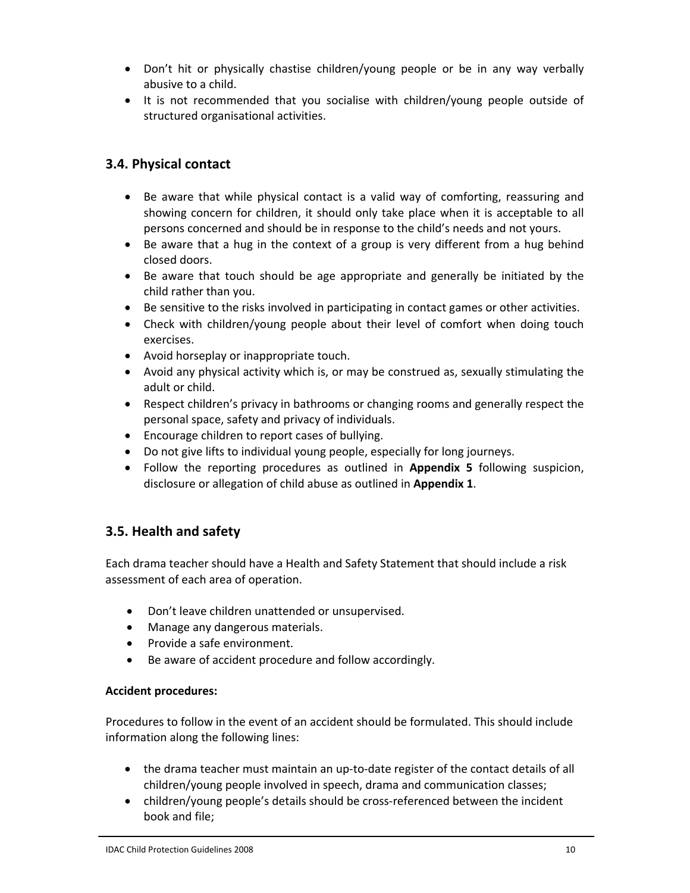- Don't hit or physically chastise children/young people or be in any way verbally abusive to a child.
- It is not recommended that you socialise with children/young people outside of structured organisational activities.

## 3.4. Physical contact

- Be aware that while physical contact is a valid way of comforting, reassuring and showing concern for children, it should only take place when it is acceptable to all persons concerned and should be in response to the child's needs and not yours.
- Be aware that a hug in the context of a group is very different from a hug behind closed doors.
- Be aware that touch should be age appropriate and generally be initiated by the child rather than you.
- Be sensitive to the risks involved in participating in contact games or other activities.
- Check with children/young people about their level of comfort when doing touch exercises.
- Avoid horseplay or inappropriate touch.
- Avoid any physical activity which is, or may be construed as, sexually stimulating the adult or child.
- Respect children's privacy in bathrooms or changing rooms and generally respect the personal space, safety and privacy of individuals.
- Encourage children to report cases of bullying.
- Do not give lifts to individual young people, especially for long journeys.
- Follow the reporting procedures as outlined in **Appendix 5** following suspicion, disclosure or allegation of child abuse as outlined in **Appendix 1**.

## 3.5. Health and safety

Each drama teacher should have a Health and Safety Statement that should include a risk assessment of each area of operation.

- Don't leave children unattended or unsupervised.
- Manage any dangerous materials.
- Provide a safe environment.
- Be aware of accident procedure and follow accordingly.

**Accident procedures:**

Procedures to follow in the event of an accident should be formulated. This should include information along the following lines:

- the drama teacher must maintain an up-to-date register of the contact details of all children/young people involved in speech, drama and communication classes;
- children/young people's details should be cross-referenced between the incident book and file;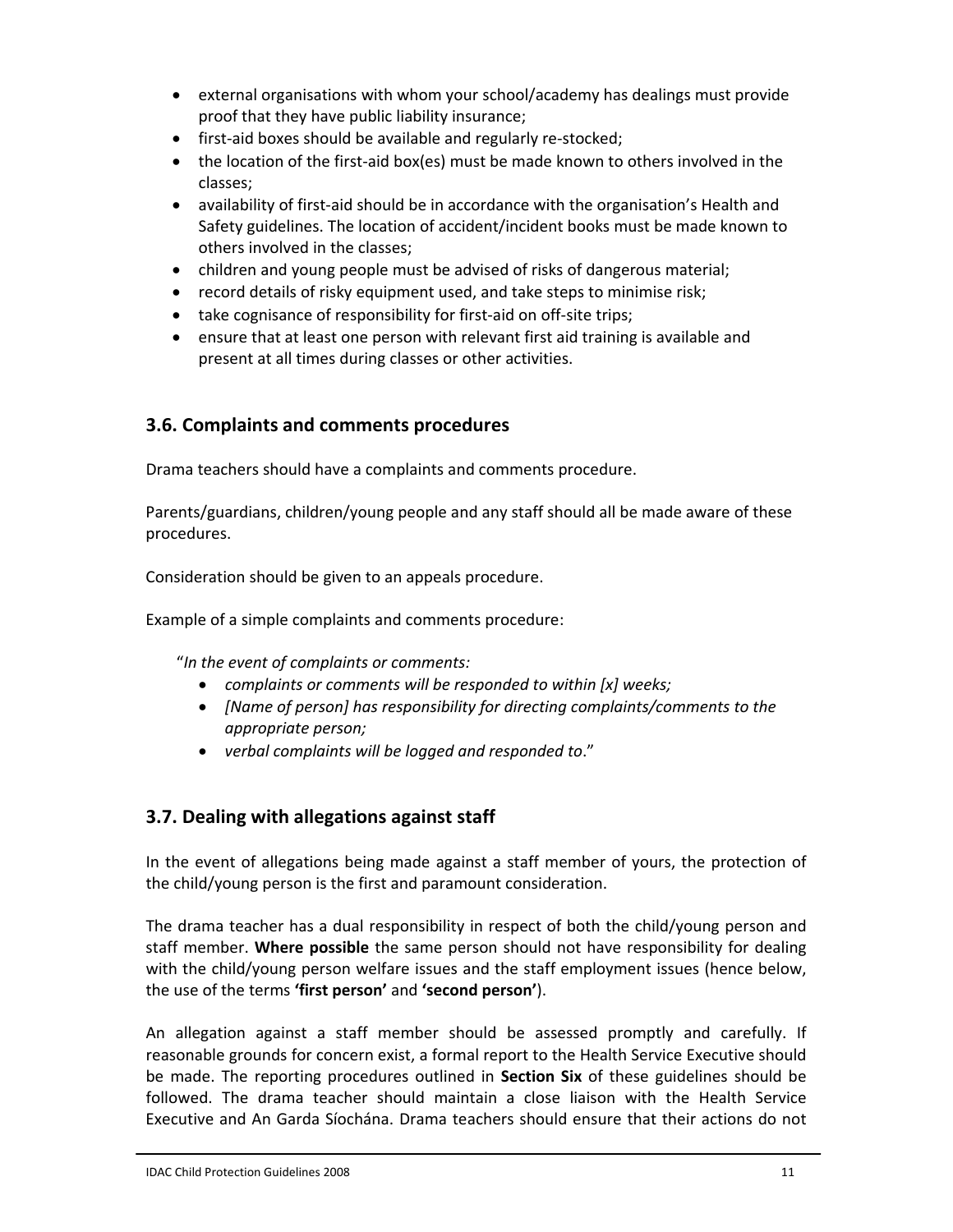- external organisations with whom your school/academy has dealings must provide proof that they have public liability insurance;
- first-aid boxes should be available and regularly re-stocked;
- the location of the first-aid box(es) must be made known to others involved in the classes;
- availability of first-aid should be in accordance with the organisation's Health and Safety guidelines. The location of accident/incident books must be made known to others involved in the classes;
- children and young people must be advised of risks of dangerous material;
- record details of risky equipment used, and take steps to minimise risk;
- take cognisance of responsibility for first-aid on off-site trips;
- ensure that at least one person with relevant first aid training is available and present at all times during classes or other activities.

## 3.6. Complaints and comments procedures

Drama teachers should have a complaints and comments procedure.

Parents/guardians, children/young people and any staff should all be made aware of these procedures.

Consideration should be given to an appeals procedure.

Example of a simple complaints and comments procedure:

"*In the event of complaints or comments:*

- *complaints or comments will be responded to within [x] weeks;*
- *[Name of person] has responsibility for directing complaints/comments to the appropriate person;*
- *verbal complaints will be logged and responded to*."

## 3.7. Dealing with allegations against staff

In the event of allegations being made against a staff member of yours, the protection of the child/young person is the first and paramount consideration.

The drama teacher has a dual responsibility in respect of both the child/young person and staff member. **Where possible** the same person should not have responsibility for dealing with the child/young person welfare issues and the staff employment issues (hence below, the use of the terms **'first person'** and **'second person'**).

An allegation against a staff member should be assessed promptly and carefully. If reasonable grounds for concern exist, a formal report to the Health Service Executive should be made. The reporting procedures outlined in **Section Six** of these guidelines should be followed. The drama teacher should maintain a close liaison with the Health Service Executive and An Garda Síochána. Drama teachers should ensure that their actions do not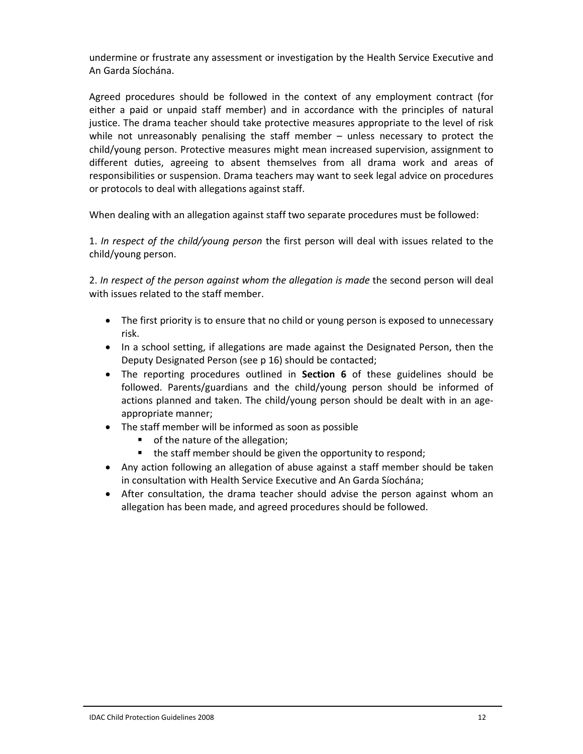undermine or frustrate any assessment or investigation by the Health Service Executive and An Garda Síochána.

Agreed procedures should be followed in the context of any employment contract (for either a paid or unpaid staff member) and in accordance with the principles of natural justice. The drama teacher should take protective measures appropriate to the level of risk while not unreasonably penalising the staff member – unless necessary to protect the child/young person. Protective measures might mean increased supervision, assignment to different duties, agreeing to absent themselves from all drama work and areas of responsibilities or suspension. Drama teachers may want to seek legal advice on procedures or protocols to deal with allegations against staff.

When dealing with an allegation against staff two separate procedures must be followed:

1. *In respect of the child/young person* the first person will deal with issues related to the child/young person.

2. *In respect of the person against whom the allegation is made* the second person will deal with issues related to the staff member.

- The first priority is to ensure that no child or young person is exposed to unnecessary risk.
- In a school setting, if allegations are made against the Designated Person, then the Deputy Designated Person (see p 16) should be contacted;
- The reporting procedures outlined in **Section 6** of these guidelines should be followed. Parents/guardians and the child/young person should be informed of actions planned and taken. The child/young person should be dealt with in an age-appropriate manner;
- The staff member will be informed as soon as possible
  - of the nature of the allegation;
  - the staff member should be given the opportunity to respond;
- Any action following an allegation of abuse against a staff member should be taken in consultation with Health Service Executive and An Garda Síochána;
- After consultation, the drama teacher should advise the person against whom an allegation has been made, and agreed procedures should be followed.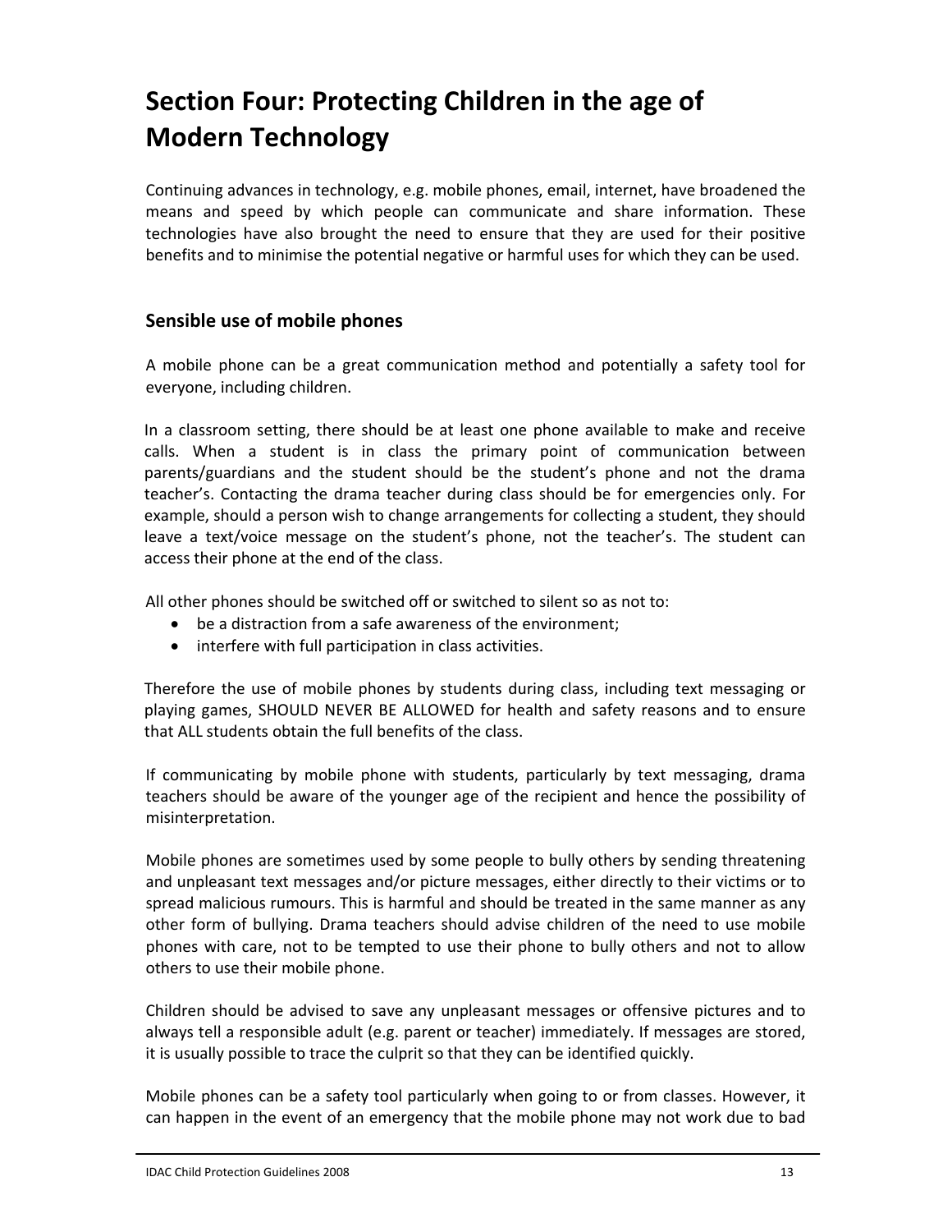# Section Four: Protecting Children in the age of Modern Technology

Continuing advances in technology, e.g. mobile phones, email, internet, have broadened the means and speed by which people can communicate and share information. These technologies have also brought the need to ensure that they are used for their positive benefits and to minimise the potential negative or harmful uses for which they can be used.

## Sensible use of mobile phones

A mobile phone can be a great communication method and potentially a safety tool for everyone, including children.

In a classroom setting, there should be at least one phone available to make and receive calls. When a student is in class the primary point of communication between parents/guardians and the student should be the student's phone and not the drama teacher's. Contacting the drama teacher during class should be for emergencies only. For example, should a person wish to change arrangements for collecting a student, they should leave a text/voice message on the student's phone, not the teacher's. The student can access their phone at the end of the class.

All other phones should be switched off or switched to silent so as not to:

- be a distraction from a safe awareness of the environment;
- interfere with full participation in class activities.

Therefore the use of mobile phones by students during class, including text messaging or playing games, SHOULD NEVER BE ALLOWED for health and safety reasons and to ensure that ALL students obtain the full benefits of the class.

If communicating by mobile phone with students, particularly by text messaging, drama teachers should be aware of the younger age of the recipient and hence the possibility of misinterpretation.

Mobile phones are sometimes used by some people to bully others by sending threatening and unpleasant text messages and/or picture messages, either directly to their victims or to spread malicious rumours. This is harmful and should be treated in the same manner as any other form of bullying. Drama teachers should advise children of the need to use mobile phones with care, not to be tempted to use their phone to bully others and not to allow others to use their mobile phone.

Children should be advised to save any unpleasant messages or offensive pictures and to always tell a responsible adult (e.g. parent or teacher) immediately. If messages are stored, it is usually possible to trace the culprit so that they can be identified quickly.

Mobile phones can be a safety tool particularly when going to or from classes. However, it can happen in the event of an emergency that the mobile phone may not work due to bad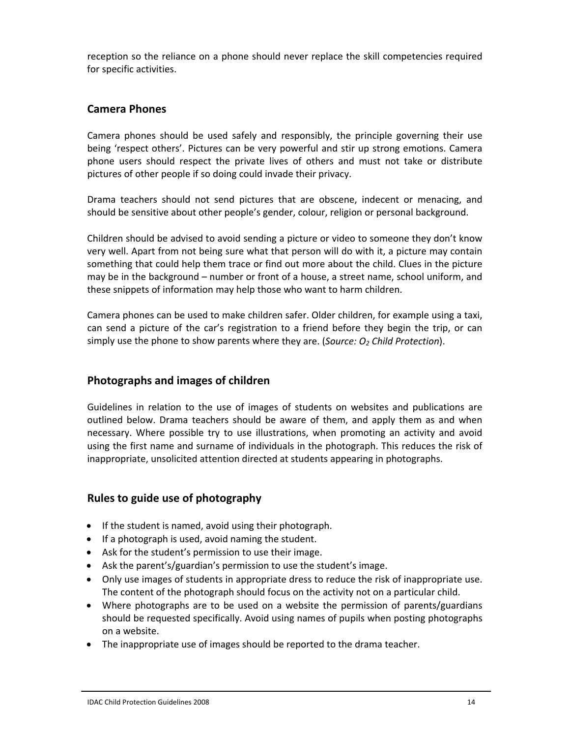reception so the reliance on a phone should never replace the skill competencies required for specific activities.

## Camera Phones

Camera phones should be used safely and responsibly, the principle governing their use being 'respect others'. Pictures can be very powerful and stir up strong emotions. Camera phone users should respect the private lives of others and must not take or distribute pictures of other people if so doing could invade their privacy.

Drama teachers should not send pictures that are obscene, indecent or menacing, and should be sensitive about other people's gender, colour, religion or personal background.

Children should be advised to avoid sending a picture or video to someone they don't know very well. Apart from not being sure what that person will do with it, a picture may contain something that could help them trace or find out more about the child. Clues in the picture may be in the background – number or front of a house, a street name, school uniform, and these snippets of information may help those who want to harm children.

Camera phones can be used to make children safer. Older children, for example using a taxi, can send a picture of the car's registration to a friend before they begin the trip, or can simply use the phone to show parents where they are. (*Source: $O_2$ Child Protection*).

## Photographs and images of children

Guidelines in relation to the use of images of students on websites and publications are outlined below. Drama teachers should be aware of them, and apply them as and when necessary. Where possible try to use illustrations, when promoting an activity and avoid using the first name and surname of individuals in the photograph. This reduces the risk of inappropriate, unsolicited attention directed at students appearing in photographs.

## Rules to guide use of photography

- If the student is named, avoid using their photograph.
- If a photograph is used, avoid naming the student.
- Ask for the student's permission to use their image.
- Ask the parent's/guardian's permission to use the student's image.
- Only use images of students in appropriate dress to reduce the risk of inappropriate use. The content of the photograph should focus on the activity not on a particular child.
- Where photographs are to be used on a website the permission of parents/guardians should be requested specifically. Avoid using names of pupils when posting photographs on a website.
- The inappropriate use of images should be reported to the drama teacher.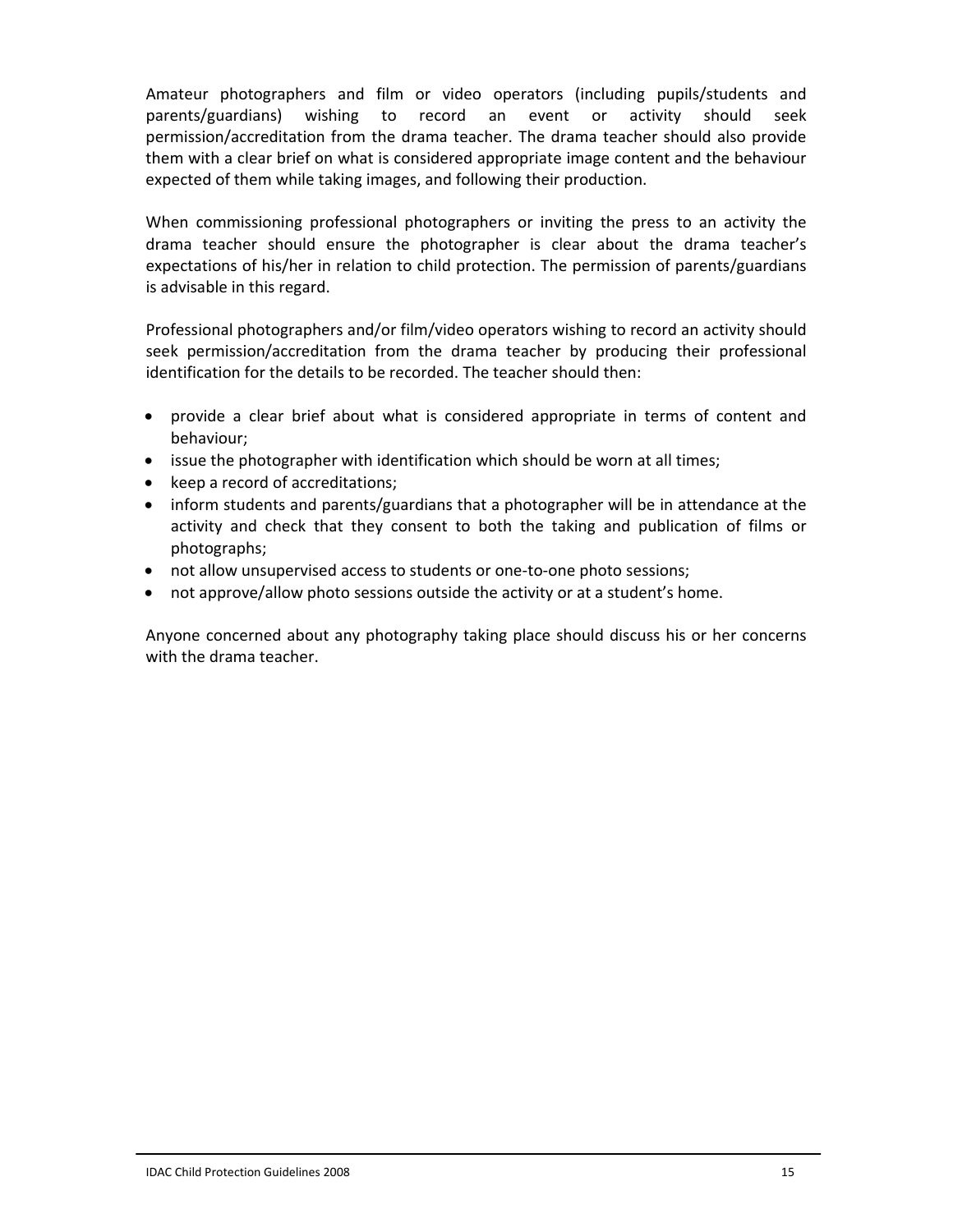Amateur photographers and film or video operators (including pupils/students and parents/guardians) wishing to record an event or activity should seek permission/accreditation from the drama teacher. The drama teacher should also provide them with a clear brief on what is considered appropriate image content and the behaviour expected of them while taking images, and following their production.

When commissioning professional photographers or inviting the press to an activity the drama teacher should ensure the photographer is clear about the drama teacher's expectations of his/her in relation to child protection. The permission of parents/guardians is advisable in this regard.

Professional photographers and/or film/video operators wishing to record an activity should seek permission/accreditation from the drama teacher by producing their professional identification for the details to be recorded. The teacher should then:

- provide a clear brief about what is considered appropriate in terms of content and behaviour;
- issue the photographer with identification which should be worn at all times;
- keep a record of accreditations;
- inform students and parents/guardians that a photographer will be in attendance at the activity and check that they consent to both the taking and publication of films or photographs;
- not allow unsupervised access to students or one-to-one photo sessions;
- not approve/allow photo sessions outside the activity or at a student's home.

Anyone concerned about any photography taking place should discuss his or her concerns with the drama teacher.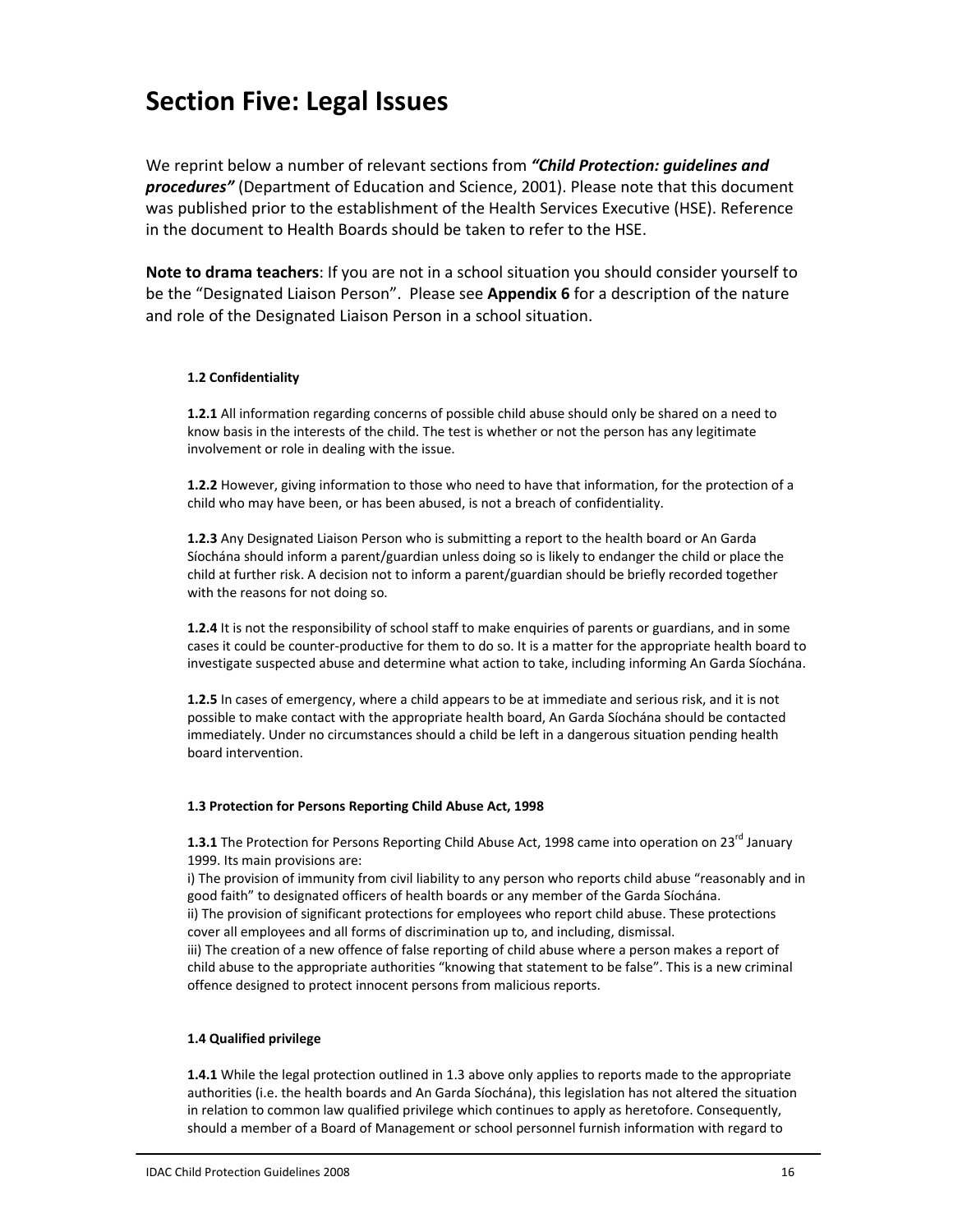# Section Five: Legal Issues

We reprint below a number of relevant sections from ***"Child Protection: guidelines and procedures"*** (Department of Education and Science, 2001). Please note that this document was published prior to the establishment of the Health Services Executive (HSE). Reference in the document to Health Boards should be taken to refer to the HSE.

**Note to drama teachers**: If you are not in a school situation you should consider yourself to be the "Designated Liaison Person". Please see **Appendix 6** for a description of the nature and role of the Designated Liaison Person in a school situation.

### 1.2 Confidentiality

**1.2.1** All information regarding concerns of possible child abuse should only be shared on a need to know basis in the interests of the child. The test is whether or not the person has any legitimate involvement or role in dealing with the issue.

**1.2.2** However, giving information to those who need to have that information, for the protection of a child who may have been, or has been abused, is not a breach of confidentiality.

**1.2.3** Any Designated Liaison Person who is submitting a report to the health board or An Garda Síochána should inform a parent/guardian unless doing so is likely to endanger the child or place the child at further risk. A decision not to inform a parent/guardian should be briefly recorded together with the reasons for not doing so.

**1.2.4** It is not the responsibility of school staff to make enquiries of parents or guardians, and in some cases it could be counter-productive for them to do so. It is a matter for the appropriate health board to investigate suspected abuse and determine what action to take, including informing An Garda Síochána.

**1.2.5** In cases of emergency, where a child appears to be at immediate and serious risk, and it is not possible to make contact with the appropriate health board, An Garda Síochána should be contacted immediately. Under no circumstances should a child be left in a dangerous situation pending health board intervention.

### 1.3 Protection for Persons Reporting Child Abuse Act, 1998

**1.3.1** The Protection for Persons Reporting Child Abuse Act, 1998 came into operation on 23rd January 1999. Its main provisions are:

i) The provision of immunity from civil liability to any person who reports child abuse "reasonably and in good faith" to designated officers of health boards or any member of the Garda Síochána.

ii) The provision of significant protections for employees who report child abuse. These protections cover all employees and all forms of discrimination up to, and including, dismissal.

iii) The creation of a new offence of false reporting of child abuse where a person makes a report of child abuse to the appropriate authorities "knowing that statement to be false". This is a new criminal offence designed to protect innocent persons from malicious reports.

### 1.4 Qualified privilege

**1.4.1** While the legal protection outlined in 1.3 above only applies to reports made to the appropriate authorities (i.e. the health boards and An Garda Síochána), this legislation has not altered the situation in relation to common law qualified privilege which continues to apply as heretofore. Consequently, should a member of a Board of Management or school personnel furnish information with regard to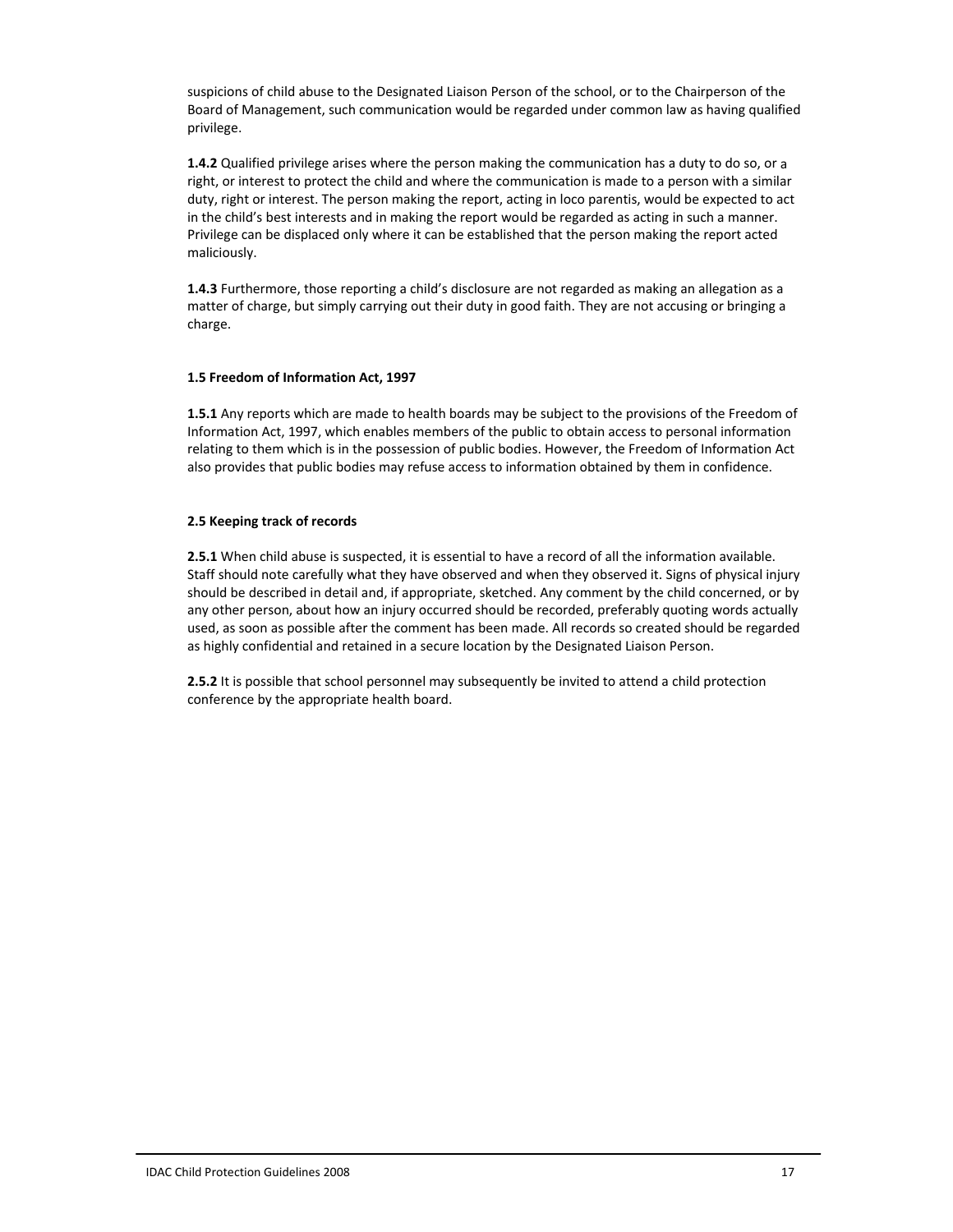suspicions of child abuse to the Designated Liaison Person of the school, or to the Chairperson of the Board of Management, such communication would be regarded under common law as having qualified privilege.

**1.4.2** Qualified privilege arises where the person making the communication has a duty to do so, or a right, or interest to protect the child and where the communication is made to a person with a similar duty, right or interest. The person making the report, acting in loco parentis, would be expected to act in the child's best interests and in making the report would be regarded as acting in such a manner. Privilege can be displaced only where it can be established that the person making the report acted maliciously.

**1.4.3** Furthermore, those reporting a child's disclosure are not regarded as making an allegation as a matter of charge, but simply carrying out their duty in good faith. They are not accusing or bringing a charge.

**1.5 Freedom of Information Act, 1997**

**1.5.1** Any reports which are made to health boards may be subject to the provisions of the Freedom of Information Act, 1997, which enables members of the public to obtain access to personal information relating to them which is in the possession of public bodies. However, the Freedom of Information Act also provides that public bodies may refuse access to information obtained by them in confidence.

**2.5 Keeping track of records**

**2.5.1** When child abuse is suspected, it is essential to have a record of all the information available. Staff should note carefully what they have observed and when they observed it. Signs of physical injury should be described in detail and, if appropriate, sketched. Any comment by the child concerned, or by any other person, about how an injury occurred should be recorded, preferably quoting words actually used, as soon as possible after the comment has been made. All records so created should be regarded as highly confidential and retained in a secure location by the Designated Liaison Person.

**2.5.2** It is possible that school personnel may subsequently be invited to attend a child protection conference by the appropriate health board.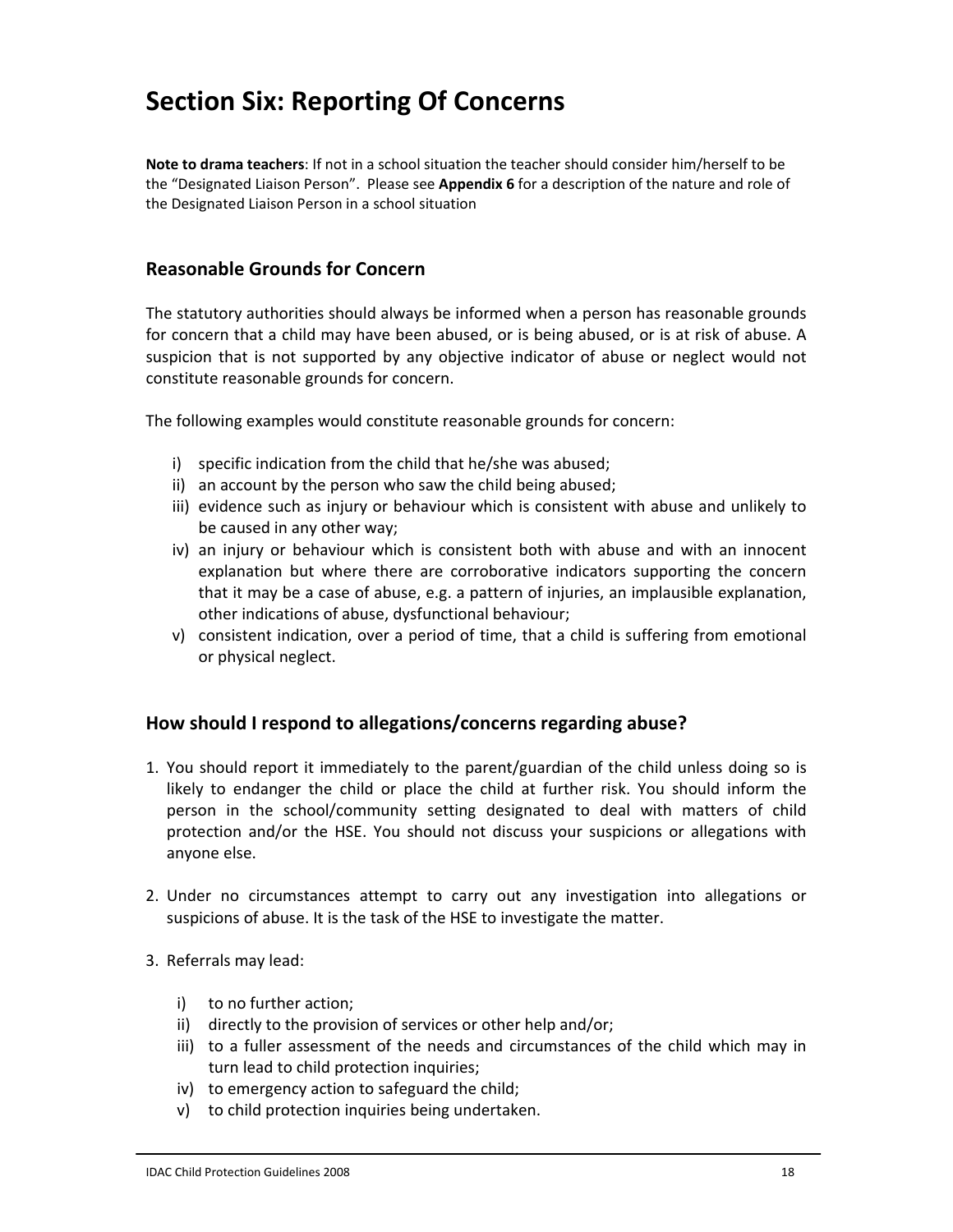# Section Six: Reporting Of Concerns

**Note to drama teachers**: If not in a school situation the teacher should consider him/herself to be the "Designated Liaison Person". Please see **Appendix 6** for a description of the nature and role of the Designated Liaison Person in a school situation

## Reasonable Grounds for Concern

The statutory authorities should always be informed when a person has reasonable grounds for concern that a child may have been abused, or is being abused, or is at risk of abuse. A suspicion that is not supported by any objective indicator of abuse or neglect would not constitute reasonable grounds for concern.

The following examples would constitute reasonable grounds for concern:

i) specific indication from the child that he/she was abused;
ii) an account by the person who saw the child being abused;
iii) evidence such as injury or behaviour which is consistent with abuse and unlikely to be caused in any other way;
iv) an injury or behaviour which is consistent both with abuse and with an innocent explanation but where there are corroborative indicators supporting the concern that it may be a case of abuse, e.g. a pattern of injuries, an implausible explanation, other indications of abuse, dysfunctional behaviour;
v) consistent indication, over a period of time, that a child is suffering from emotional or physical neglect.

## How should I respond to allegations/concerns regarding abuse?

1. You should report it immediately to the parent/guardian of the child unless doing so is likely to endanger the child or place the child at further risk. You should inform the person in the school/community setting designated to deal with matters of child protection and/or the HSE. You should not discuss your suspicions or allegations with anyone else.

2. Under no circumstances attempt to carry out any investigation into allegations or suspicions of abuse. It is the task of the HSE to investigate the matter.

3. Referrals may lead:

   i) to no further action;
   ii) directly to the provision of services or other help and/or;
   iii) to a fuller assessment of the needs and circumstances of the child which may in turn lead to child protection inquiries;
   iv) to emergency action to safeguard the child;
   v) to child protection inquiries being undertaken.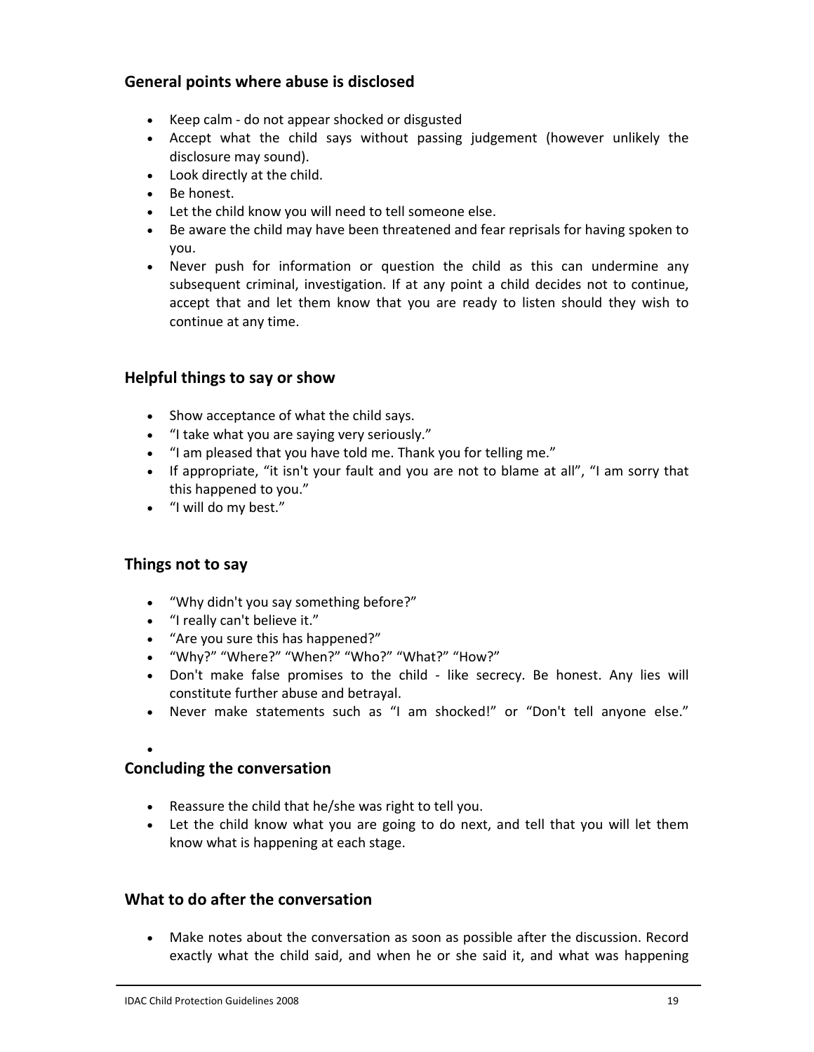### General points where abuse is disclosed

- Keep calm - do not appear shocked or disgusted
- Accept what the child says without passing judgement (however unlikely the disclosure may sound).
- Look directly at the child.
- Be honest.
- Let the child know you will need to tell someone else.
- Be aware the child may have been threatened and fear reprisals for having spoken to you.
- Never push for information or question the child as this can undermine any subsequent criminal, investigation. If at any point a child decides not to continue, accept that and let them know that you are ready to listen should they wish to continue at any time.

### Helpful things to say or show

- Show acceptance of what the child says.
- "I take what you are saying very seriously."
- "I am pleased that you have told me. Thank you for telling me."
- If appropriate, "it isn't your fault and you are not to blame at all", "I am sorry that this happened to you."
- "I will do my best."

### Things not to say

- "Why didn't you say something before?"
- "I really can't believe it."
- "Are you sure this has happened?"
- "Why?" "Where?" "When?" "Who?" "What?" "How?"
- Don't make false promises to the child - like secrecy. Be honest. Any lies will constitute further abuse and betrayal.
- Never make statements such as "I am shocked!" or "Don't tell anyone else."

### Concluding the conversation

- Reassure the child that he/she was right to tell you.
- Let the child know what you are going to do next, and tell that you will let them know what is happening at each stage.

### What to do after the conversation

- Make notes about the conversation as soon as possible after the discussion. Record exactly what the child said, and when he or she said it, and what was happening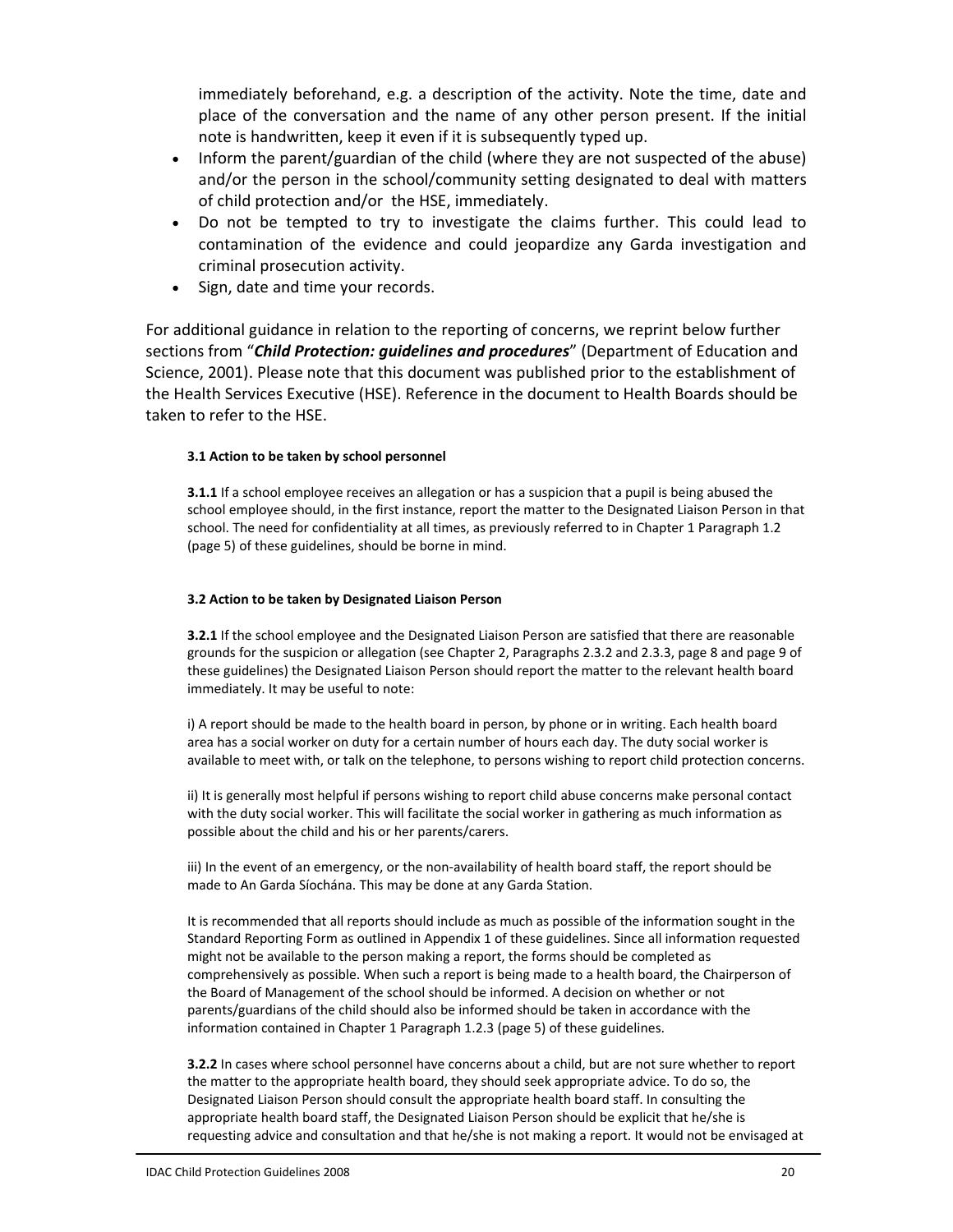immediately beforehand, e.g. a description of the activity. Note the time, date and place of the conversation and the name of any other person present. If the initial note is handwritten, keep it even if it is subsequently typed up.

- Inform the parent/guardian of the child (where they are not suspected of the abuse) and/or the person in the school/community setting designated to deal with matters of child protection and/or the HSE, immediately.
- Do not be tempted to try to investigate the claims further. This could lead to contamination of the evidence and could jeopardize any Garda investigation and criminal prosecution activity.
- Sign, date and time your records.

For additional guidance in relation to the reporting of concerns, we reprint below further sections from "***Child Protection: guidelines and procedures***" (Department of Education and Science, 2001). Please note that this document was published prior to the establishment of the Health Services Executive (HSE). Reference in the document to Health Boards should be taken to refer to the HSE.

**3.1 Action to be taken by school personnel**

**3.1.1** If a school employee receives an allegation or has a suspicion that a pupil is being abused the school employee should, in the first instance, report the matter to the Designated Liaison Person in that school. The need for confidentiality at all times, as previously referred to in Chapter 1 Paragraph 1.2 (page 5) of these guidelines, should be borne in mind.

**3.2 Action to be taken by Designated Liaison Person**

**3.2.1** If the school employee and the Designated Liaison Person are satisfied that there are reasonable grounds for the suspicion or allegation (see Chapter 2, Paragraphs 2.3.2 and 2.3.3, page 8 and page 9 of these guidelines) the Designated Liaison Person should report the matter to the relevant health board immediately. It may be useful to note:

i) A report should be made to the health board in person, by phone or in writing. Each health board area has a social worker on duty for a certain number of hours each day. The duty social worker is available to meet with, or talk on the telephone, to persons wishing to report child protection concerns.

ii) It is generally most helpful if persons wishing to report child abuse concerns make personal contact with the duty social worker. This will facilitate the social worker in gathering as much information as possible about the child and his or her parents/carers.

iii) In the event of an emergency, or the non-availability of health board staff, the report should be made to An Garda Síochána. This may be done at any Garda Station.

It is recommended that all reports should include as much as possible of the information sought in the Standard Reporting Form as outlined in Appendix 1 of these guidelines. Since all information requested might not be available to the person making a report, the forms should be completed as comprehensively as possible. When such a report is being made to a health board, the Chairperson of the Board of Management of the school should be informed. A decision on whether or not parents/guardians of the child should also be informed should be taken in accordance with the information contained in Chapter 1 Paragraph 1.2.3 (page 5) of these guidelines.

**3.2.2** In cases where school personnel have concerns about a child, but are not sure whether to report the matter to the appropriate health board, they should seek appropriate advice. To do so, the Designated Liaison Person should consult the appropriate health board staff. In consulting the appropriate health board staff, the Designated Liaison Person should be explicit that he/she is requesting advice and consultation and that he/she is not making a report. It would not be envisaged at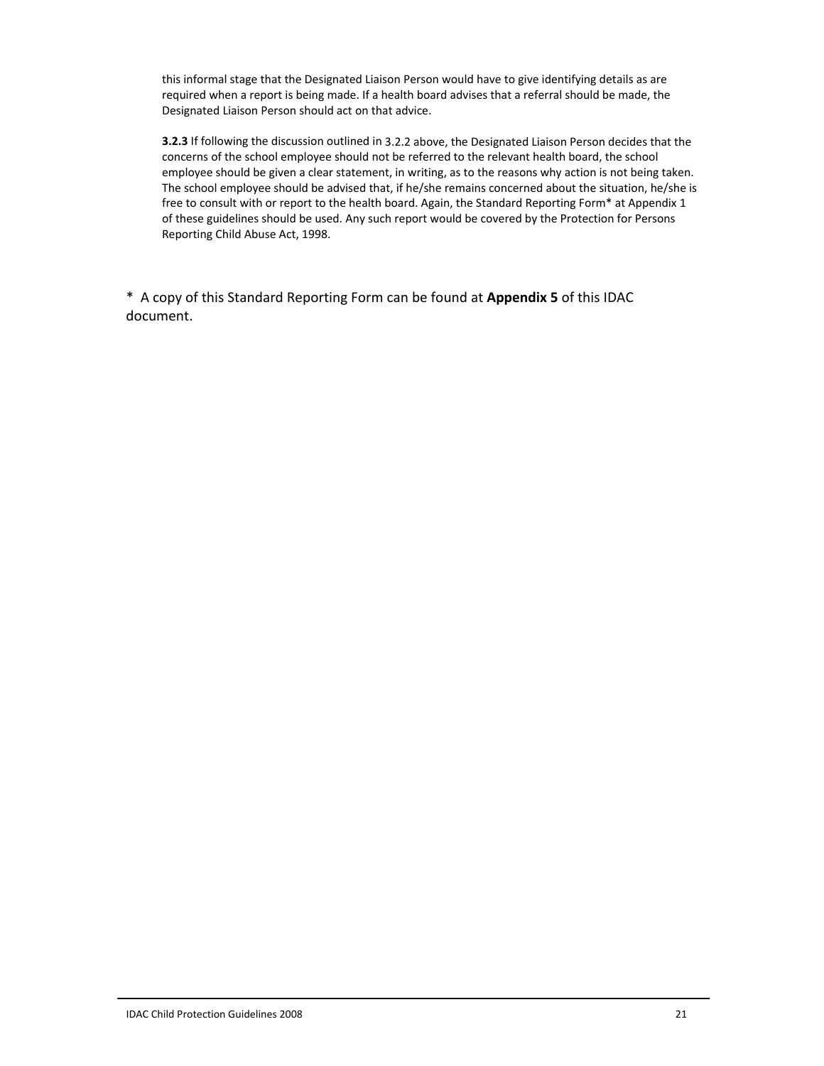this informal stage that the Designated Liaison Person would have to give identifying details as are required when a report is being made. If a health board advises that a referral should be made, the Designated Liaison Person should act on that advice.

**3.2.3** If following the discussion outlined in 3.2.2 above, the Designated Liaison Person decides that the concerns of the school employee should not be referred to the relevant health board, the school employee should be given a clear statement, in writing, as to the reasons why action is not being taken. The school employee should be advised that, if he/she remains concerned about the situation, he/she is free to consult with or report to the health board. Again, the Standard Reporting Form* at Appendix 1 of these guidelines should be used. Any such report would be covered by the Protection for Persons Reporting Child Abuse Act, 1998.

* A copy of this Standard Reporting Form can be found at **Appendix 5** of this IDAC document.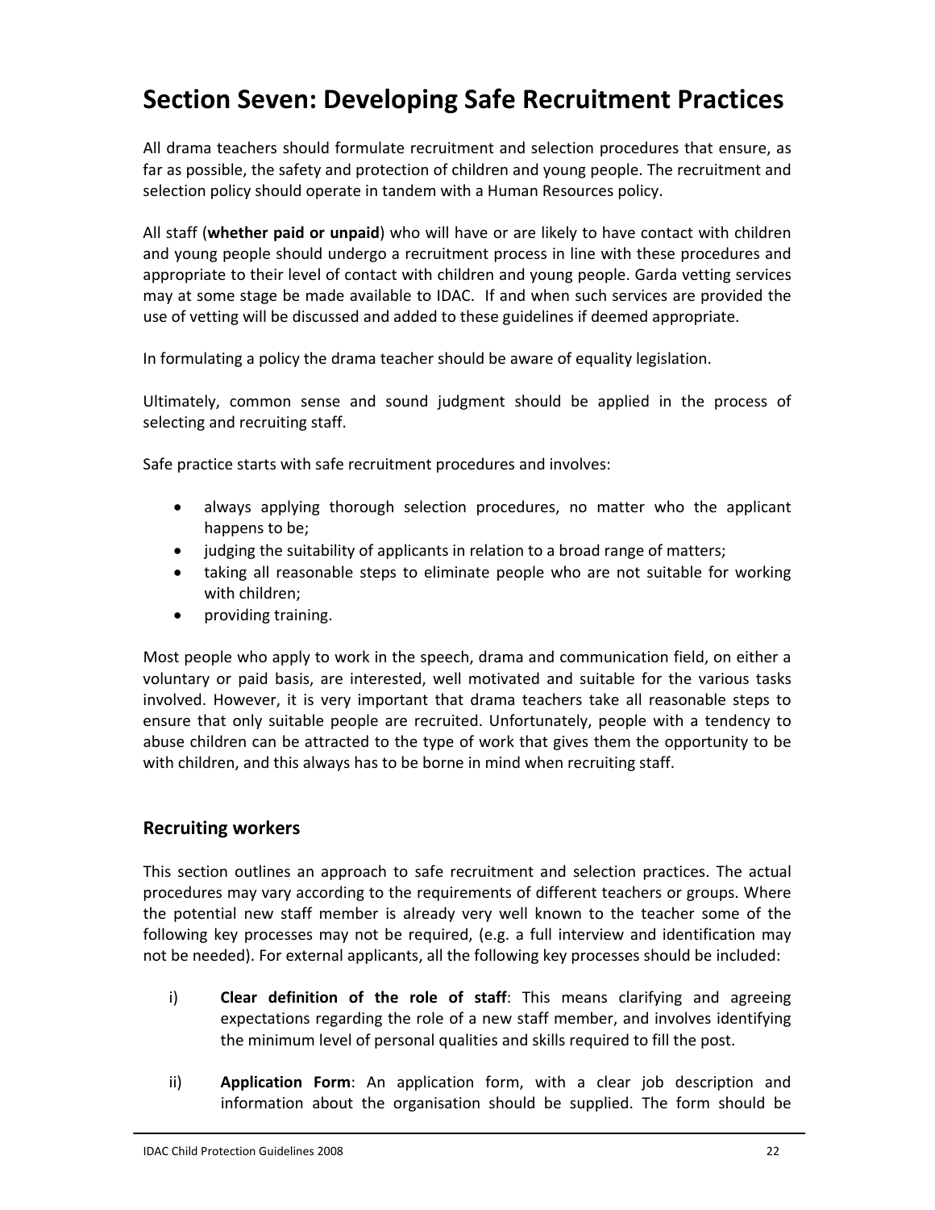# Section Seven: Developing Safe Recruitment Practices

All drama teachers should formulate recruitment and selection procedures that ensure, as far as possible, the safety and protection of children and young people. The recruitment and selection policy should operate in tandem with a Human Resources policy.

All staff (**whether paid or unpaid**) who will have or are likely to have contact with children and young people should undergo a recruitment process in line with these procedures and appropriate to their level of contact with children and young people. Garda vetting services may at some stage be made available to IDAC. If and when such services are provided the use of vetting will be discussed and added to these guidelines if deemed appropriate.

In formulating a policy the drama teacher should be aware of equality legislation.

Ultimately, common sense and sound judgment should be applied in the process of selecting and recruiting staff.

Safe practice starts with safe recruitment procedures and involves:

- always applying thorough selection procedures, no matter who the applicant happens to be;
- judging the suitability of applicants in relation to a broad range of matters;
- taking all reasonable steps to eliminate people who are not suitable for working with children;
- providing training.

Most people who apply to work in the speech, drama and communication field, on either a voluntary or paid basis, are interested, well motivated and suitable for the various tasks involved. However, it is very important that drama teachers take all reasonable steps to ensure that only suitable people are recruited. Unfortunately, people with a tendency to abuse children can be attracted to the type of work that gives them the opportunity to be with children, and this always has to be borne in mind when recruiting staff.

## Recruiting workers

This section outlines an approach to safe recruitment and selection practices. The actual procedures may vary according to the requirements of different teachers or groups. Where the potential new staff member is already very well known to the teacher some of the following key processes may not be required, (e.g. a full interview and identification may not be needed). For external applicants, all the following key processes should be included:

i) **Clear definition of the role of staff**: This means clarifying and agreeing expectations regarding the role of a new staff member, and involves identifying the minimum level of personal qualities and skills required to fill the post.

ii) **Application Form**: An application form, with a clear job description and information about the organisation should be supplied. The form should be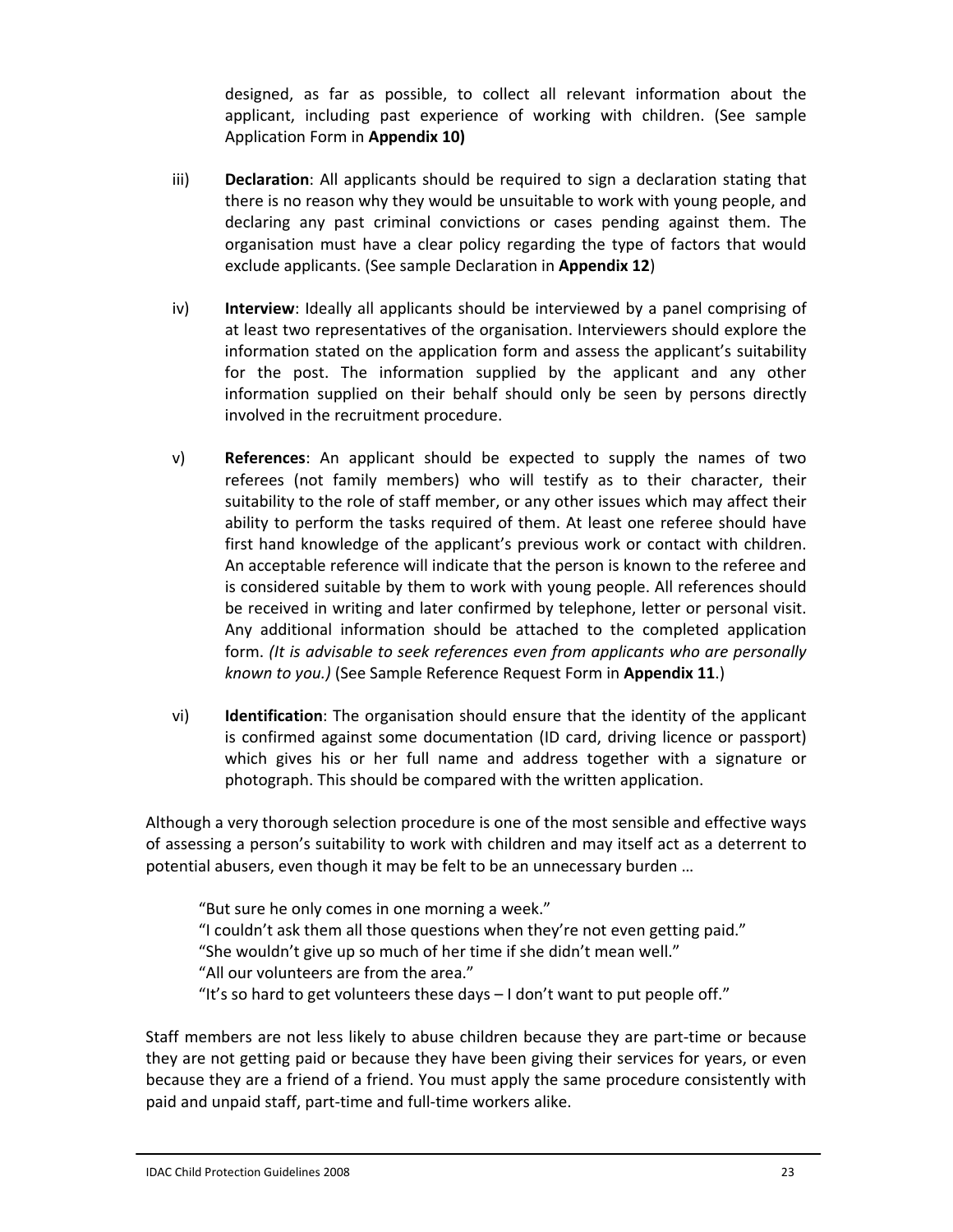designed, as far as possible, to collect all relevant information about the applicant, including past experience of working with children. (See sample Application Form in **Appendix 10)**

iii) **Declaration**: All applicants should be required to sign a declaration stating that there is no reason why they would be unsuitable to work with young people, and declaring any past criminal convictions or cases pending against them. The organisation must have a clear policy regarding the type of factors that would exclude applicants. (See sample Declaration in **Appendix 12**)

iv) **Interview**: Ideally all applicants should be interviewed by a panel comprising of at least two representatives of the organisation. Interviewers should explore the information stated on the application form and assess the applicant's suitability for the post. The information supplied by the applicant and any other information supplied on their behalf should only be seen by persons directly involved in the recruitment procedure.

v) **References**: An applicant should be expected to supply the names of two referees (not family members) who will testify as to their character, their suitability to the role of staff member, or any other issues which may affect their ability to perform the tasks required of them. At least one referee should have first hand knowledge of the applicant's previous work or contact with children. An acceptable reference will indicate that the person is known to the referee and is considered suitable by them to work with young people. All references should be received in writing and later confirmed by telephone, letter or personal visit. Any additional information should be attached to the completed application form. *(It is advisable to seek references even from applicants who are personally known to you.)* (See Sample Reference Request Form in **Appendix 11**.)

vi) **Identification**: The organisation should ensure that the identity of the applicant is confirmed against some documentation (ID card, driving licence or passport) which gives his or her full name and address together with a signature or photograph. This should be compared with the written application.

Although a very thorough selection procedure is one of the most sensible and effective ways of assessing a person's suitability to work with children and may itself act as a deterrent to potential abusers, even though it may be felt to be an unnecessary burden …

> "But sure he only comes in one morning a week."
> "I couldn't ask them all those questions when they're not even getting paid."
> "She wouldn't give up so much of her time if she didn't mean well."
> "All our volunteers are from the area."
> "It's so hard to get volunteers these days – I don't want to put people off."

Staff members are not less likely to abuse children because they are part-time or because they are not getting paid or because they have been giving their services for years, or even because they are a friend of a friend. You must apply the same procedure consistently with paid and unpaid staff, part-time and full-time workers alike.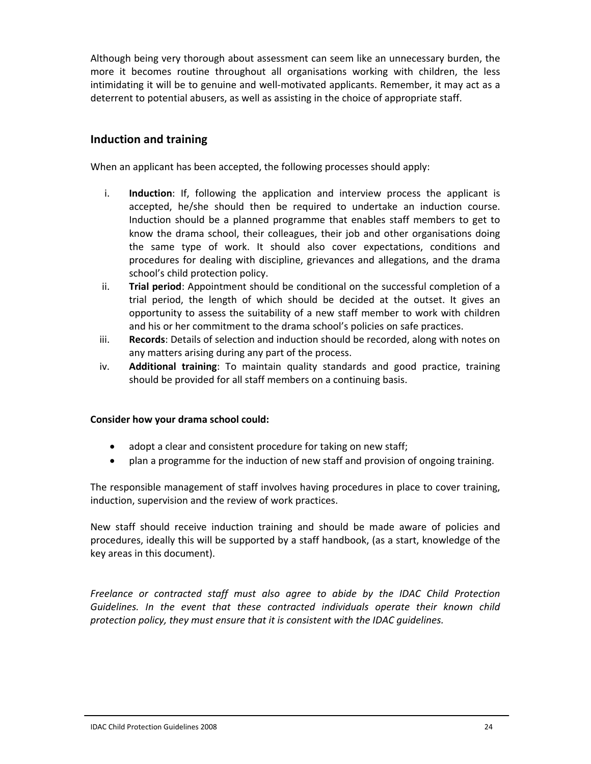Although being very thorough about assessment can seem like an unnecessary burden, the more it becomes routine throughout all organisations working with children, the less intimidating it will be to genuine and well-motivated applicants. Remember, it may act as a deterrent to potential abusers, as well as assisting in the choice of appropriate staff.

## Induction and training

When an applicant has been accepted, the following processes should apply:

i. **Induction**: If, following the application and interview process the applicant is accepted, he/she should then be required to undertake an induction course. Induction should be a planned programme that enables staff members to get to know the drama school, their colleagues, their job and other organisations doing the same type of work. It should also cover expectations, conditions and procedures for dealing with discipline, grievances and allegations, and the drama school's child protection policy.

ii. **Trial period**: Appointment should be conditional on the successful completion of a trial period, the length of which should be decided at the outset. It gives an opportunity to assess the suitability of a new staff member to work with children and his or her commitment to the drama school's policies on safe practices.

iii. **Records**: Details of selection and induction should be recorded, along with notes on any matters arising during any part of the process.

iv. **Additional training**: To maintain quality standards and good practice, training should be provided for all staff members on a continuing basis.

**Consider how your drama school could:**

- adopt a clear and consistent procedure for taking on new staff;
- plan a programme for the induction of new staff and provision of ongoing training.

The responsible management of staff involves having procedures in place to cover training, induction, supervision and the review of work practices.

New staff should receive induction training and should be made aware of policies and procedures, ideally this will be supported by a staff handbook, (as a start, knowledge of the key areas in this document).

*Freelance or contracted staff must also agree to abide by the IDAC Child Protection Guidelines. In the event that these contracted individuals operate their known child protection policy, they must ensure that it is consistent with the IDAC guidelines.*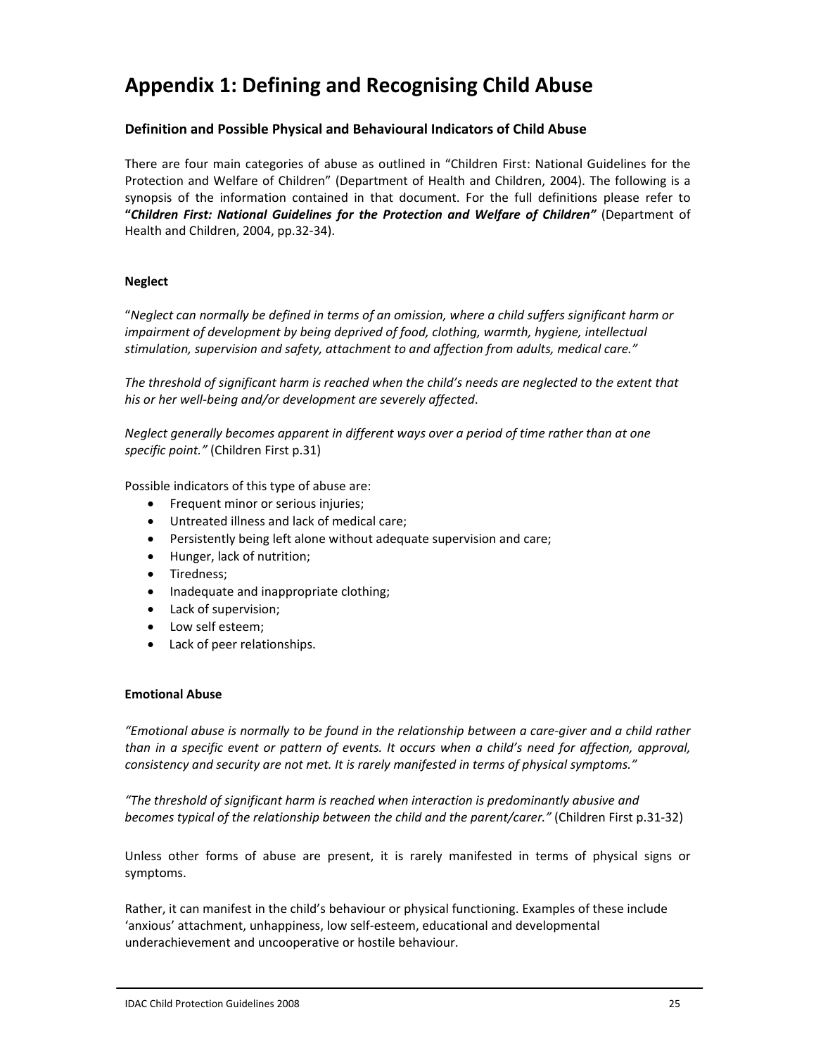# Appendix 1: Defining and Recognising Child Abuse

### Definition and Possible Physical and Behavioural Indicators of Child Abuse

There are four main categories of abuse as outlined in "Children First: National Guidelines for the Protection and Welfare of Children" (Department of Health and Children, 2004). The following is a synopsis of the information contained in that document. For the full definitions please refer to **"*Children First: National Guidelines for the Protection and Welfare of Children*"** (Department of Health and Children, 2004, pp.32-34).

**Neglect**

"*Neglect can normally be defined in terms of an omission, where a child suffers significant harm or impairment of development by being deprived of food, clothing, warmth, hygiene, intellectual stimulation, supervision and safety, attachment to and affection from adults, medical care."*

*The threshold of significant harm is reached when the child's needs are neglected to the extent that his or her well-being and/or development are severely affected*.

*Neglect generally becomes apparent in different ways over a period of time rather than at one specific point."* (Children First p.31)

Possible indicators of this type of abuse are:

- Frequent minor or serious injuries;
- Untreated illness and lack of medical care;
- Persistently being left alone without adequate supervision and care;
- Hunger, lack of nutrition;
- Tiredness;
- Inadequate and inappropriate clothing;
- Lack of supervision;
- Low self esteem;
- Lack of peer relationships.

**Emotional Abuse**

*"Emotional abuse is normally to be found in the relationship between a care-giver and a child rather than in a specific event or pattern of events. It occurs when a child's need for affection, approval, consistency and security are not met. It is rarely manifested in terms of physical symptoms."*

*"The threshold of significant harm is reached when interaction is predominantly abusive and becomes typical of the relationship between the child and the parent/carer."* (Children First p.31-32)

Unless other forms of abuse are present, it is rarely manifested in terms of physical signs or symptoms.

Rather, it can manifest in the child's behaviour or physical functioning. Examples of these include 'anxious' attachment, unhappiness, low self-esteem, educational and developmental underachievement and uncooperative or hostile behaviour.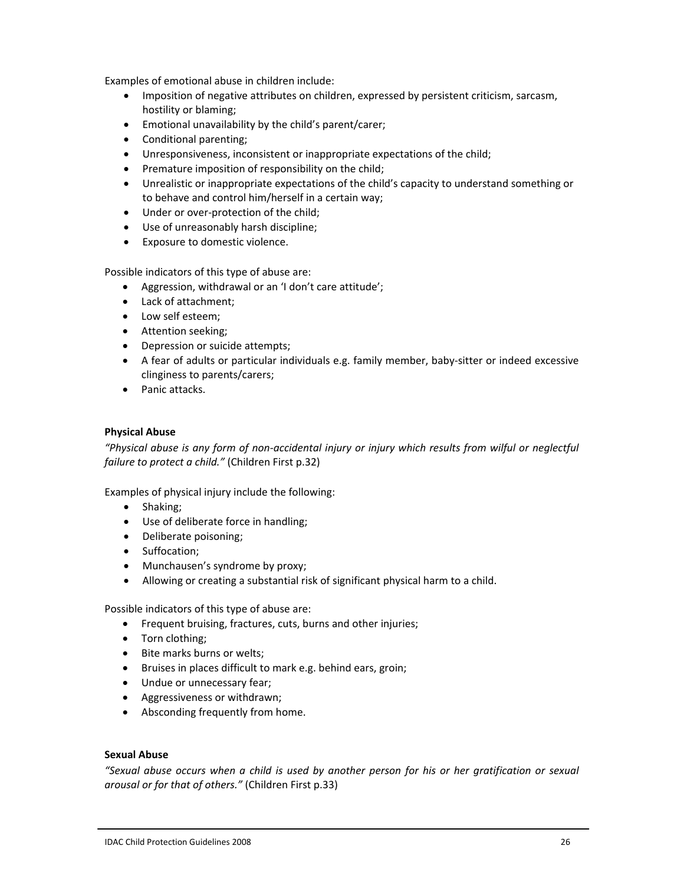Examples of emotional abuse in children include:

- Imposition of negative attributes on children, expressed by persistent criticism, sarcasm, hostility or blaming;
- Emotional unavailability by the child's parent/carer;
- Conditional parenting;
- Unresponsiveness, inconsistent or inappropriate expectations of the child;
- Premature imposition of responsibility on the child;
- Unrealistic or inappropriate expectations of the child's capacity to understand something or to behave and control him/herself in a certain way;
- Under or over-protection of the child;
- Use of unreasonably harsh discipline;
- Exposure to domestic violence.

Possible indicators of this type of abuse are:

- Aggression, withdrawal or an 'I don't care attitude';
- Lack of attachment;
- Low self esteem;
- Attention seeking;
- Depression or suicide attempts;
- A fear of adults or particular individuals e.g. family member, baby-sitter or indeed excessive clinginess to parents/carers;
- Panic attacks.

**Physical Abuse**

*"Physical abuse is any form of non-accidental injury or injury which results from wilful or neglectful failure to protect a child."* (Children First p.32)

Examples of physical injury include the following:

- Shaking;
- Use of deliberate force in handling;
- Deliberate poisoning;
- Suffocation;
- Munchausen's syndrome by proxy;
- Allowing or creating a substantial risk of significant physical harm to a child.

Possible indicators of this type of abuse are:

- Frequent bruising, fractures, cuts, burns and other injuries;
- Torn clothing;
- Bite marks burns or welts;
- Bruises in places difficult to mark e.g. behind ears, groin;
- Undue or unnecessary fear;
- Aggressiveness or withdrawn;
- Absconding frequently from home.

**Sexual Abuse**

*"Sexual abuse occurs when a child is used by another person for his or her gratification or sexual arousal or for that of others."* (Children First p.33)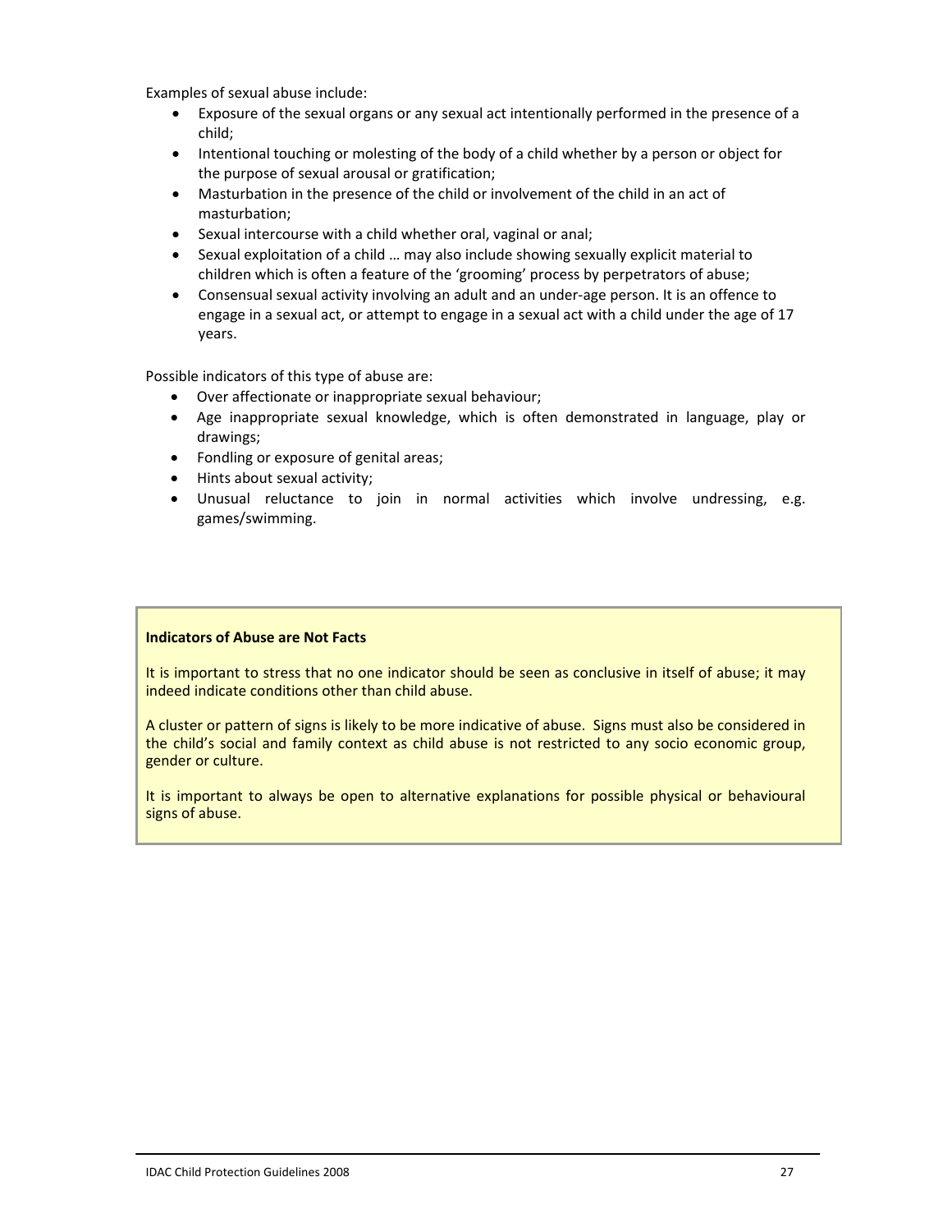Examples of sexual abuse include:

- Exposure of the sexual organs or any sexual act intentionally performed in the presence of a child;
- Intentional touching or molesting of the body of a child whether by a person or object for the purpose of sexual arousal or gratification;
- Masturbation in the presence of the child or involvement of the child in an act of masturbation;
- Sexual intercourse with a child whether oral, vaginal or anal;
- Sexual exploitation of a child … may also include showing sexually explicit material to children which is often a feature of the 'grooming' process by perpetrators of abuse;
- Consensual sexual activity involving an adult and an under-age person. It is an offence to engage in a sexual act, or attempt to engage in a sexual act with a child under the age of 17 years.

Possible indicators of this type of abuse are:

- Over affectionate or inappropriate sexual behaviour;
- Age inappropriate sexual knowledge, which is often demonstrated in language, play or drawings;
- Fondling or exposure of genital areas;
- Hints about sexual activity;
- Unusual reluctance to join in normal activities which involve undressing, e.g. games/swimming.

**Indicators of Abuse are Not Facts**

It is important to stress that no one indicator should be seen as conclusive in itself of abuse; it may indeed indicate conditions other than child abuse.

A cluster or pattern of signs is likely to be more indicative of abuse. Signs must also be considered in the child's social and family context as child abuse is not restricted to any socio economic group, gender or culture.

It is important to always be open to alternative explanations for possible physical or behavioural signs of abuse.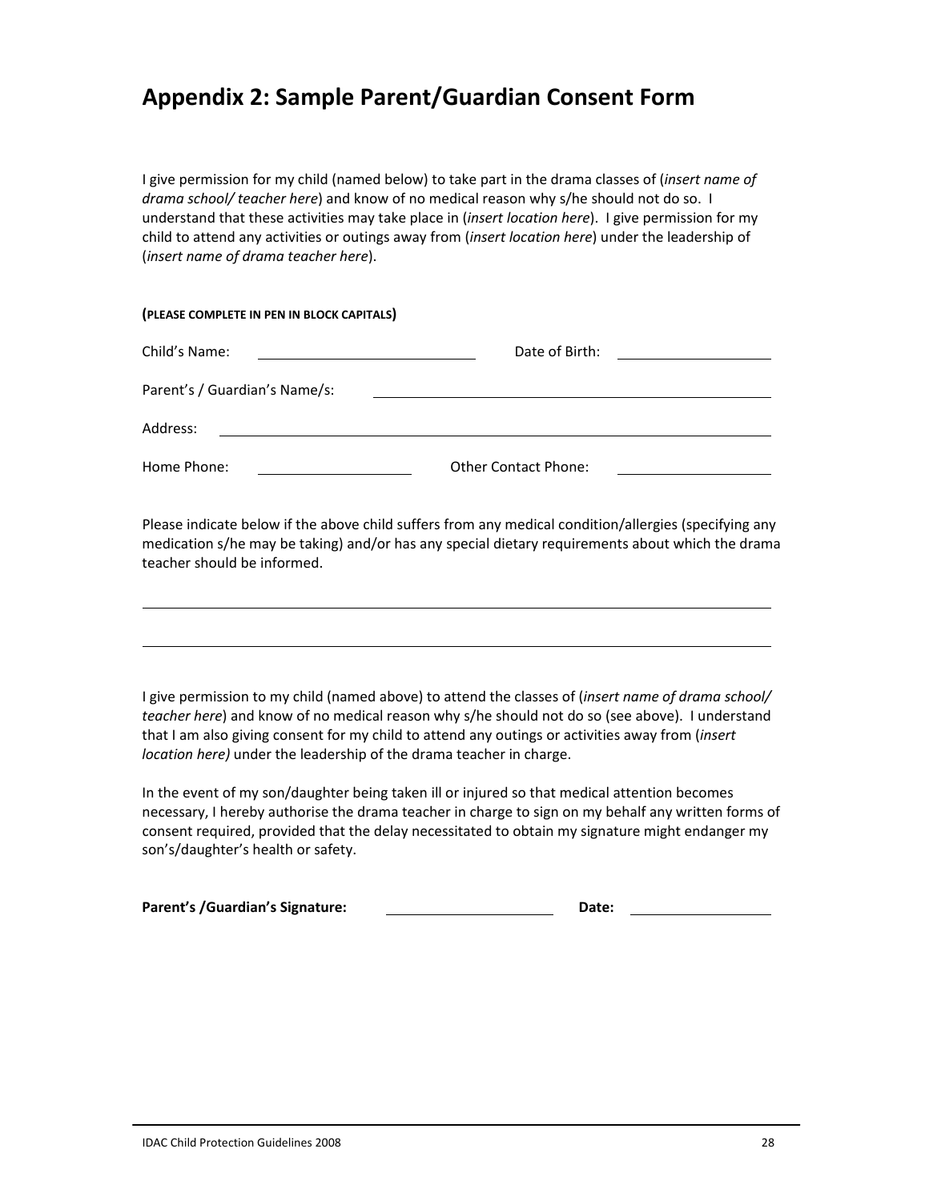## Appendix 2: Sample Parent/Guardian Consent Form

I give permission for my child (named below) to take part in the drama classes of (*insert name of drama school/ teacher here*) and know of no medical reason why s/he should not do so. I understand that these activities may take place in (*insert location here*). I give permission for my child to attend any activities or outings away from (*insert location here*) under the leadership of (*insert name of drama teacher here*).

**(PLEASE COMPLETE IN PEN IN BLOCK CAPITALS)**

Child's Name: ______________________ Date of Birth: ________________

Parent's / Guardian's Name/s: ________________________________________

Address: ________________________________________________________

Home Phone: ________________ Other Contact Phone: ________________

Please indicate below if the above child suffers from any medical condition/allergies (specifying any medication s/he may be taking) and/or has any special dietary requirements about which the drama teacher should be informed.

__________________________________________________________________

__________________________________________________________________

I give permission to my child (named above) to attend the classes of (*insert name of drama school/ teacher here*) and know of no medical reason why s/he should not do so (see above). I understand that I am also giving consent for my child to attend any outings or activities away from (*insert location here)* under the leadership of the drama teacher in charge.

In the event of my son/daughter being taken ill or injured so that medical attention becomes necessary, I hereby authorise the drama teacher in charge to sign on my behalf any written forms of consent required, provided that the delay necessitated to obtain my signature might endanger my son's/daughter's health or safety.

**Parent's /Guardian's Signature:** ________________ **Date:** ________________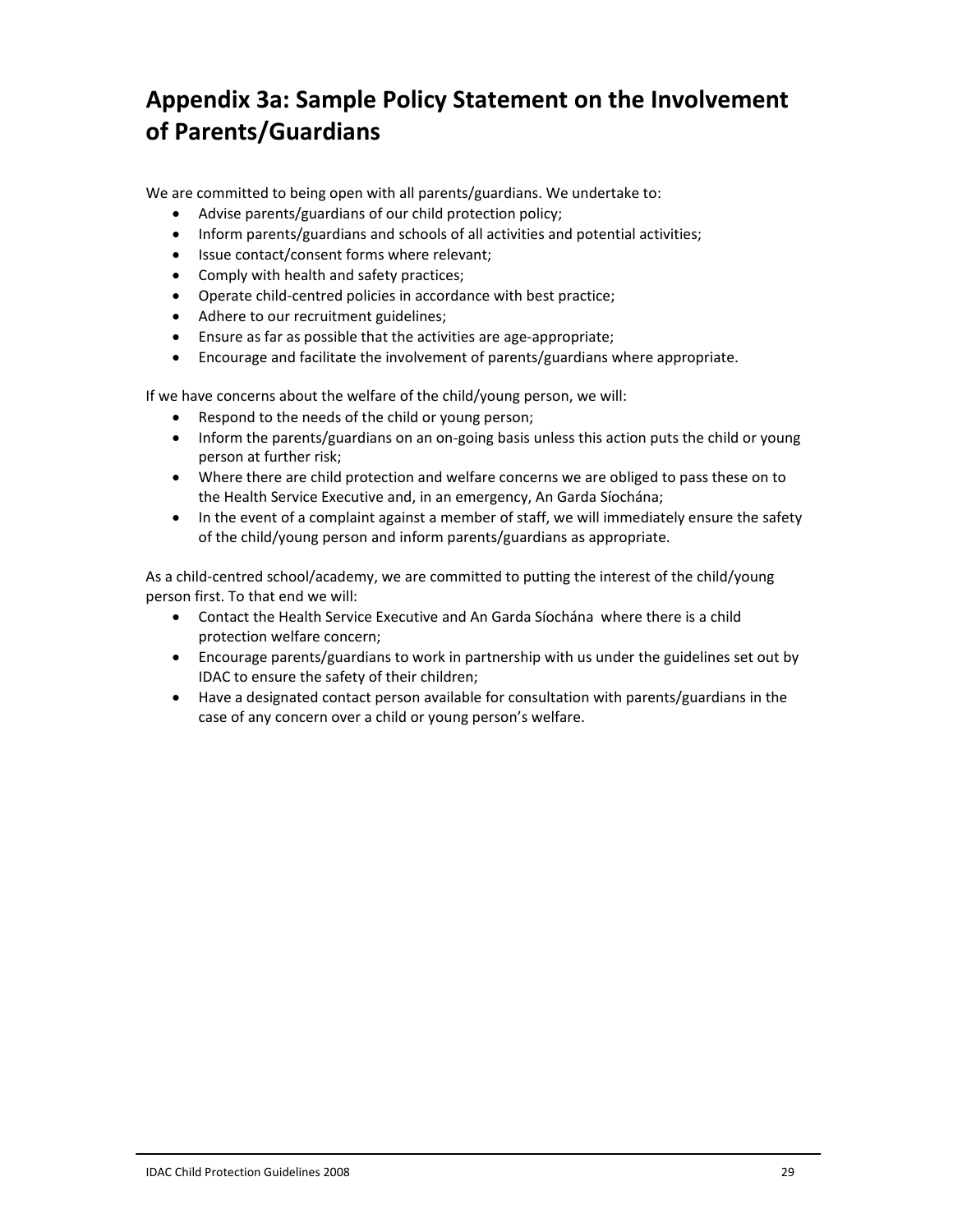# Appendix 3a: Sample Policy Statement on the Involvement of Parents/Guardians

We are committed to being open with all parents/guardians. We undertake to:

- Advise parents/guardians of our child protection policy;
- Inform parents/guardians and schools of all activities and potential activities;
- Issue contact/consent forms where relevant;
- Comply with health and safety practices;
- Operate child-centred policies in accordance with best practice;
- Adhere to our recruitment guidelines;
- Ensure as far as possible that the activities are age-appropriate;
- Encourage and facilitate the involvement of parents/guardians where appropriate.

If we have concerns about the welfare of the child/young person, we will:

- Respond to the needs of the child or young person;
- Inform the parents/guardians on an on-going basis unless this action puts the child or young person at further risk;
- Where there are child protection and welfare concerns we are obliged to pass these on to the Health Service Executive and, in an emergency, An Garda Síochána;
- In the event of a complaint against a member of staff, we will immediately ensure the safety of the child/young person and inform parents/guardians as appropriate.

As a child-centred school/academy, we are committed to putting the interest of the child/young person first. To that end we will:

- Contact the Health Service Executive and An Garda Síochána where there is a child protection welfare concern;
- Encourage parents/guardians to work in partnership with us under the guidelines set out by IDAC to ensure the safety of their children;
- Have a designated contact person available for consultation with parents/guardians in the case of any concern over a child or young person's welfare.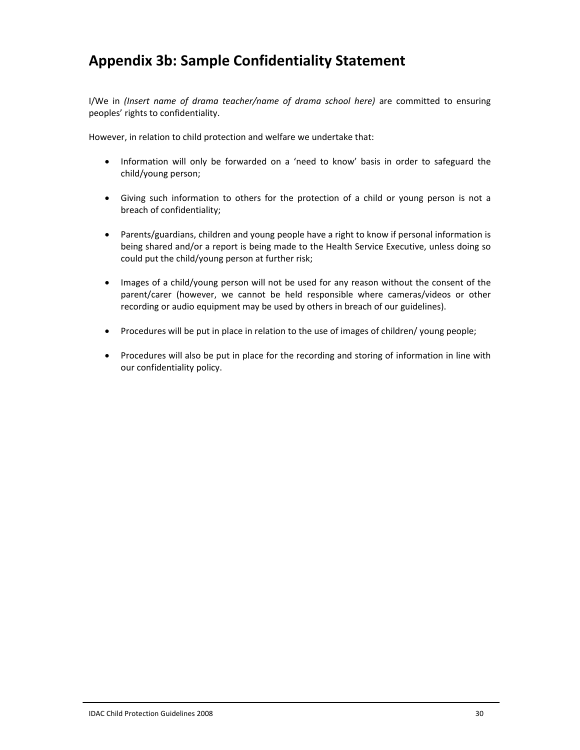# Appendix 3b: Sample Confidentiality Statement

I/We in *(Insert name of drama teacher/name of drama school here)* are committed to ensuring peoples' rights to confidentiality.

However, in relation to child protection and welfare we undertake that:

- Information will only be forwarded on a 'need to know' basis in order to safeguard the child/young person;

- Giving such information to others for the protection of a child or young person is not a breach of confidentiality;

- Parents/guardians, children and young people have a right to know if personal information is being shared and/or a report is being made to the Health Service Executive, unless doing so could put the child/young person at further risk;

- Images of a child/young person will not be used for any reason without the consent of the parent/carer (however, we cannot be held responsible where cameras/videos or other recording or audio equipment may be used by others in breach of our guidelines).

- Procedures will be put in place in relation to the use of images of children/ young people;

- Procedures will also be put in place for the recording and storing of information in line with our confidentiality policy.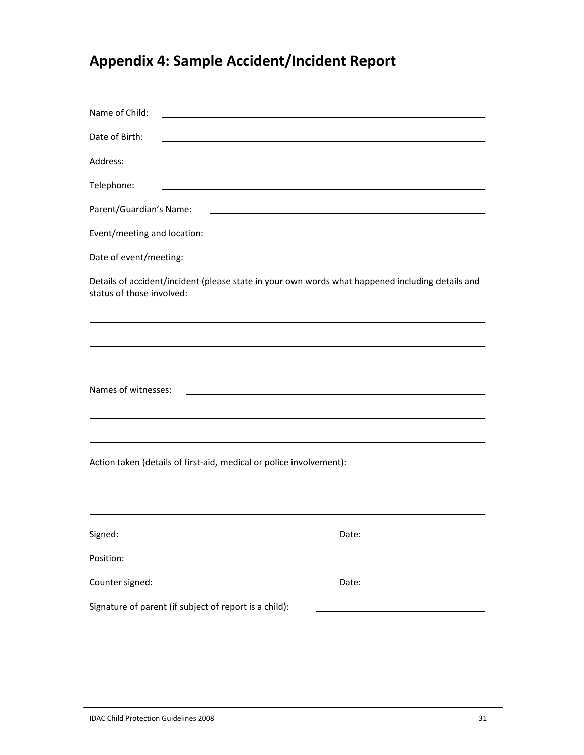# Appendix 4: Sample Accident/Incident Report

Name of Child: ______________________________________________

Date of Birth: ______________________________________________

Address: ______________________________________________

Telephone: ______________________________________________

Parent/Guardian's Name: ______________________________________________

Event/meeting and location: ______________________________________________

Date of event/meeting: ______________________________________________

Details of accident/incident (please state in your own words what happened including details and status of those involved: ______________________________________________

______________________________________________

______________________________________________

______________________________________________

Names of witnesses: ______________________________________________

______________________________________________

______________________________________________

Action taken (details of first-aid, medical or police involvement): ____________________

______________________________________________

______________________________________________

Signed: ______________________________ Date: ____________________

Position: ______________________________________________

Counter signed: ______________________________ Date: ____________________

Signature of parent (if subject of report is a child): ______________________________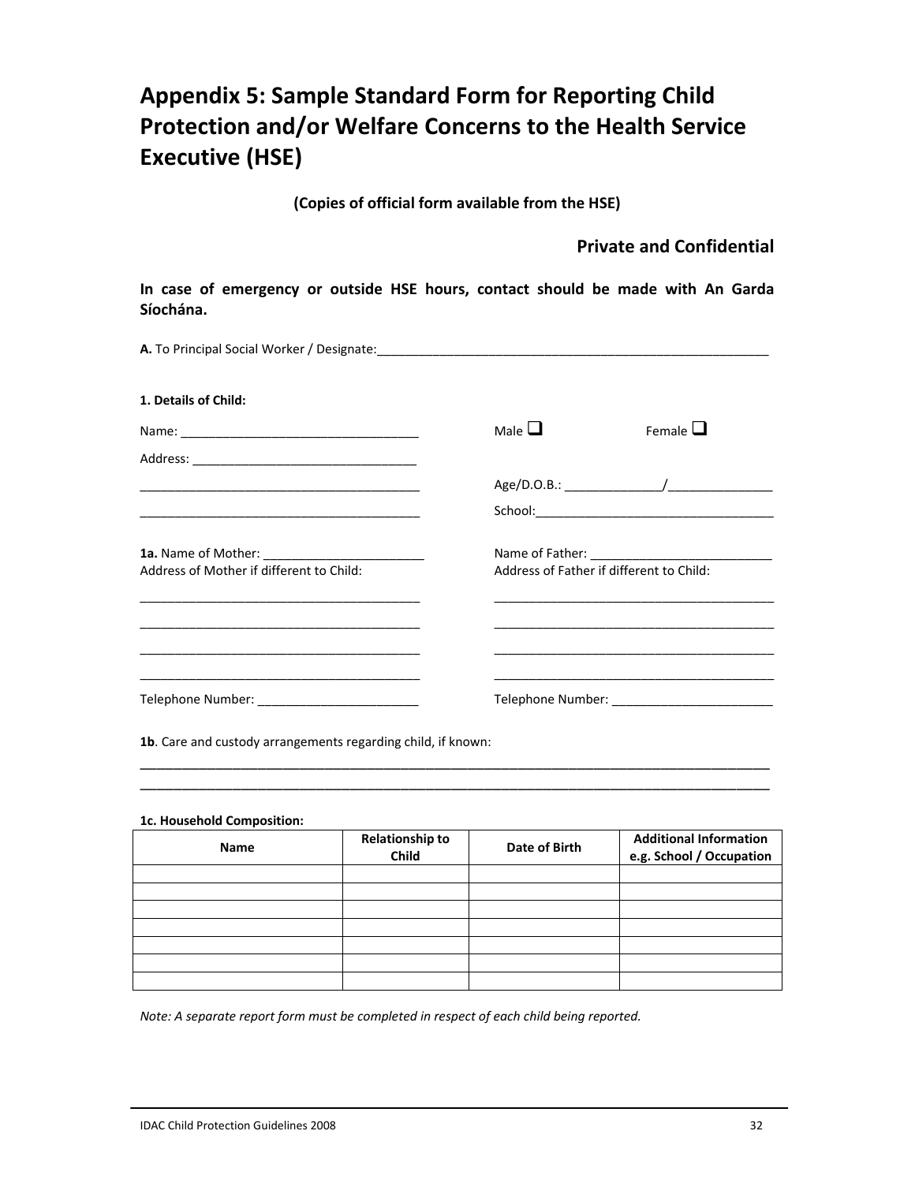# Appendix 5: Sample Standard Form for Reporting Child Protection and/or Welfare Concerns to the Health Service Executive (HSE)

**(Copies of official form available from the HSE)**

**Private and Confidential**

**In case of emergency or outside HSE hours, contact should be made with An Garda Síochána.**

**A.** To Principal Social Worker / Designate:___________________________________________________________

**1. Details of Child:**

Name: _________________________________ Male ❑ Female ❑

Address: _______________________________

_______________________________________ Age/D.O.B.: ______________/_______________

_______________________________________ School:__________________________________

**1a.** Name of Mother: _______________________ Name of Father: _________________________

Address of Mother if different to Child: Address of Father if different to Child:

_______________________________________ _______________________________________

_______________________________________ _______________________________________

_______________________________________ _______________________________________

_______________________________________ _______________________________________

Telephone Number: _______________________ Telephone Number: _______________________

**1b**. Care and custody arrangements regarding child, if known:

__________________________________________________________________________________________

__________________________________________________________________________________________

**1c. Household Composition:**

| Name | Relationship to Child | Date of Birth | Additional Information e.g. School / Occupation |
|---|---|---|---|
| | | | |
| | | | |
| | | | |
| | | | |
| | | | |
| | | | |
| | | | |

*Note: A separate report form must be completed in respect of each child being reported.*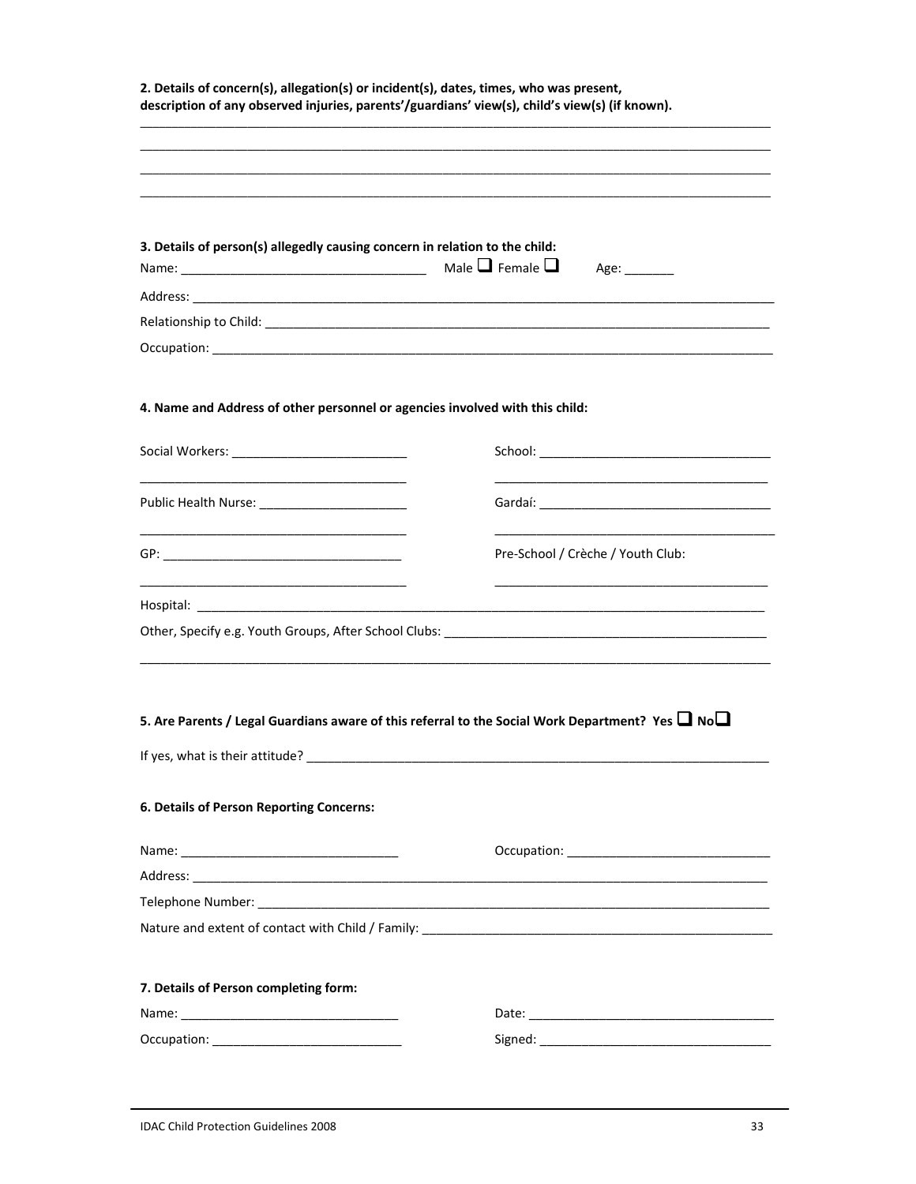**2. Details of concern(s), allegation(s) or incident(s), dates, times, who was present, description of any observed injuries, parents'/guardians' view(s), child's view(s) (if known).**

_______________________________________________________________________________________________

_______________________________________________________________________________________________

_______________________________________________________________________________________________

_______________________________________________________________________________________________

**3. Details of person(s) allegedly causing concern in relation to the child:**

Name: ___________________________________ Male ☐ Female ☐ Age: _______

Address: _______________________________________________________________________________

Relationship to Child: ___________________________________________________________________

Occupation: ____________________________________________________________________________

**4. Name and Address of other personnel or agencies involved with this child:**

Social Workers: _________________________

_______________________________________

School: _________________________________

_______________________________________

Public Health Nurse: _____________________

_______________________________________

Gardaí: _________________________________

_______________________________________

GP: __________________________________

_______________________________________

Pre-School / Crèche / Youth Club:

_______________________________________

Hospital: _______________________________________________________________________________

Other, Specify e.g. Youth Groups, After School Clubs: _______________________________________

_______________________________________________________________________________________________

**5. Are Parents / Legal Guardians aware of this referral to the Social Work Department? Yes ☐ No☐**

If yes, what is their attitude? ___________________________________________________________

**6. Details of Person Reporting Concerns:**

Name: _______________________________

Occupation: _____________________________

Address: _______________________________________________________________________________

Telephone Number: _____________________________________________________________________

Nature and extent of contact with Child / Family: ____________________________________________

**7. Details of Person completing form:**

Name: _______________________________

Date: ___________________________________

Occupation: __________________________

Signed: _________________________________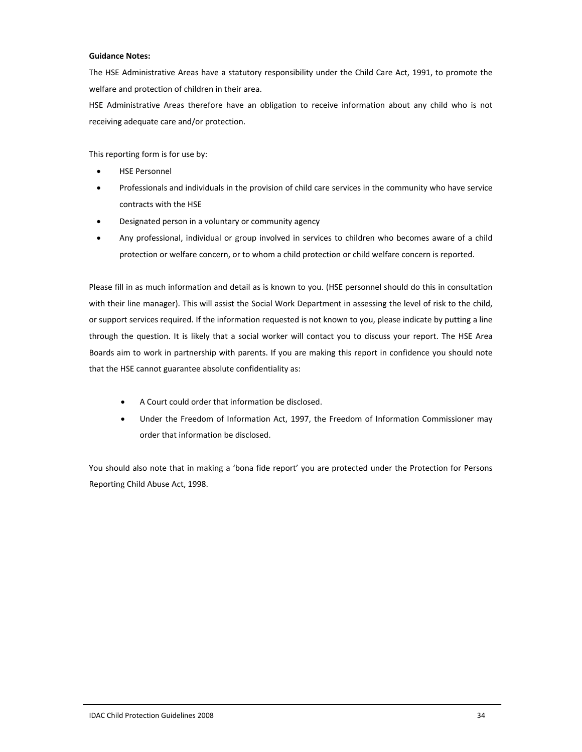**Guidance Notes:**

The HSE Administrative Areas have a statutory responsibility under the Child Care Act, 1991, to promote the welfare and protection of children in their area.

HSE Administrative Areas therefore have an obligation to receive information about any child who is not receiving adequate care and/or protection.

This reporting form is for use by:

- HSE Personnel
- Professionals and individuals in the provision of child care services in the community who have service contracts with the HSE
- Designated person in a voluntary or community agency
- Any professional, individual or group involved in services to children who becomes aware of a child protection or welfare concern, or to whom a child protection or child welfare concern is reported.

Please fill in as much information and detail as is known to you. (HSE personnel should do this in consultation with their line manager). This will assist the Social Work Department in assessing the level of risk to the child, or support services required. If the information requested is not known to you, please indicate by putting a line through the question. It is likely that a social worker will contact you to discuss your report. The HSE Area Boards aim to work in partnership with parents. If you are making this report in confidence you should note that the HSE cannot guarantee absolute confidentiality as:

- A Court could order that information be disclosed.
- Under the Freedom of Information Act, 1997, the Freedom of Information Commissioner may order that information be disclosed.

You should also note that in making a 'bona fide report' you are protected under the Protection for Persons Reporting Child Abuse Act, 1998.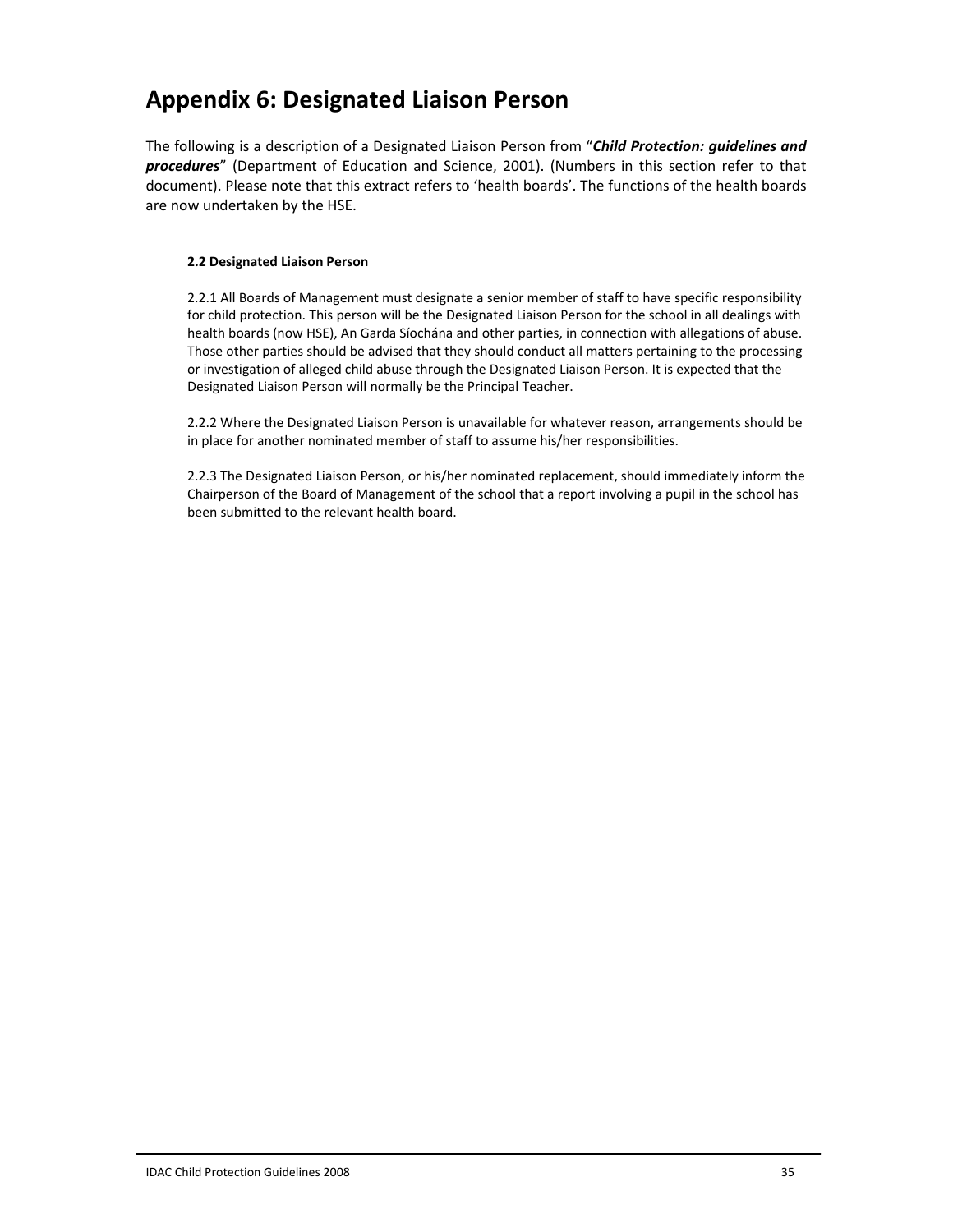# Appendix 6: Designated Liaison Person

The following is a description of a Designated Liaison Person from "***Child Protection: guidelines and procedures***" (Department of Education and Science, 2001). (Numbers in this section refer to that document). Please note that this extract refers to 'health boards'. The functions of the health boards are now undertaken by the HSE.

**2.2 Designated Liaison Person**

2.2.1 All Boards of Management must designate a senior member of staff to have specific responsibility for child protection. This person will be the Designated Liaison Person for the school in all dealings with health boards (now HSE), An Garda Síochána and other parties, in connection with allegations of abuse. Those other parties should be advised that they should conduct all matters pertaining to the processing or investigation of alleged child abuse through the Designated Liaison Person. It is expected that the Designated Liaison Person will normally be the Principal Teacher.

2.2.2 Where the Designated Liaison Person is unavailable for whatever reason, arrangements should be in place for another nominated member of staff to assume his/her responsibilities.

2.2.3 The Designated Liaison Person, or his/her nominated replacement, should immediately inform the Chairperson of the Board of Management of the school that a report involving a pupil in the school has been submitted to the relevant health board.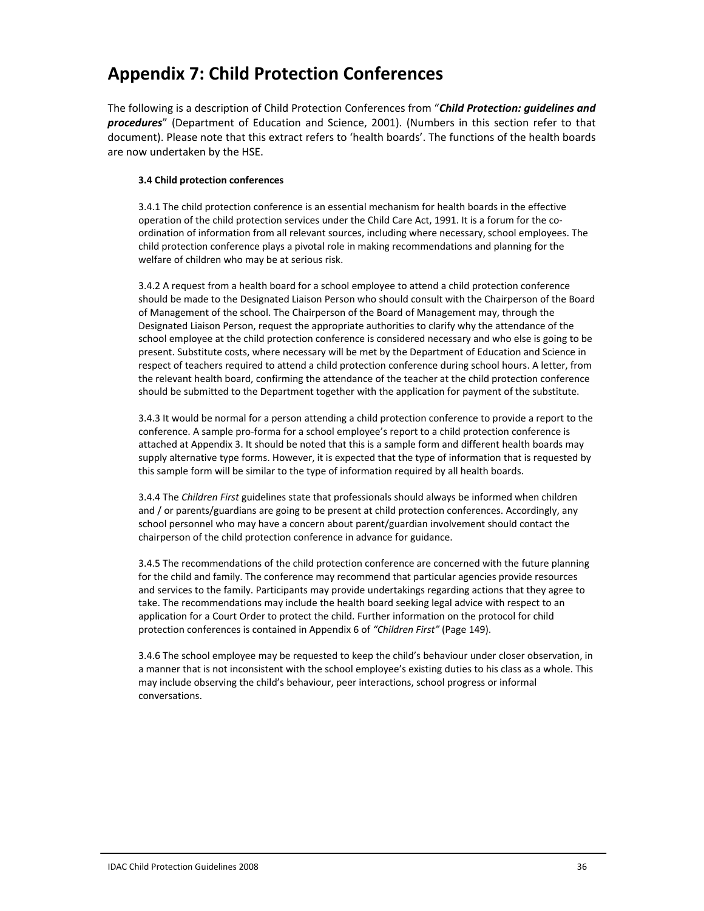# Appendix 7: Child Protection Conferences

The following is a description of Child Protection Conferences from "***Child Protection: guidelines and procedures***" (Department of Education and Science, 2001). (Numbers in this section refer to that document). Please note that this extract refers to 'health boards'. The functions of the health boards are now undertaken by the HSE.

**3.4 Child protection conferences**

3.4.1 The child protection conference is an essential mechanism for health boards in the effective operation of the child protection services under the Child Care Act, 1991. It is a forum for the co-ordination of information from all relevant sources, including where necessary, school employees. The child protection conference plays a pivotal role in making recommendations and planning for the welfare of children who may be at serious risk.

3.4.2 A request from a health board for a school employee to attend a child protection conference should be made to the Designated Liaison Person who should consult with the Chairperson of the Board of Management of the school. The Chairperson of the Board of Management may, through the Designated Liaison Person, request the appropriate authorities to clarify why the attendance of the school employee at the child protection conference is considered necessary and who else is going to be present. Substitute costs, where necessary will be met by the Department of Education and Science in respect of teachers required to attend a child protection conference during school hours. A letter, from the relevant health board, confirming the attendance of the teacher at the child protection conference should be submitted to the Department together with the application for payment of the substitute.

3.4.3 It would be normal for a person attending a child protection conference to provide a report to the conference. A sample pro-forma for a school employee's report to a child protection conference is attached at Appendix 3. It should be noted that this is a sample form and different health boards may supply alternative type forms. However, it is expected that the type of information that is requested by this sample form will be similar to the type of information required by all health boards.

3.4.4 The *Children First* guidelines state that professionals should always be informed when children and / or parents/guardians are going to be present at child protection conferences. Accordingly, any school personnel who may have a concern about parent/guardian involvement should contact the chairperson of the child protection conference in advance for guidance.

3.4.5 The recommendations of the child protection conference are concerned with the future planning for the child and family. The conference may recommend that particular agencies provide resources and services to the family. Participants may provide undertakings regarding actions that they agree to take. The recommendations may include the health board seeking legal advice with respect to an application for a Court Order to protect the child. Further information on the protocol for child protection conferences is contained in Appendix 6 of *"Children First"* (Page 149).

3.4.6 The school employee may be requested to keep the child's behaviour under closer observation, in a manner that is not inconsistent with the school employee's existing duties to his class as a whole. This may include observing the child's behaviour, peer interactions, school progress or informal conversations.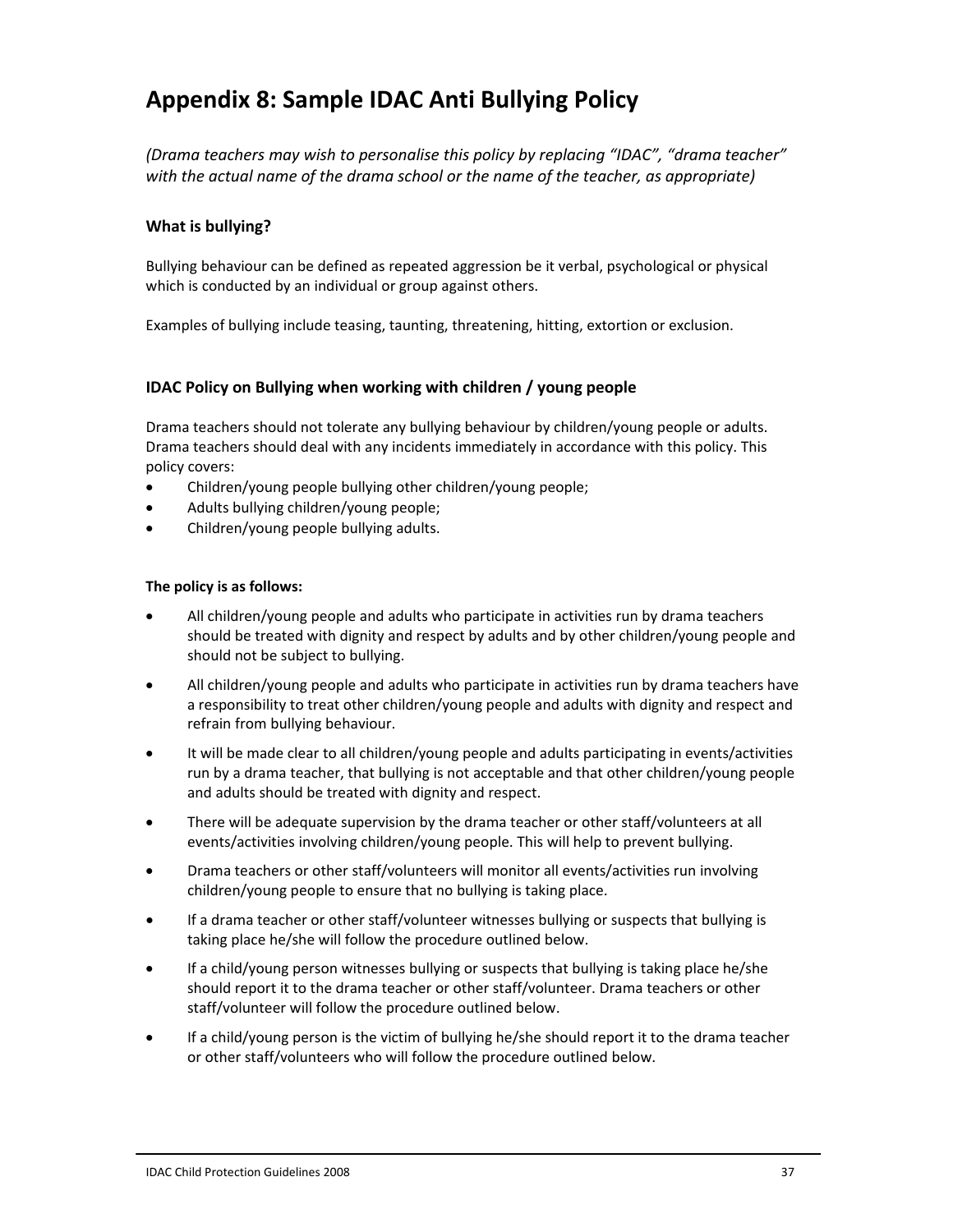# Appendix 8: Sample IDAC Anti Bullying Policy

*(Drama teachers may wish to personalise this policy by replacing "IDAC", "drama teacher" with the actual name of the drama school or the name of the teacher, as appropriate)*

### What is bullying?

Bullying behaviour can be defined as repeated aggression be it verbal, psychological or physical which is conducted by an individual or group against others.

Examples of bullying include teasing, taunting, threatening, hitting, extortion or exclusion.

### IDAC Policy on Bullying when working with children / young people

Drama teachers should not tolerate any bullying behaviour by children/young people or adults. Drama teachers should deal with any incidents immediately in accordance with this policy. This policy covers:

- Children/young people bullying other children/young people;
- Adults bullying children/young people;
- Children/young people bullying adults.

**The policy is as follows:**

- All children/young people and adults who participate in activities run by drama teachers should be treated with dignity and respect by adults and by other children/young people and should not be subject to bullying.
- All children/young people and adults who participate in activities run by drama teachers have a responsibility to treat other children/young people and adults with dignity and respect and refrain from bullying behaviour.
- It will be made clear to all children/young people and adults participating in events/activities run by a drama teacher, that bullying is not acceptable and that other children/young people and adults should be treated with dignity and respect.
- There will be adequate supervision by the drama teacher or other staff/volunteers at all events/activities involving children/young people. This will help to prevent bullying.
- Drama teachers or other staff/volunteers will monitor all events/activities run involving children/young people to ensure that no bullying is taking place.
- If a drama teacher or other staff/volunteer witnesses bullying or suspects that bullying is taking place he/she will follow the procedure outlined below.
- If a child/young person witnesses bullying or suspects that bullying is taking place he/she should report it to the drama teacher or other staff/volunteer. Drama teachers or other staff/volunteer will follow the procedure outlined below.
- If a child/young person is the victim of bullying he/she should report it to the drama teacher or other staff/volunteers who will follow the procedure outlined below.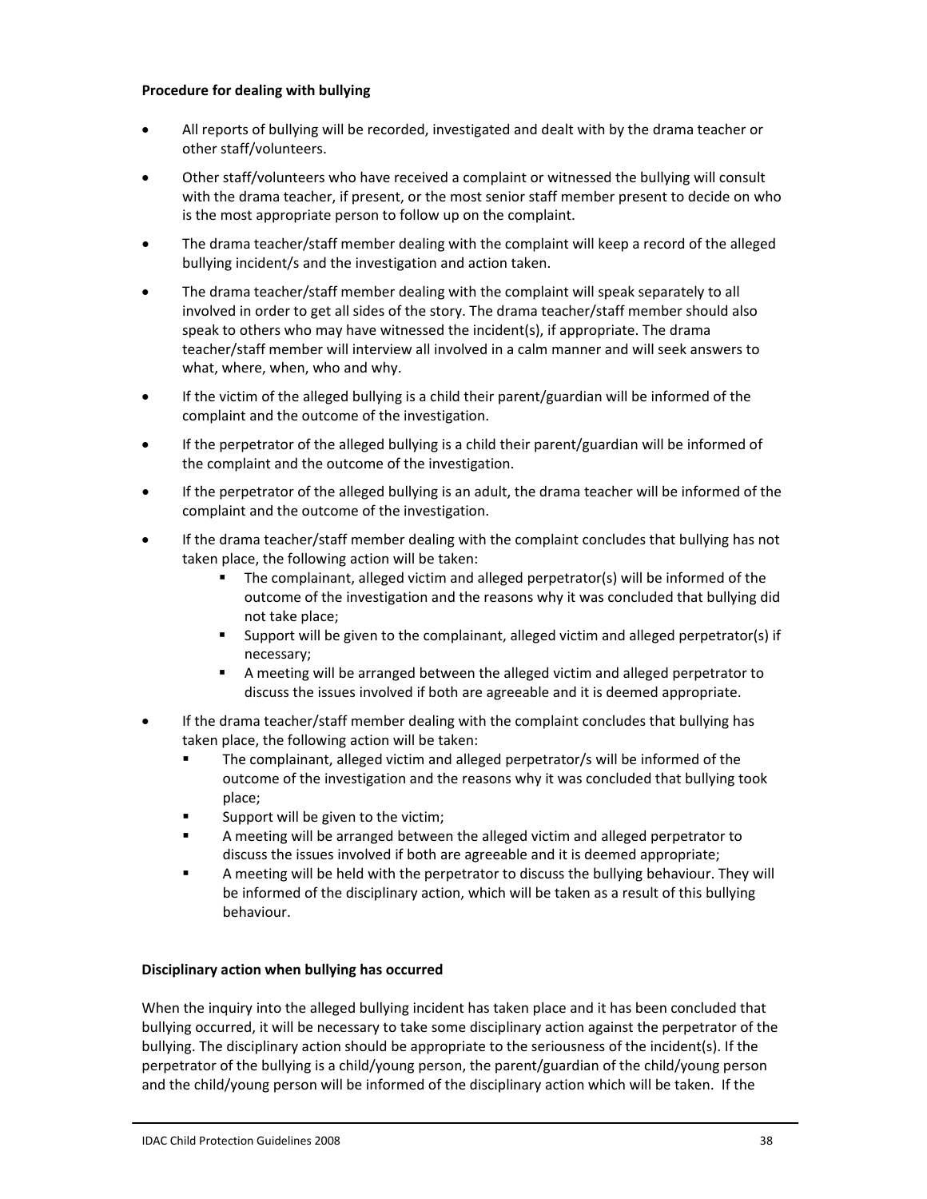**Procedure for dealing with bullying**

- All reports of bullying will be recorded, investigated and dealt with by the drama teacher or other staff/volunteers.
- Other staff/volunteers who have received a complaint or witnessed the bullying will consult with the drama teacher, if present, or the most senior staff member present to decide on who is the most appropriate person to follow up on the complaint.
- The drama teacher/staff member dealing with the complaint will keep a record of the alleged bullying incident/s and the investigation and action taken.
- The drama teacher/staff member dealing with the complaint will speak separately to all involved in order to get all sides of the story. The drama teacher/staff member should also speak to others who may have witnessed the incident(s), if appropriate. The drama teacher/staff member will interview all involved in a calm manner and will seek answers to what, where, when, who and why.
- If the victim of the alleged bullying is a child their parent/guardian will be informed of the complaint and the outcome of the investigation.
- If the perpetrator of the alleged bullying is a child their parent/guardian will be informed of the complaint and the outcome of the investigation.
- If the perpetrator of the alleged bullying is an adult, the drama teacher will be informed of the complaint and the outcome of the investigation.
- If the drama teacher/staff member dealing with the complaint concludes that bullying has not taken place, the following action will be taken:
  - The complainant, alleged victim and alleged perpetrator(s) will be informed of the outcome of the investigation and the reasons why it was concluded that bullying did not take place;
  - Support will be given to the complainant, alleged victim and alleged perpetrator(s) if necessary;
  - A meeting will be arranged between the alleged victim and alleged perpetrator to discuss the issues involved if both are agreeable and it is deemed appropriate.
- If the drama teacher/staff member dealing with the complaint concludes that bullying has taken place, the following action will be taken:
  - The complainant, alleged victim and alleged perpetrator/s will be informed of the outcome of the investigation and the reasons why it was concluded that bullying took place;
  - Support will be given to the victim;
  - A meeting will be arranged between the alleged victim and alleged perpetrator to discuss the issues involved if both are agreeable and it is deemed appropriate;
  - A meeting will be held with the perpetrator to discuss the bullying behaviour. They will be informed of the disciplinary action, which will be taken as a result of this bullying behaviour.

**Disciplinary action when bullying has occurred**

When the inquiry into the alleged bullying incident has taken place and it has been concluded that bullying occurred, it will be necessary to take some disciplinary action against the perpetrator of the bullying. The disciplinary action should be appropriate to the seriousness of the incident(s). If the perpetrator of the bullying is a child/young person, the parent/guardian of the child/young person and the child/young person will be informed of the disciplinary action which will be taken. If the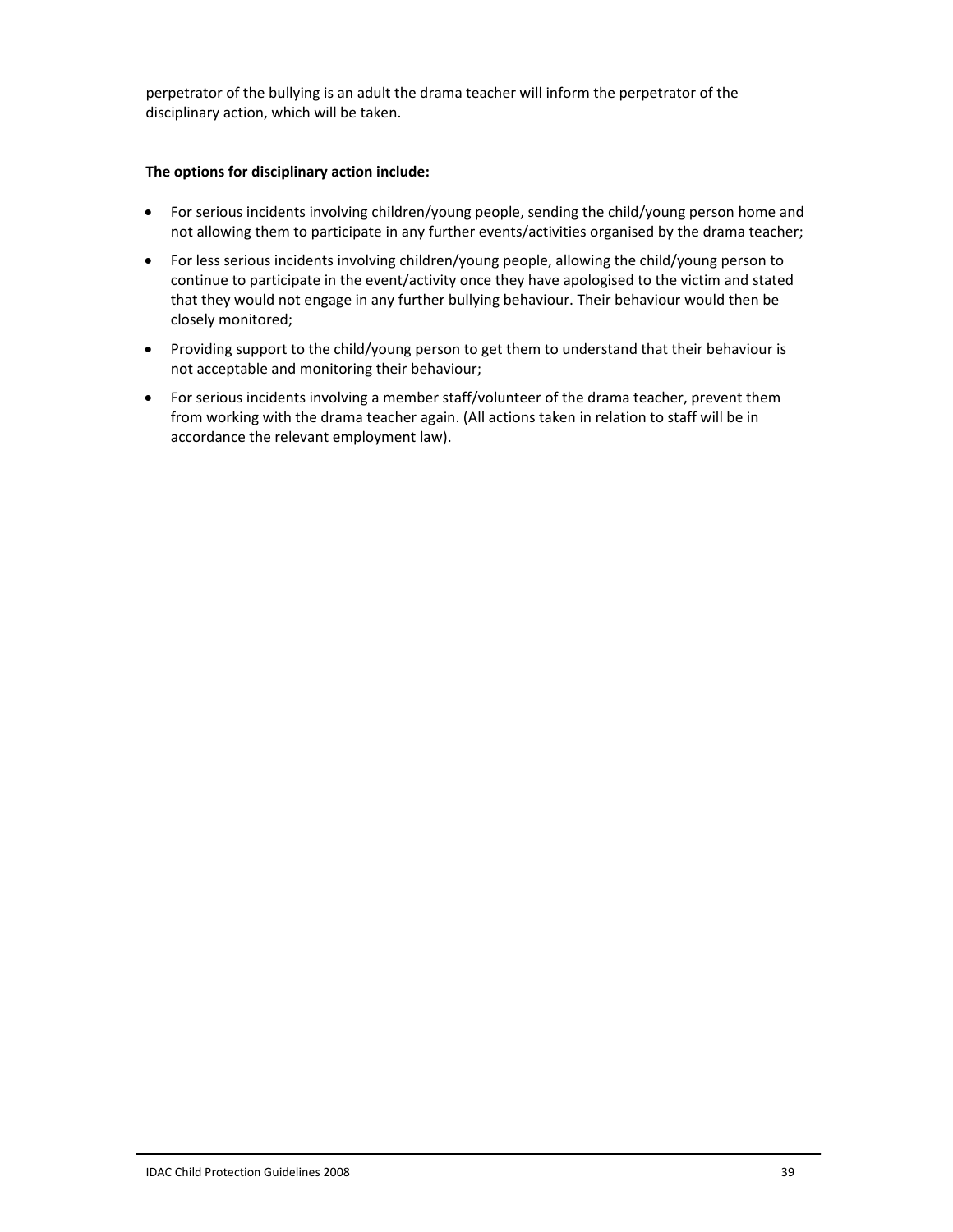perpetrator of the bullying is an adult the drama teacher will inform the perpetrator of the disciplinary action, which will be taken.

**The options for disciplinary action include:**

- For serious incidents involving children/young people, sending the child/young person home and not allowing them to participate in any further events/activities organised by the drama teacher;
- For less serious incidents involving children/young people, allowing the child/young person to continue to participate in the event/activity once they have apologised to the victim and stated that they would not engage in any further bullying behaviour. Their behaviour would then be closely monitored;
- Providing support to the child/young person to get them to understand that their behaviour is not acceptable and monitoring their behaviour;
- For serious incidents involving a member staff/volunteer of the drama teacher, prevent them from working with the drama teacher again. (All actions taken in relation to staff will be in accordance the relevant employment law).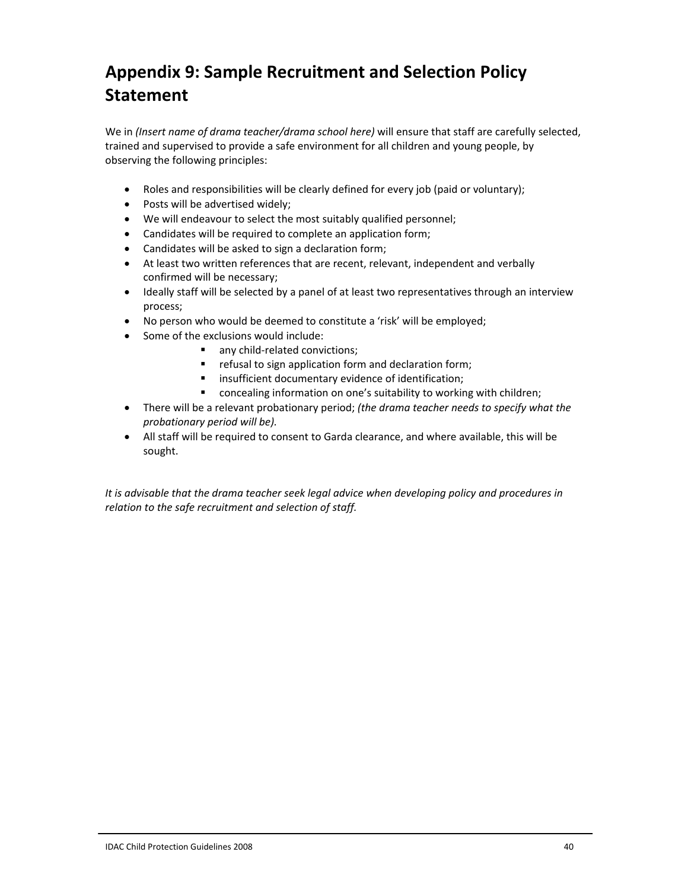# Appendix 9: Sample Recruitment and Selection Policy Statement

We in *(Insert name of drama teacher/drama school here)* will ensure that staff are carefully selected, trained and supervised to provide a safe environment for all children and young people, by observing the following principles:

- Roles and responsibilities will be clearly defined for every job (paid or voluntary);
- Posts will be advertised widely;
- We will endeavour to select the most suitably qualified personnel;
- Candidates will be required to complete an application form;
- Candidates will be asked to sign a declaration form;
- At least two written references that are recent, relevant, independent and verbally confirmed will be necessary;
- Ideally staff will be selected by a panel of at least two representatives through an interview process;
- No person who would be deemed to constitute a 'risk' will be employed;
- Some of the exclusions would include:
    - any child-related convictions;
    - refusal to sign application form and declaration form;
    - insufficient documentary evidence of identification;
    - concealing information on one's suitability to working with children;
- There will be a relevant probationary period; *(the drama teacher needs to specify what the probationary period will be).*
- All staff will be required to consent to Garda clearance, and where available, this will be sought.

*It is advisable that the drama teacher seek legal advice when developing policy and procedures in relation to the safe recruitment and selection of staff.*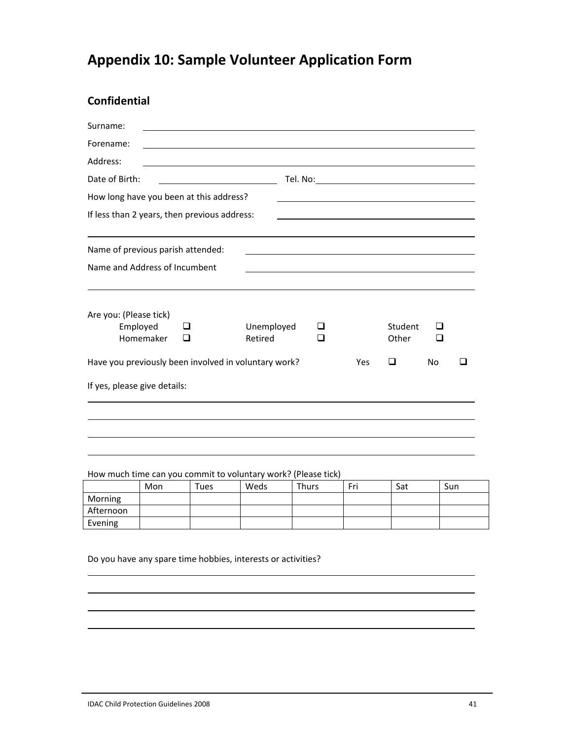# Appendix 10: Sample Volunteer Application Form

## Confidential

Surname: ______________________________

Forename: ______________________________

Address: ______________________________

Date of Birth: ______________ Tel. No: ______________

How long have you been at this address? ______________

If less than 2 years, then previous address: ______________

______________________________

Name of previous parish attended: ______________

Name and Address of Incumbent ______________

______________________________

Are you: (Please tick)

Employed ☐ Unemployed ☐ Student ☐
Homemaker ☐ Retired ☐ Other ☐

Have you previously been involved in voluntary work? Yes ☐ No ☐

If yes, please give details:

______________________________

______________________________

______________________________

______________________________

How much time can you commit to voluntary work? (Please tick)

| | Mon | Tues | Weds | Thurs | Fri | Sat | Sun |
|---|---|---|---|---|---|---|---|
| Morning | | | | | | | |
| Afternoon | | | | | | | |
| Evening | | | | | | | |

Do you have any spare time hobbies, interests or activities?

______________________________

______________________________

______________________________

______________________________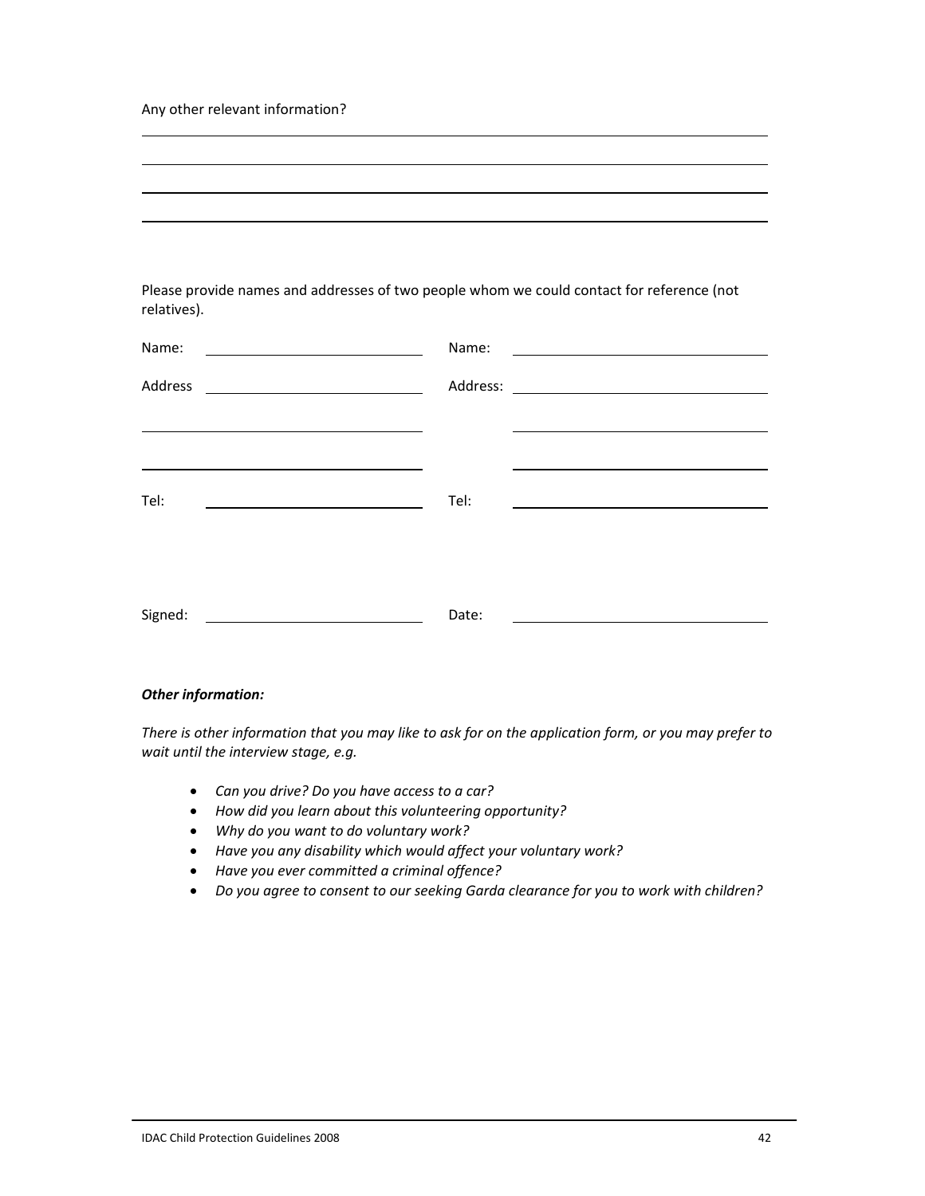Any other relevant information?

\_\_\_\_\_\_\_\_\_\_\_\_\_\_\_\_\_\_\_\_\_\_\_\_\_\_\_\_\_\_\_\_\_\_\_\_\_\_\_\_\_\_\_\_\_\_\_\_\_\_\_\_\_\_\_\_\_\_\_\_\_\_\_\_

\_\_\_\_\_\_\_\_\_\_\_\_\_\_\_\_\_\_\_\_\_\_\_\_\_\_\_\_\_\_\_\_\_\_\_\_\_\_\_\_\_\_\_\_\_\_\_\_\_\_\_\_\_\_\_\_\_\_\_\_\_\_\_\_

\_\_\_\_\_\_\_\_\_\_\_\_\_\_\_\_\_\_\_\_\_\_\_\_\_\_\_\_\_\_\_\_\_\_\_\_\_\_\_\_\_\_\_\_\_\_\_\_\_\_\_\_\_\_\_\_\_\_\_\_\_\_\_\_

\_\_\_\_\_\_\_\_\_\_\_\_\_\_\_\_\_\_\_\_\_\_\_\_\_\_\_\_\_\_\_\_\_\_\_\_\_\_\_\_\_\_\_\_\_\_\_\_\_\_\_\_\_\_\_\_\_\_\_\_\_\_\_\_

Please provide names and addresses of two people whom we could contact for reference (not relatives).

Name: \_\_\_\_\_\_\_\_\_\_\_\_\_\_\_\_\_\_\_\_\_\_\_\_\_ Name: \_\_\_\_\_\_\_\_\_\_\_\_\_\_\_\_\_\_\_\_\_\_\_\_\_

Address \_\_\_\_\_\_\_\_\_\_\_\_\_\_\_\_\_\_\_\_\_\_\_\_\_ Address: \_\_\_\_\_\_\_\_\_\_\_\_\_\_\_\_\_\_\_\_\_\_\_\_\_

\_\_\_\_\_\_\_\_\_\_\_\_\_\_\_\_\_\_\_\_\_\_\_\_\_\_\_\_\_\_\_\_ \_\_\_\_\_\_\_\_\_\_\_\_\_\_\_\_\_\_\_\_\_\_\_\_\_

\_\_\_\_\_\_\_\_\_\_\_\_\_\_\_\_\_\_\_\_\_\_\_\_\_\_\_\_\_\_\_\_ \_\_\_\_\_\_\_\_\_\_\_\_\_\_\_\_\_\_\_\_\_\_\_\_\_

Tel: \_\_\_\_\_\_\_\_\_\_\_\_\_\_\_\_\_\_\_\_\_\_\_\_\_ Tel: \_\_\_\_\_\_\_\_\_\_\_\_\_\_\_\_\_\_\_\_\_\_\_\_\_

Signed: \_\_\_\_\_\_\_\_\_\_\_\_\_\_\_\_\_\_\_\_\_\_\_\_\_ Date: \_\_\_\_\_\_\_\_\_\_\_\_\_\_\_\_\_\_\_\_\_\_\_\_\_

***Other information:***

*There is other information that you may like to ask for on the application form, or you may prefer to wait until the interview stage, e.g.*

- *Can you drive? Do you have access to a car?*
- *How did you learn about this volunteering opportunity?*
- *Why do you want to do voluntary work?*
- *Have you any disability which would affect your voluntary work?*
- *Have you ever committed a criminal offence?*
- *Do you agree to consent to our seeking Garda clearance for you to work with children?*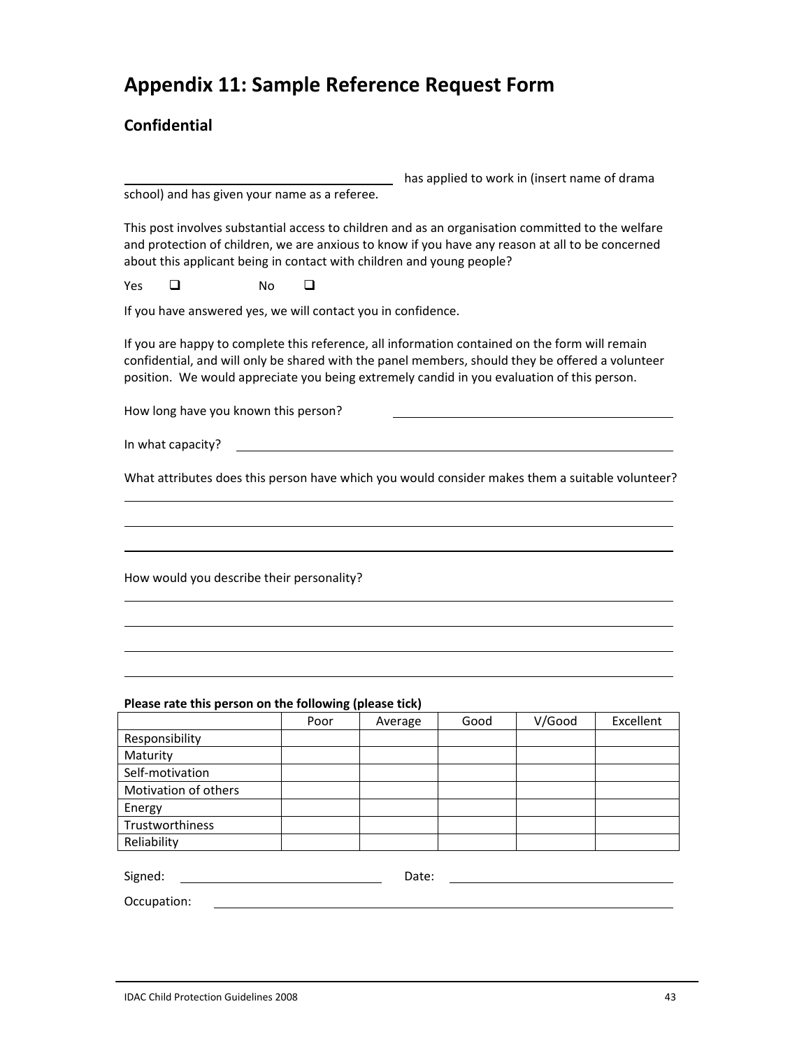# Appendix 11: Sample Reference Request Form

## Confidential

\_\_\_\_\_\_\_\_\_\_\_\_\_\_\_\_\_\_\_\_\_\_\_\_\_\_\_\_\_\_\_\_ has applied to work in (insert name of drama school) and has given your name as a referee.

This post involves substantial access to children and as an organisation committed to the welfare and protection of children, we are anxious to know if you have any reason at all to be concerned about this applicant being in contact with children and young people?

Yes ☐ No ☐

If you have answered yes, we will contact you in confidence.

If you are happy to complete this reference, all information contained on the form will remain confidential, and will only be shared with the panel members, should they be offered a volunteer position. We would appreciate you being extremely candid in you evaluation of this person.

How long have you known this person? \_\_\_\_\_\_\_\_\_\_\_\_\_\_\_\_\_\_\_\_\_\_\_\_\_\_\_\_\_\_\_\_

In what capacity? \_\_\_\_\_\_\_\_\_\_\_\_\_\_\_\_\_\_\_\_\_\_\_\_\_\_\_\_\_\_\_\_\_\_\_\_\_\_\_\_\_\_\_\_\_\_\_\_

What attributes does this person have which you would consider makes them a suitable volunteer?

\_\_\_\_\_\_\_\_\_\_\_\_\_\_\_\_\_\_\_\_\_\_\_\_\_\_\_\_\_\_\_\_\_\_\_\_\_\_\_\_\_\_\_\_\_\_\_\_\_\_\_\_\_\_\_\_\_\_\_\_\_\_\_\_\_\_

\_\_\_\_\_\_\_\_\_\_\_\_\_\_\_\_\_\_\_\_\_\_\_\_\_\_\_\_\_\_\_\_\_\_\_\_\_\_\_\_\_\_\_\_\_\_\_\_\_\_\_\_\_\_\_\_\_\_\_\_\_\_\_\_\_\_

\_\_\_\_\_\_\_\_\_\_\_\_\_\_\_\_\_\_\_\_\_\_\_\_\_\_\_\_\_\_\_\_\_\_\_\_\_\_\_\_\_\_\_\_\_\_\_\_\_\_\_\_\_\_\_\_\_\_\_\_\_\_\_\_\_\_

How would you describe their personality?

\_\_\_\_\_\_\_\_\_\_\_\_\_\_\_\_\_\_\_\_\_\_\_\_\_\_\_\_\_\_\_\_\_\_\_\_\_\_\_\_\_\_\_\_\_\_\_\_\_\_\_\_\_\_\_\_\_\_\_\_\_\_\_\_\_\_

\_\_\_\_\_\_\_\_\_\_\_\_\_\_\_\_\_\_\_\_\_\_\_\_\_\_\_\_\_\_\_\_\_\_\_\_\_\_\_\_\_\_\_\_\_\_\_\_\_\_\_\_\_\_\_\_\_\_\_\_\_\_\_\_\_\_

\_\_\_\_\_\_\_\_\_\_\_\_\_\_\_\_\_\_\_\_\_\_\_\_\_\_\_\_\_\_\_\_\_\_\_\_\_\_\_\_\_\_\_\_\_\_\_\_\_\_\_\_\_\_\_\_\_\_\_\_\_\_\_\_\_\_

\_\_\_\_\_\_\_\_\_\_\_\_\_\_\_\_\_\_\_\_\_\_\_\_\_\_\_\_\_\_\_\_\_\_\_\_\_\_\_\_\_\_\_\_\_\_\_\_\_\_\_\_\_\_\_\_\_\_\_\_\_\_\_\_\_\_

**Please rate this person on the following (please tick)**

| | Poor | Average | Good | V/Good | Excellent |
|---|---|---|---|---|---|
| Responsibility | | | | | |
| Maturity | | | | | |
| Self-motivation | | | | | |
| Motivation of others | | | | | |
| Energy | | | | | |
| Trustworthiness | | | | | |
| Reliability | | | | | |

Signed: \_\_\_\_\_\_\_\_\_\_\_\_\_\_\_\_\_\_\_\_\_\_\_\_ Date: \_\_\_\_\_\_\_\_\_\_\_\_\_\_\_\_\_\_\_\_\_\_\_\_

Occupation: \_\_\_\_\_\_\_\_\_\_\_\_\_\_\_\_\_\_\_\_\_\_\_\_\_\_\_\_\_\_\_\_\_\_\_\_\_\_\_\_\_\_\_\_\_\_\_\_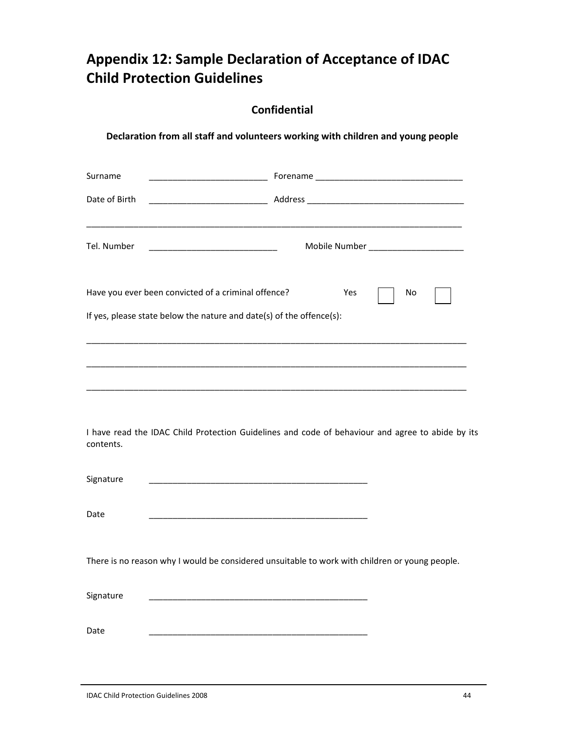# Appendix 12: Sample Declaration of Acceptance of IDAC Child Protection Guidelines

**Confidential**

**Declaration from all staff and volunteers working with children and young people**

Surname ________________________ Forename ______________________________

Date of Birth ________________________ Address _________________________________

_________________________________________________________________________________

Tel. Number ___________________________ Mobile Number ____________________

Have you ever been convicted of a criminal offence? Yes ☐ No ☐

If yes, please state below the nature and date(s) of the offence(s):

_________________________________________________________________________________

_________________________________________________________________________________

_________________________________________________________________________________

I have read the IDAC Child Protection Guidelines and code of behaviour and agree to abide by its contents.

Signature _______________________________________________

Date _______________________________________________

There is no reason why I would be considered unsuitable to work with children or young people.

Signature _______________________________________________

Date _______________________________________________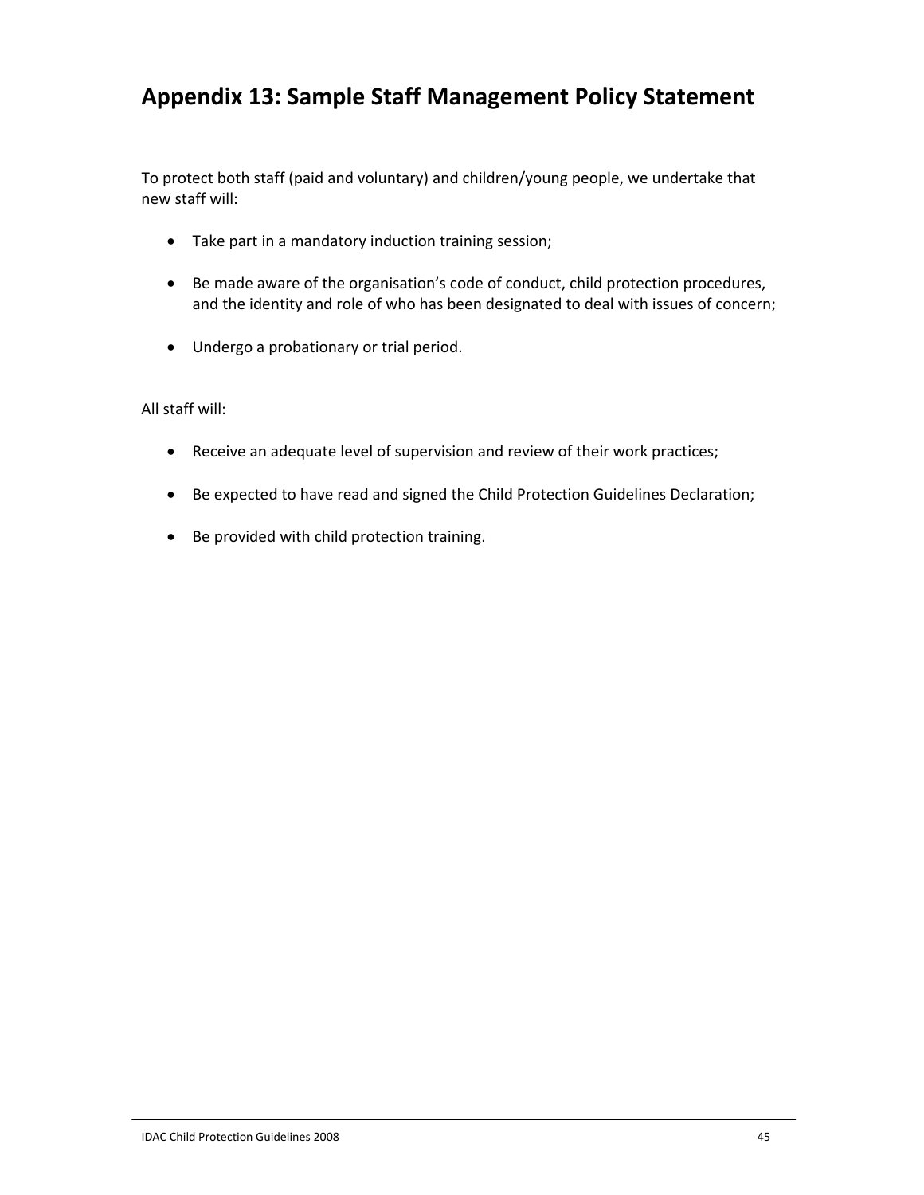# Appendix 13: Sample Staff Management Policy Statement

To protect both staff (paid and voluntary) and children/young people, we undertake that new staff will:

- Take part in a mandatory induction training session;
- Be made aware of the organisation's code of conduct, child protection procedures, and the identity and role of who has been designated to deal with issues of concern;
- Undergo a probationary or trial period.

All staff will:

- Receive an adequate level of supervision and review of their work practices;
- Be expected to have read and signed the Child Protection Guidelines Declaration;
- Be provided with child protection training.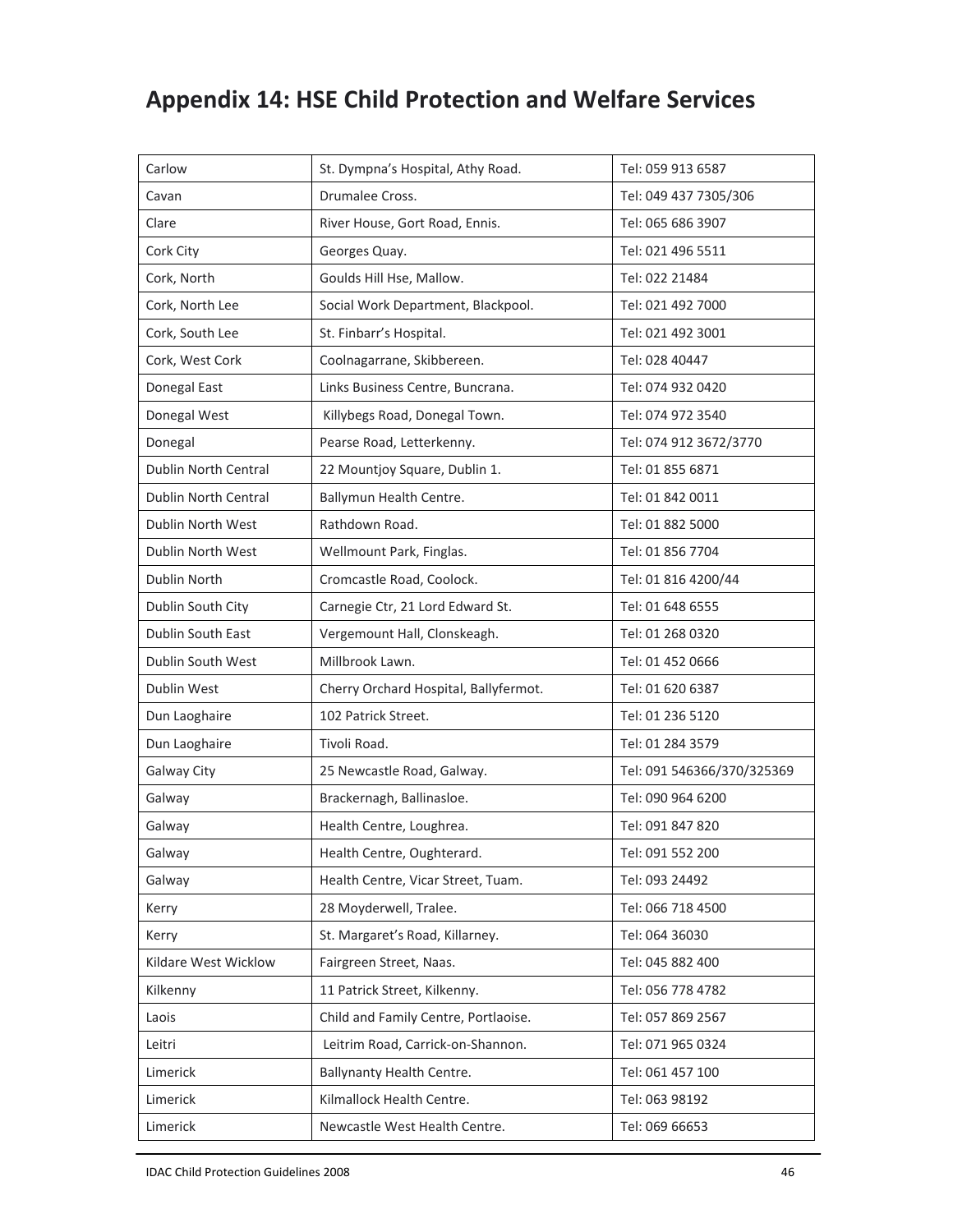# Appendix 14: HSE Child Protection and Welfare Services

| | | |
|---|---|---|
| Carlow | St. Dympna's Hospital, Athy Road. | Tel: 059 913 6587 |
| Cavan | Drumalee Cross. | Tel: 049 437 7305/306 |
| Clare | River House, Gort Road, Ennis. | Tel: 065 686 3907 |
| Cork City | Georges Quay. | Tel: 021 496 5511 |
| Cork, North | Goulds Hill Hse, Mallow. | Tel: 022 21484 |
| Cork, North Lee | Social Work Department, Blackpool. | Tel: 021 492 7000 |
| Cork, South Lee | St. Finbarr's Hospital. | Tel: 021 492 3001 |
| Cork, West Cork | Coolnagarrane, Skibbereen. | Tel: 028 40447 |
| Donegal East | Links Business Centre, Buncrana. | Tel: 074 932 0420 |
| Donegal West | Killybegs Road, Donegal Town. | Tel: 074 972 3540 |
| Donegal | Pearse Road, Letterkenny. | Tel: 074 912 3672/3770 |
| Dublin North Central | 22 Mountjoy Square, Dublin 1. | Tel: 01 855 6871 |
| Dublin North Central | Ballymun Health Centre. | Tel: 01 842 0011 |
| Dublin North West | Rathdown Road. | Tel: 01 882 5000 |
| Dublin North West | Wellmount Park, Finglas. | Tel: 01 856 7704 |
| Dublin North | Cromcastle Road, Coolock. | Tel: 01 816 4200/44 |
| Dublin South City | Carnegie Ctr, 21 Lord Edward St. | Tel: 01 648 6555 |
| Dublin South East | Vergemount Hall, Clonskeagh. | Tel: 01 268 0320 |
| Dublin South West | Millbrook Lawn. | Tel: 01 452 0666 |
| Dublin West | Cherry Orchard Hospital, Ballyfermot. | Tel: 01 620 6387 |
| Dun Laoghaire | 102 Patrick Street. | Tel: 01 236 5120 |
| Dun Laoghaire | Tivoli Road. | Tel: 01 284 3579 |
| Galway City | 25 Newcastle Road, Galway. | Tel: 091 546366/370/325369 |
| Galway | Brackernagh, Ballinasloe. | Tel: 090 964 6200 |
| Galway | Health Centre, Loughrea. | Tel: 091 847 820 |
| Galway | Health Centre, Oughterard. | Tel: 091 552 200 |
| Galway | Health Centre, Vicar Street, Tuam. | Tel: 093 24492 |
| Kerry | 28 Moyderwell, Tralee. | Tel: 066 718 4500 |
| Kerry | St. Margaret's Road, Killarney. | Tel: 064 36030 |
| Kildare West Wicklow | Fairgreen Street, Naas. | Tel: 045 882 400 |
| Kilkenny | 11 Patrick Street, Kilkenny. | Tel: 056 778 4782 |
| Laois | Child and Family Centre, Portlaoise. | Tel: 057 869 2567 |
| Leitri | Leitrim Road, Carrick-on-Shannon. | Tel: 071 965 0324 |
| Limerick | Ballynanty Health Centre. | Tel: 061 457 100 |
| Limerick | Kilmallock Health Centre. | Tel: 063 98192 |
| Limerick | Newcastle West Health Centre. | Tel: 069 66653 |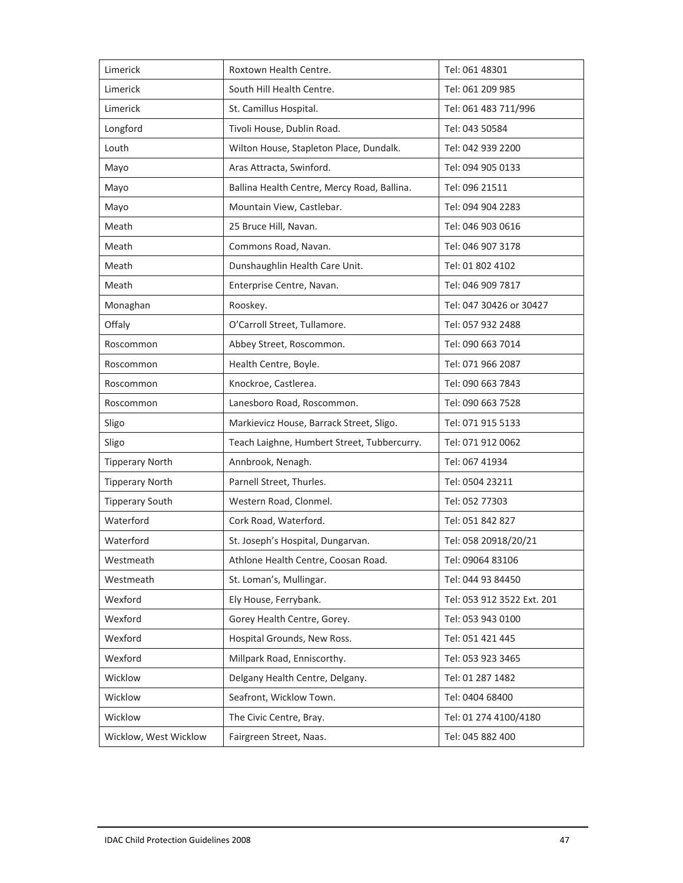| Limerick | Roxtown Health Centre. | Tel: 061 48301 |
|---|---|---|
| Limerick | South Hill Health Centre. | Tel: 061 209 985 |
| Limerick | St. Camillus Hospital. | Tel: 061 483 711/996 |
| Longford | Tivoli House, Dublin Road. | Tel: 043 50584 |
| Louth | Wilton House, Stapleton Place, Dundalk. | Tel: 042 939 2200 |
| Mayo | Aras Attracta, Swinford. | Tel: 094 905 0133 |
| Mayo | Ballina Health Centre, Mercy Road, Ballina. | Tel: 096 21511 |
| Mayo | Mountain View, Castlebar. | Tel: 094 904 2283 |
| Meath | 25 Bruce Hill, Navan. | Tel: 046 903 0616 |
| Meath | Commons Road, Navan. | Tel: 046 907 3178 |
| Meath | Dunshaughlin Health Care Unit. | Tel: 01 802 4102 |
| Meath | Enterprise Centre, Navan. | Tel: 046 909 7817 |
| Monaghan | Rooskey. | Tel: 047 30426 or 30427 |
| Offaly | O'Carroll Street, Tullamore. | Tel: 057 932 2488 |
| Roscommon | Abbey Street, Roscommon. | Tel: 090 663 7014 |
| Roscommon | Health Centre, Boyle. | Tel: 071 966 2087 |
| Roscommon | Knockroe, Castlerea. | Tel: 090 663 7843 |
| Roscommon | Lanesboro Road, Roscommon. | Tel: 090 663 7528 |
| Sligo | Markievicz House, Barrack Street, Sligo. | Tel: 071 915 5133 |
| Sligo | Teach Laighne, Humbert Street, Tubbercurry. | Tel: 071 912 0062 |
| Tipperary North | Annbrook, Nenagh. | Tel: 067 41934 |
| Tipperary North | Parnell Street, Thurles. | Tel: 0504 23211 |
| Tipperary South | Western Road, Clonmel. | Tel: 052 77303 |
| Waterford | Cork Road, Waterford. | Tel: 051 842 827 |
| Waterford | St. Joseph's Hospital, Dungarvan. | Tel: 058 20918/20/21 |
| Westmeath | Athlone Health Centre, Coosan Road. | Tel: 09064 83106 |
| Westmeath | St. Loman's, Mullingar. | Tel: 044 93 84450 |
| Wexford | Ely House, Ferrybank. | Tel: 053 912 3522 Ext. 201 |
| Wexford | Gorey Health Centre, Gorey. | Tel: 053 943 0100 |
| Wexford | Hospital Grounds, New Ross. | Tel: 051 421 445 |
| Wexford | Millpark Road, Enniscorthy. | Tel: 053 923 3465 |
| Wicklow | Delgany Health Centre, Delgany. | Tel: 01 287 1482 |
| Wicklow | Seafront, Wicklow Town. | Tel: 0404 68400 |
| Wicklow | The Civic Centre, Bray. | Tel: 01 274 4100/4180 |
| Wicklow, West Wicklow | Fairgreen Street, Naas. | Tel: 045 882 400 |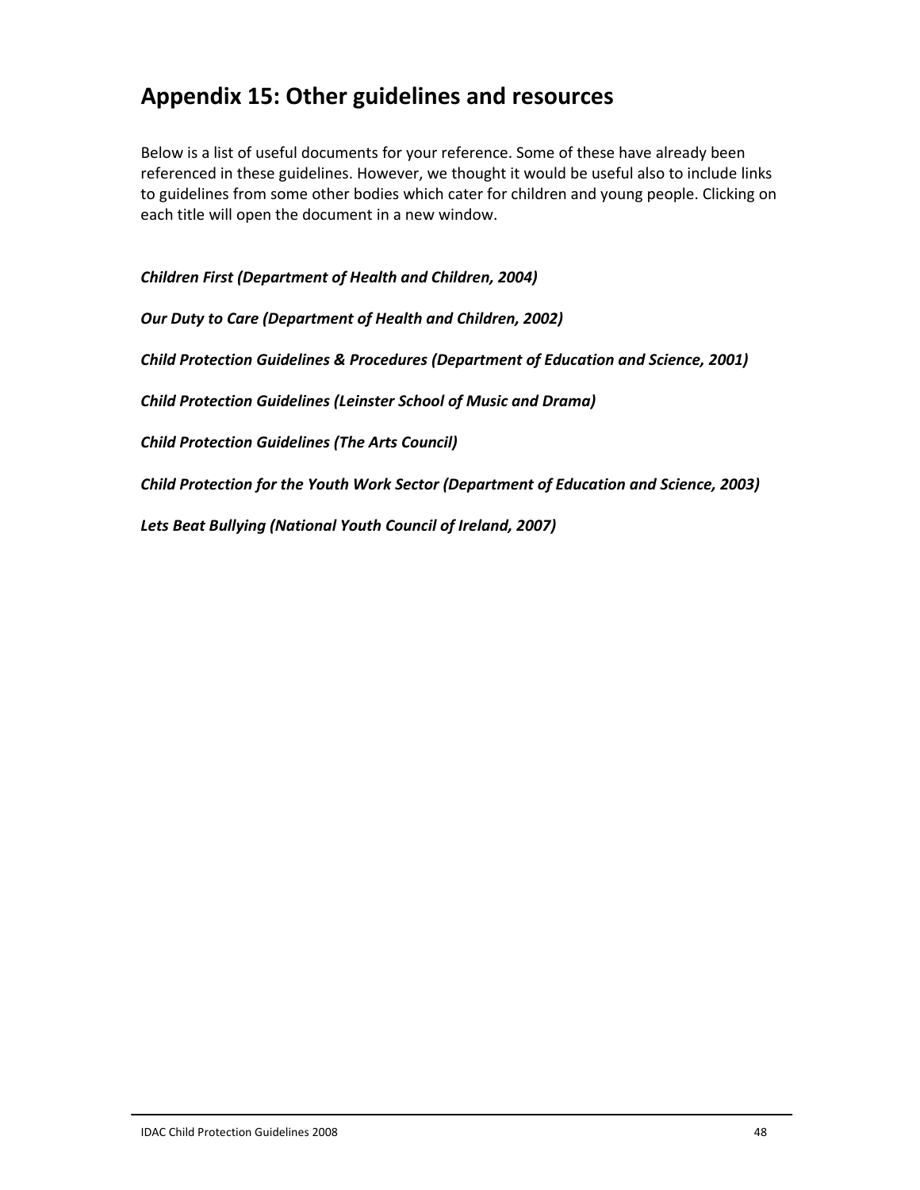## Appendix 15: Other guidelines and resources

Below is a list of useful documents for your reference. Some of these have already been referenced in these guidelines. However, we thought it would be useful also to include links to guidelines from some other bodies which cater for children and young people. Clicking on each title will open the document in a new window.

***Children First (Department of Health and Children, 2004)***

***Our Duty to Care (Department of Health and Children, 2002)***

***Child Protection Guidelines & Procedures (Department of Education and Science, 2001)***

***Child Protection Guidelines (Leinster School of Music and Drama)***

***Child Protection Guidelines (The Arts Council)***

***Child Protection for the Youth Work Sector (Department of Education and Science, 2003)***

***Lets Beat Bullying (National Youth Council of Ireland, 2007)***